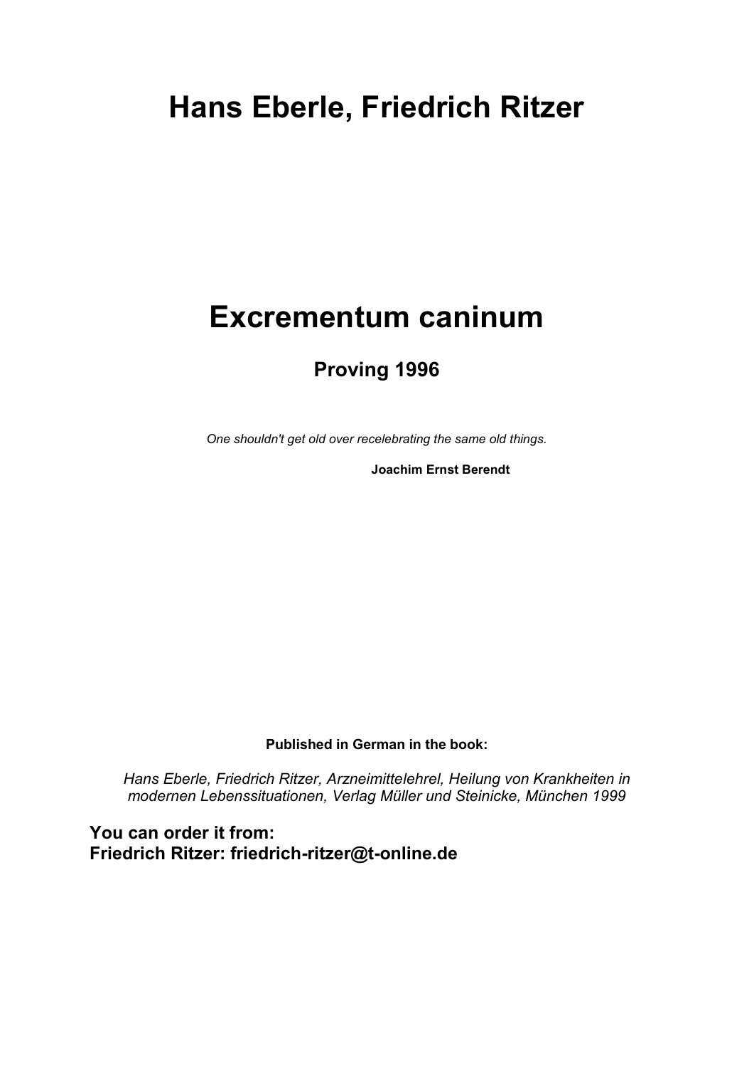# Hans Eberle, Friedrich Ritzer

# Excrementum caninum

## Proving 1996

*One shouldn't get old over recelebrating the same old things.*

**Joachim Ernst Berendt**

**Published in German in the book:**

*Hans Eberle, Friedrich Ritzer, Arzneimittelehrel, Heilung von Krankheiten in modernen Lebenssituationen, Verlag Müller und Steinicke, München 1999*

**You can order it from:**
**Friedrich Ritzer: friedrich-ritzer@t-online.de**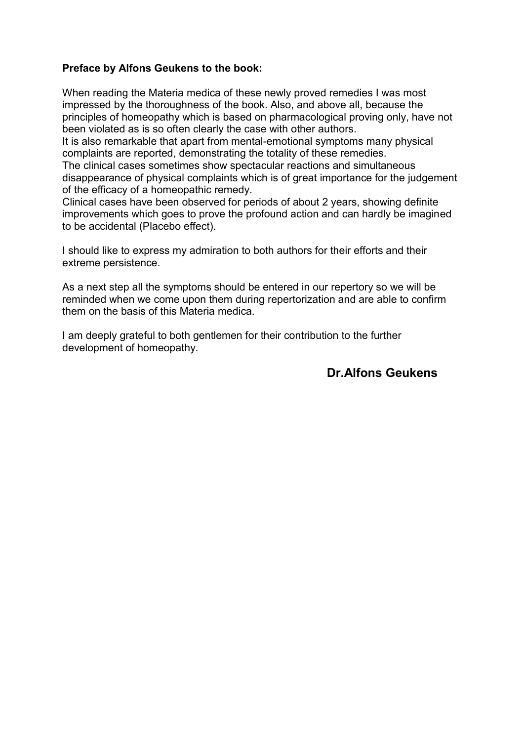**Preface by Alfons Geukens to the book:**

When reading the Materia medica of these newly proved remedies I was most impressed by the thoroughness of the book. Also, and above all, because the principles of homeopathy which is based on pharmacological proving only, have not been violated as is so often clearly the case with other authors.
It is also remarkable that apart from mental-emotional symptoms many physical complaints are reported, demonstrating the totality of these remedies.
The clinical cases sometimes show spectacular reactions and simultaneous disappearance of physical complaints which is of great importance for the judgement of the efficacy of a homeopathic remedy.
Clinical cases have been observed for periods of about 2 years, showing definite improvements which goes to prove the profound action and can hardly be imagined to be accidental (Placebo effect).

I should like to express my admiration to both authors for their efforts and their extreme persistence.

As a next step all the symptoms should be entered in our repertory so we will be reminded when we come upon them during repertorization and are able to confirm them on the basis of this Materia medica.

I am deeply grateful to both gentlemen for their contribution to the further development of homeopathy.

**Dr.Alfons Geukens**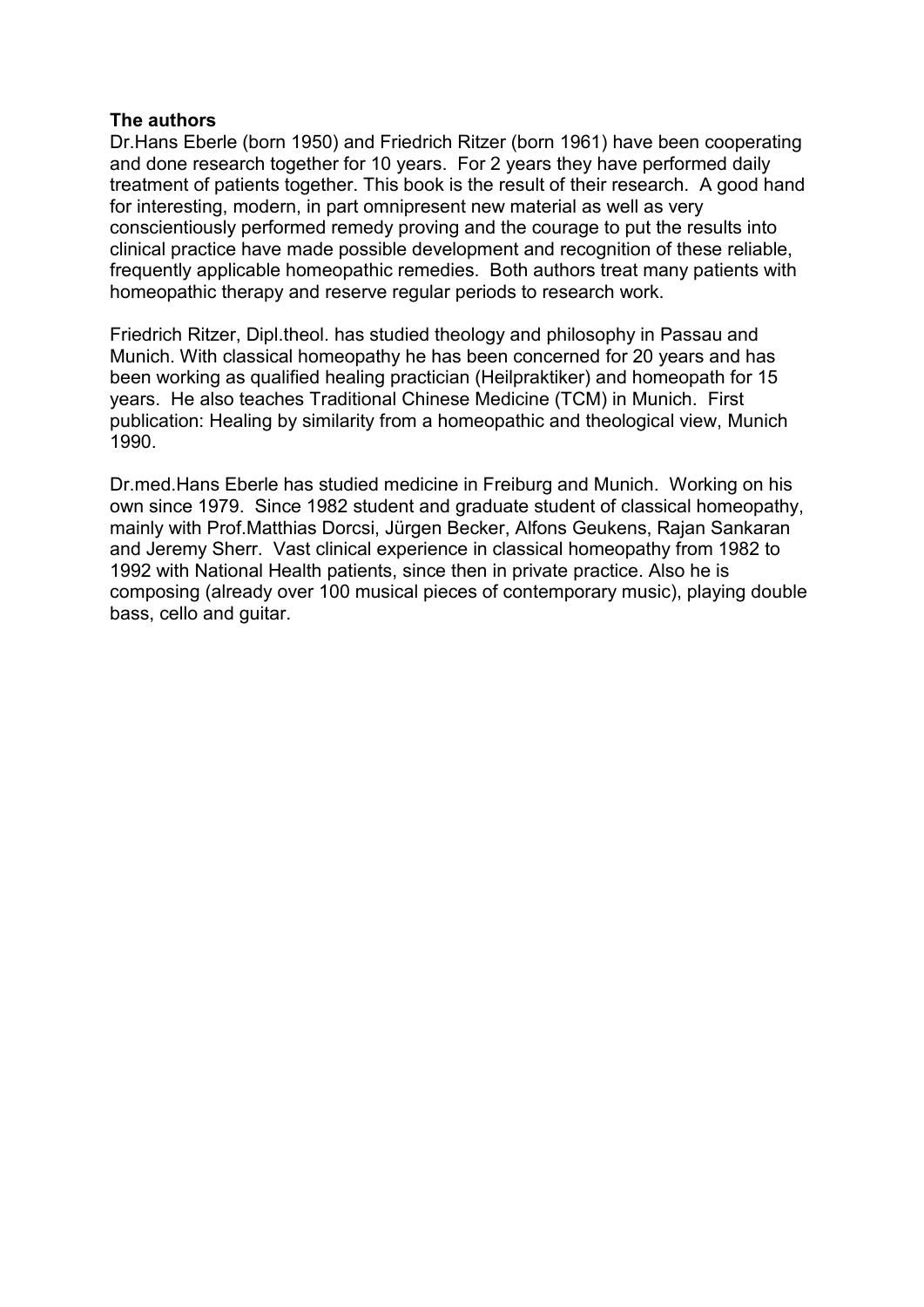**The authors**

Dr.Hans Eberle (born 1950) and Friedrich Ritzer (born 1961) have been cooperating and done research together for 10 years. For 2 years they have performed daily treatment of patients together. This book is the result of their research. A good hand for interesting, modern, in part omnipresent new material as well as very conscientiously performed remedy proving and the courage to put the results into clinical practice have made possible development and recognition of these reliable, frequently applicable homeopathic remedies. Both authors treat many patients with homeopathic therapy and reserve regular periods to research work.

Friedrich Ritzer, Dipl.theol. has studied theology and philosophy in Passau and Munich. With classical homeopathy he has been concerned for 20 years and has been working as qualified healing practician (Heilpraktiker) and homeopath for 15 years. He also teaches Traditional Chinese Medicine (TCM) in Munich. First publication: Healing by similarity from a homeopathic and theological view, Munich 1990.

Dr.med.Hans Eberle has studied medicine in Freiburg and Munich. Working on his own since 1979. Since 1982 student and graduate student of classical homeopathy, mainly with Prof.Matthias Dorcsi, Jürgen Becker, Alfons Geukens, Rajan Sankaran and Jeremy Sherr. Vast clinical experience in classical homeopathy from 1982 to 1992 with National Health patients, since then in private practice. Also he is composing (already over 100 musical pieces of contemporary music), playing double bass, cello and guitar.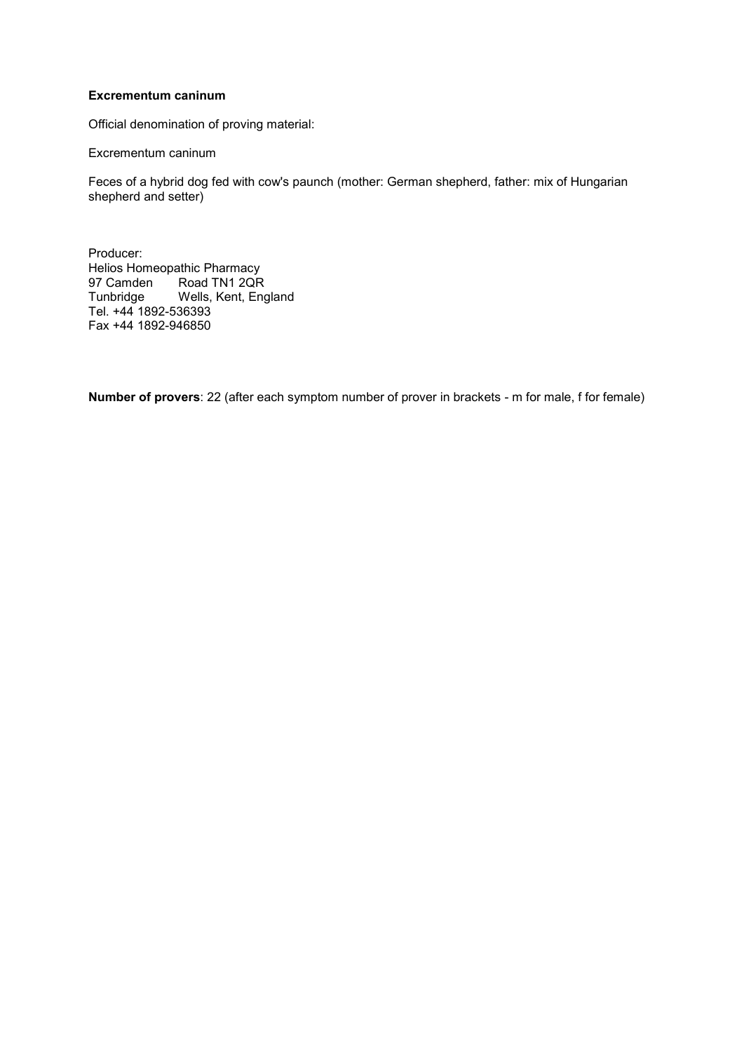**Excrementum caninum**

Official denomination of proving material:

Excrementum caninum

Feces of a hybrid dog fed with cow's paunch (mother: German shepherd, father: mix of Hungarian shepherd and setter)

Producer:
Helios Homeopathic Pharmacy
97 Camden Road TN1 2QR
Tunbridge Wells, Kent, England
Tel. +44 1892-536393
Fax +44 1892-946850

**Number of provers**: 22 (after each symptom number of prover in brackets - m for male, f for female)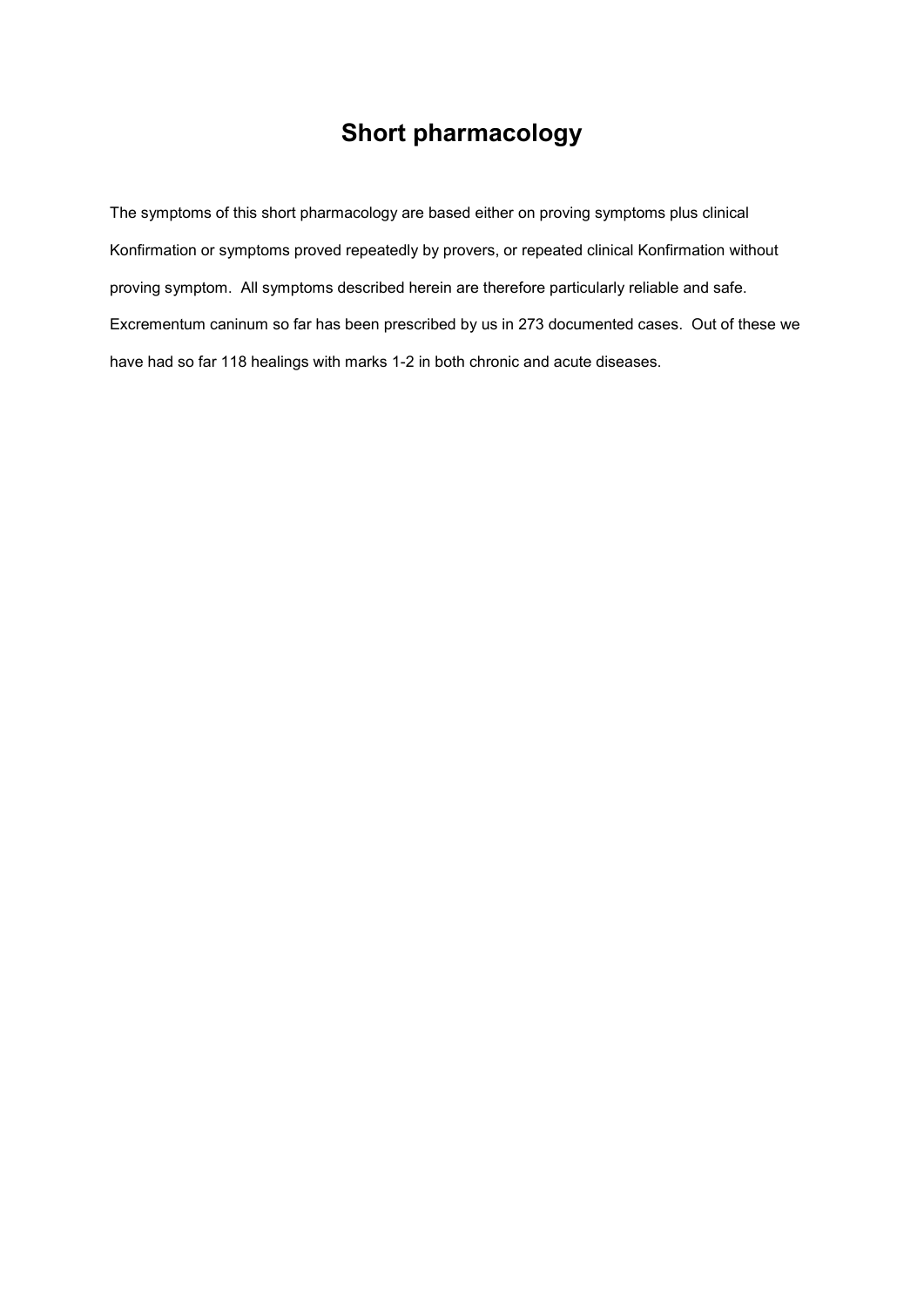# Short pharmacology

The symptoms of this short pharmacology are based either on proving symptoms plus clinical Konfirmation or symptoms proved repeatedly by provers, or repeated clinical Konfirmation without proving symptom. All symptoms described herein are therefore particularly reliable and safe. Excrementum caninum so far has been prescribed by us in 273 documented cases. Out of these we have had so far 118 healings with marks 1-2 in both chronic and acute diseases.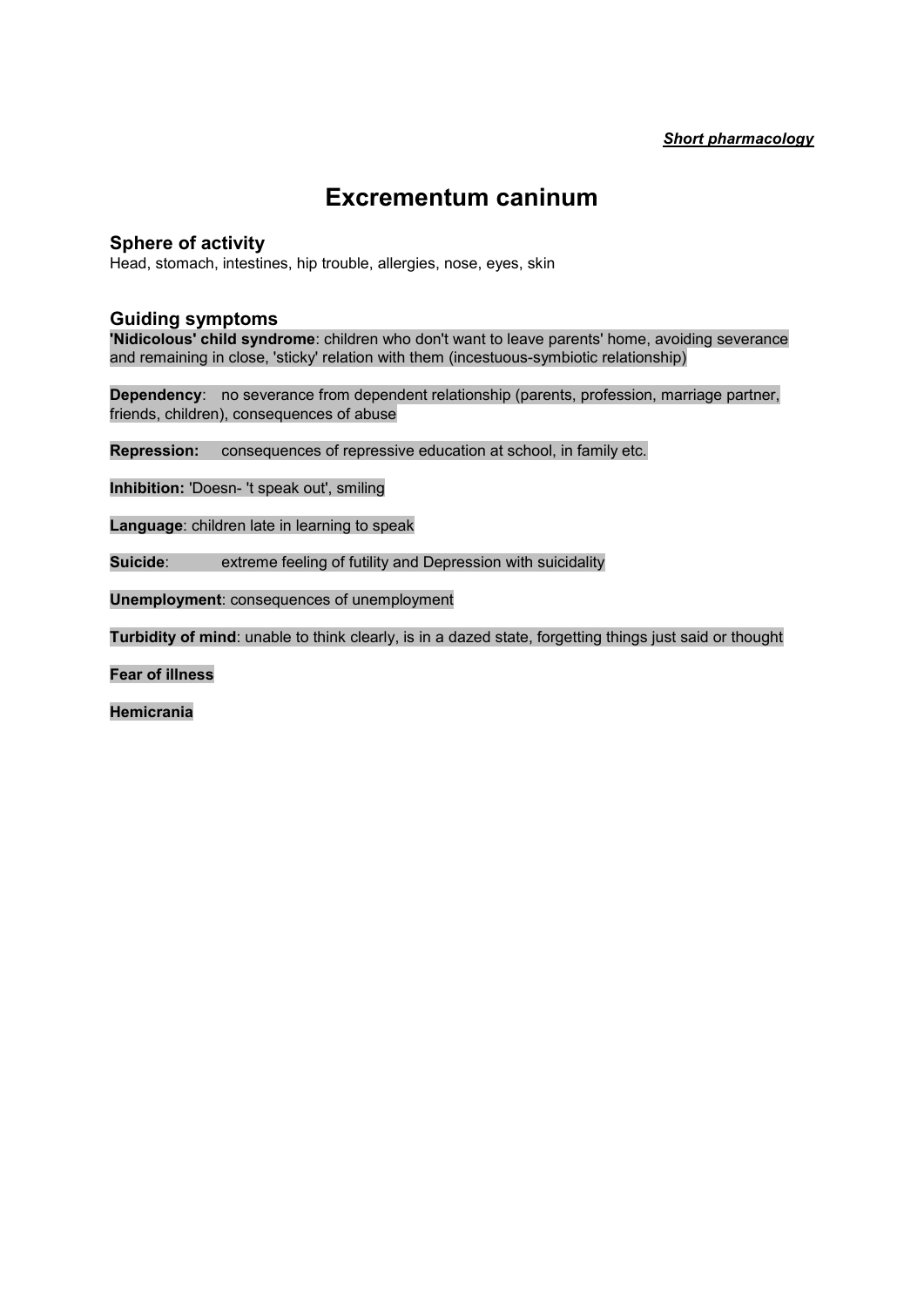*Short pharmacology*

# Excrementum caninum

## Sphere of activity

Head, stomach, intestines, hip trouble, allergies, nose, eyes, skin

## Guiding symptoms

**'Nidicolous' child syndrome**: children who don't want to leave parents' home, avoiding severance and remaining in close, 'sticky' relation with them (incestuous-symbiotic relationship)

**Dependency**: no severance from dependent relationship (parents, profession, marriage partner, friends, children), consequences of abuse

**Repression:** consequences of repressive education at school, in family etc.

**Inhibition:** 'Doesn- 't speak out', smiling

**Language**: children late in learning to speak

**Suicide**: extreme feeling of futility and Depression with suicidality

**Unemployment**: consequences of unemployment

**Turbidity of mind**: unable to think clearly, is in a dazed state, forgetting things just said or thought

**Fear of illness**

**Hemicrania**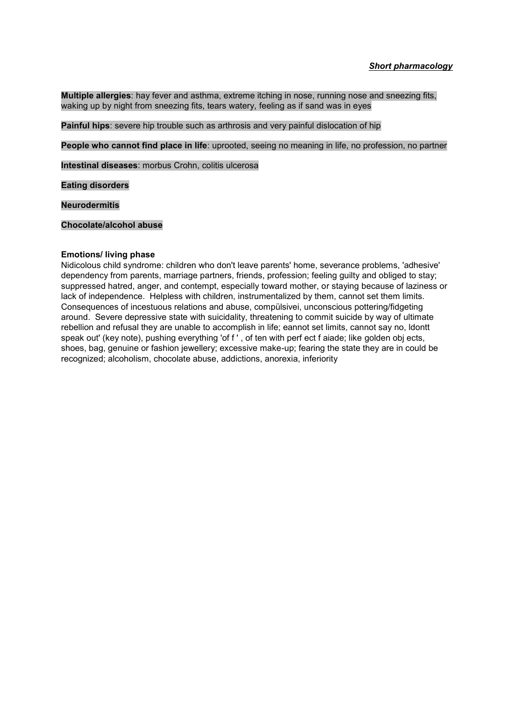***Short pharmacology***

**Multiple allergies**: hay fever and asthma, extreme itching in nose, running nose and sneezing fits, waking up by night from sneezing fits, tears watery, feeling as if sand was in eyes

**Painful hips**: severe hip trouble such as arthrosis and very painful dislocation of hip

**People who cannot find place in life**: uprooted, seeing no meaning in life, no profession, no partner

**Intestinal diseases**: morbus Crohn, colitis ulcerosa

**Eating disorders**

**Neurodermitis**

**Chocolate/alcohol abuse**

**Emotions/ living phase**

Nidicolous child syndrome: children who don't leave parents' home, severance problems, 'adhesive' dependency from parents, marriage partners, friends, profession; feeling guilty and obliged to stay; suppressed hatred, anger, and contempt, especially toward mother, or staying because of laziness or lack of independence. Helpless with children, instrumentalized by them, cannot set them limits. Consequences of incestuous relations and abuse, compülsivei, unconscious pottering/fidgeting around. Severe depressive state with suicidality, threatening to commit suicide by way of ultimate rebellion and refusal they are unable to accomplish in life; eannot set limits, cannot say no, ldontt speak out' (key note), pushing everything 'of f ' , of ten with perf ect f aiade; like golden obj ects, shoes, bag, genuine or fashion jewellery; excessive make-up; fearing the state they are in could be recognized; alcoholism, chocolate abuse, addictions, anorexia, inferiority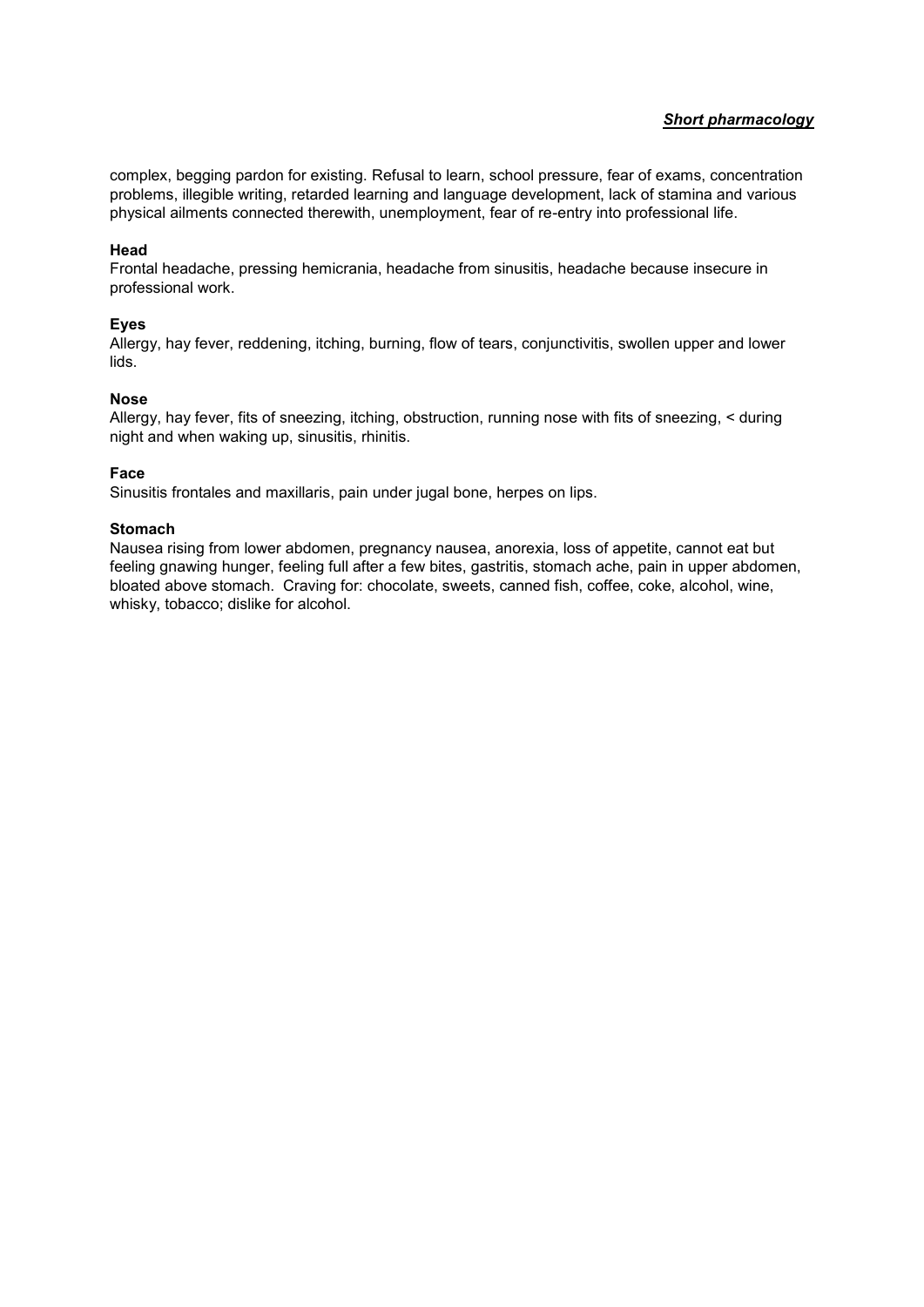complex, begging pardon for existing. Refusal to learn, school pressure, fear of exams, concentration problems, illegible writing, retarded learning and language development, lack of stamina and various physical ailments connected therewith, unemployment, fear of re-entry into professional life.

**Head**
Frontal headache, pressing hemicrania, headache from sinusitis, headache because insecure in professional work.

**Eyes**
Allergy, hay fever, reddening, itching, burning, flow of tears, conjunctivitis, swollen upper and lower lids.

**Nose**
Allergy, hay fever, fits of sneezing, itching, obstruction, running nose with fits of sneezing, < during night and when waking up, sinusitis, rhinitis.

**Face**
Sinusitis frontales and maxillaris, pain under jugal bone, herpes on lips.

**Stomach**
Nausea rising from lower abdomen, pregnancy nausea, anorexia, loss of appetite, cannot eat but feeling gnawing hunger, feeling full after a few bites, gastritis, stomach ache, pain in upper abdomen, bloated above stomach. Craving for: chocolate, sweets, canned fish, coffee, coke, alcohol, wine, whisky, tobacco; dislike for alcohol.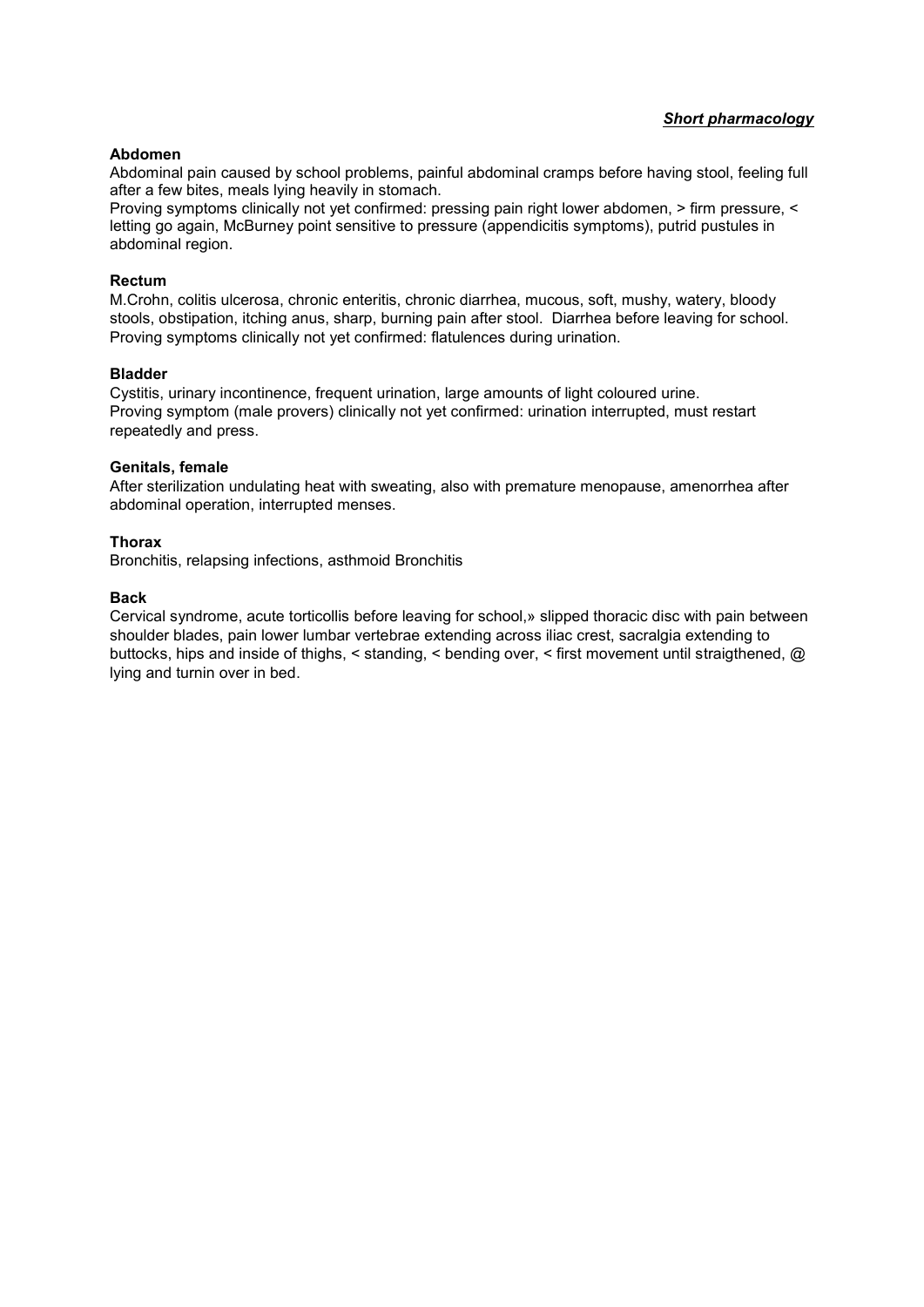*Short pharmacology*

**Abdomen**

Abdominal pain caused by school problems, painful abdominal cramps before having stool, feeling full after a few bites, meals lying heavily in stomach.

Proving symptoms clinically not yet confirmed: pressing pain right lower abdomen, > firm pressure, < letting go again, McBurney point sensitive to pressure (appendicitis symptoms), putrid pustules in abdominal region.

**Rectum**

M.Crohn, colitis ulcerosa, chronic enteritis, chronic diarrhea, mucous, soft, mushy, watery, bloody stools, obstipation, itching anus, sharp, burning pain after stool.  Diarrhea before leaving for school. Proving symptoms clinically not yet confirmed: flatulences during urination.

**Bladder**

Cystitis, urinary incontinence, frequent urination, large amounts of light coloured urine.

Proving symptom (male provers) clinically not yet confirmed: urination interrupted, must restart repeatedly and press.

**Genitals, female**

After sterilization undulating heat with sweating, also with premature menopause, amenorrhea after abdominal operation, interrupted menses.

**Thorax**

Bronchitis, relapsing infections, asthmoid Bronchitis

**Back**

Cervical syndrome, acute torticollis before leaving for school,» slipped thoracic disc with pain between shoulder blades, pain lower lumbar vertebrae extending across iliac crest, sacralgia extending to buttocks, hips and inside of thighs, < standing, < bending over, < first movement until straigthened, @ lying and turnin over in bed.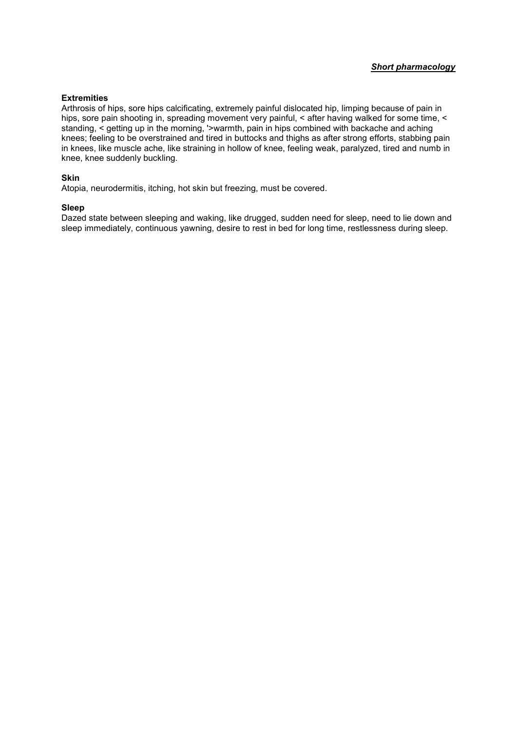**Extremities**
Arthrosis of hips, sore hips calcificating, extremely painful dislocated hip, limping because of pain in hips, sore pain shooting in, spreading movement very painful, < after having walked for some time, < standing, < getting up in the morning, '>warmth, pain in hips combined with backache and aching knees; feeling to be overstrained and tired in buttocks and thighs as after strong efforts, stabbing pain in knees, like muscle ache, like straining in hollow of knee, feeling weak, paralyzed, tired and numb in knee, knee suddenly buckling.

**Skin**
Atopia, neurodermitis, itching, hot skin but freezing, must be covered.

**Sleep**
Dazed state between sleeping and waking, like drugged, sudden need for sleep, need to lie down and sleep immediately, continuous yawning, desire to rest in bed for long time, restlessness during sleep.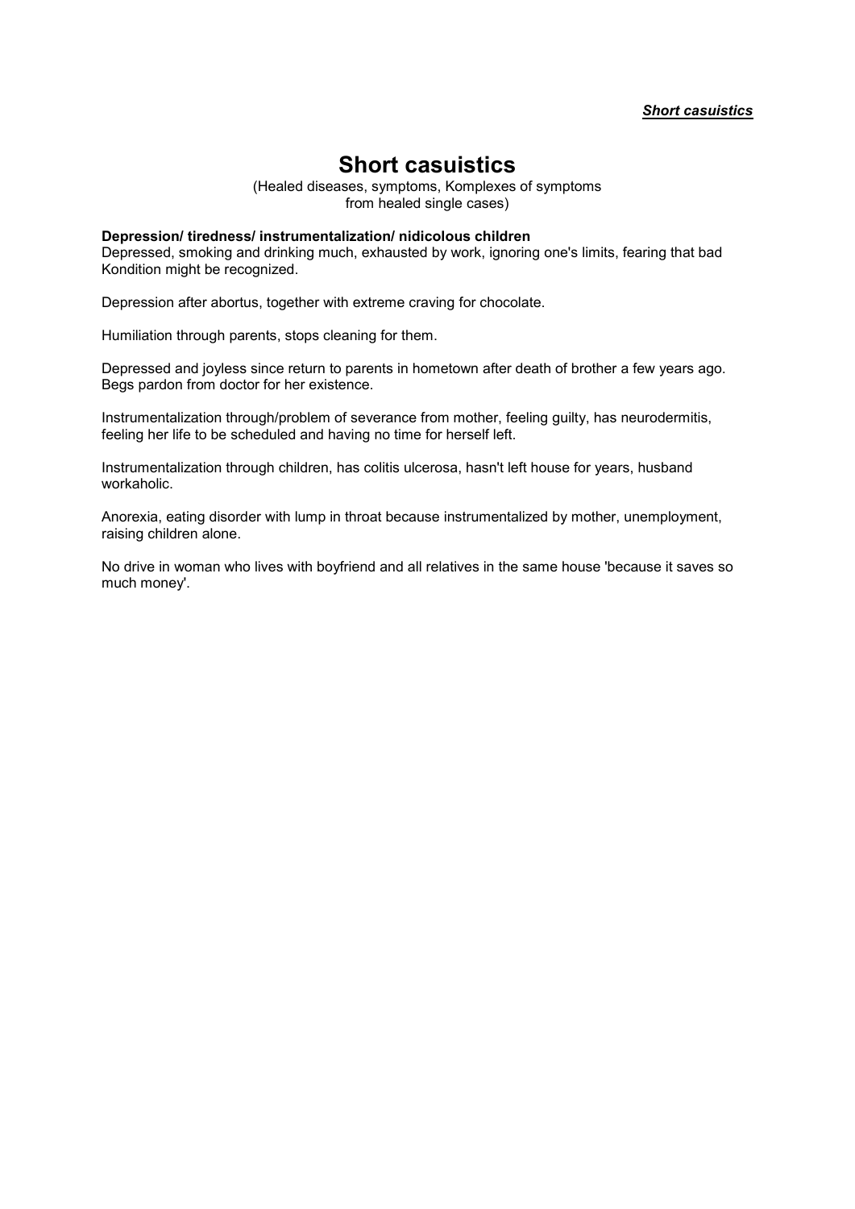# Short casuistics

(Healed diseases, symptoms, Komplexes of symptoms
from healed single cases)

**Depression/ tiredness/ instrumentalization/ nidicolous children**

Depressed, smoking and drinking much, exhausted by work, ignoring one's limits, fearing that bad Kondition might be recognized.

Depression after abortus, together with extreme craving for chocolate.

Humiliation through parents, stops cleaning for them.

Depressed and joyless since return to parents in hometown after death of brother a few years ago. Begs pardon from doctor for her existence.

Instrumentalization through/problem of severance from mother, feeling guilty, has neurodermitis, feeling her life to be scheduled and having no time for herself left.

Instrumentalization through children, has colitis ulcerosa, hasn't left house for years, husband workaholic.

Anorexia, eating disorder with lump in throat because instrumentalized by mother, unemployment, raising children alone.

No drive in woman who lives with boyfriend and all relatives in the same house 'because it saves so much money'.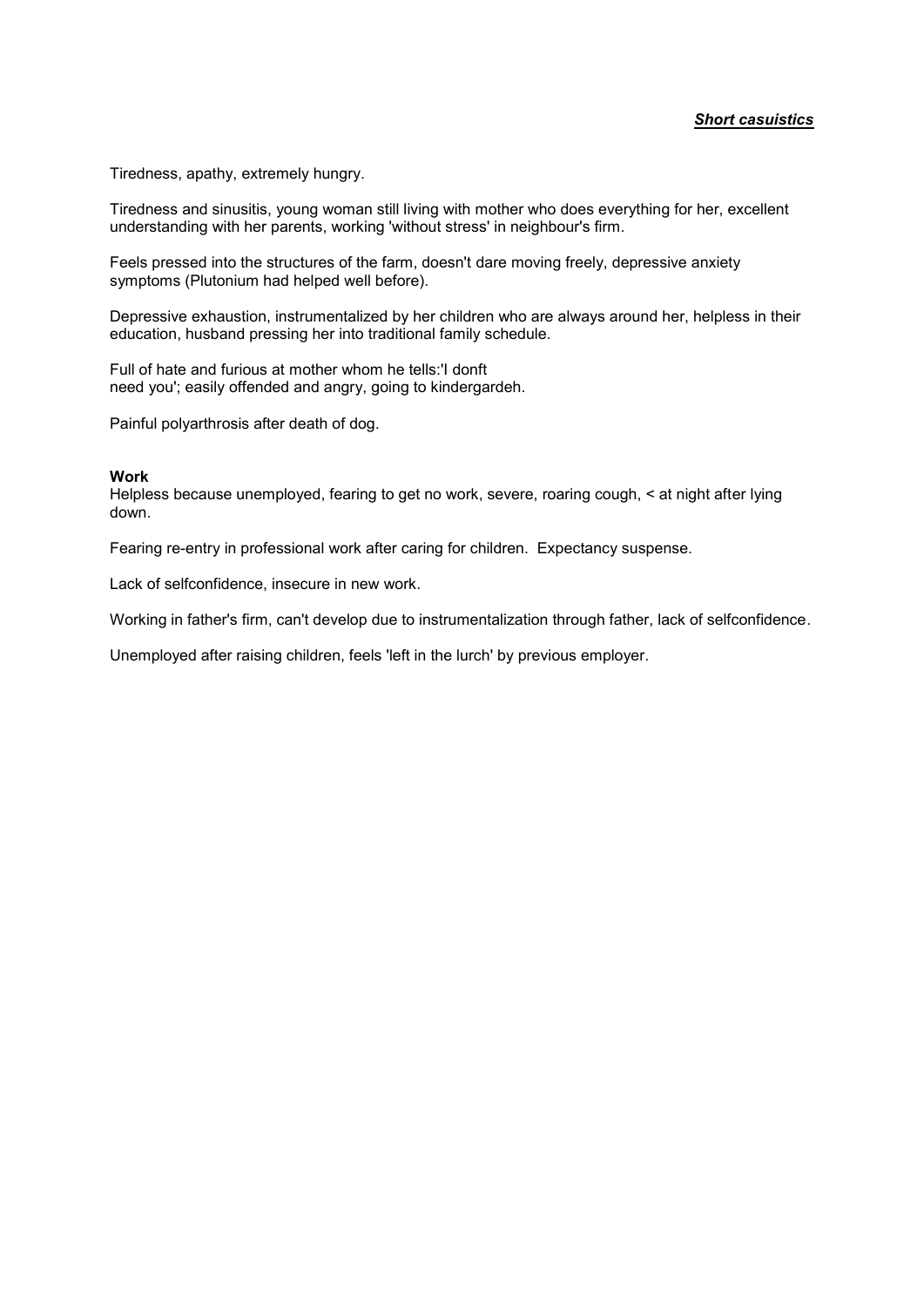***Short casuistics***

Tiredness, apathy, extremely hungry.

Tiredness and sinusitis, young woman still living with mother who does everything for her, excellent understanding with her parents, working 'without stress' in neighbour's firm.

Feels pressed into the structures of the farm, doesn't dare moving freely, depressive anxiety symptoms (Plutonium had helped well before).

Depressive exhaustion, instrumentalized by her children who are always around her, helpless in their education, husband pressing her into traditional family schedule.

Full of hate and furious at mother whom he tells:'I donft need you'; easily offended and angry, going to kindergardeh.

Painful polyarthrosis after death of dog.

**Work**

Helpless because unemployed, fearing to get no work, severe, roaring cough, < at night after lying down.

Fearing re-entry in professional work after caring for children. Expectancy suspense.

Lack of selfconfidence, insecure in new work.

Working in father's firm, can't develop due to instrumentalization through father, lack of selfconfidence.

Unemployed after raising children, feels 'left in the lurch' by previous employer.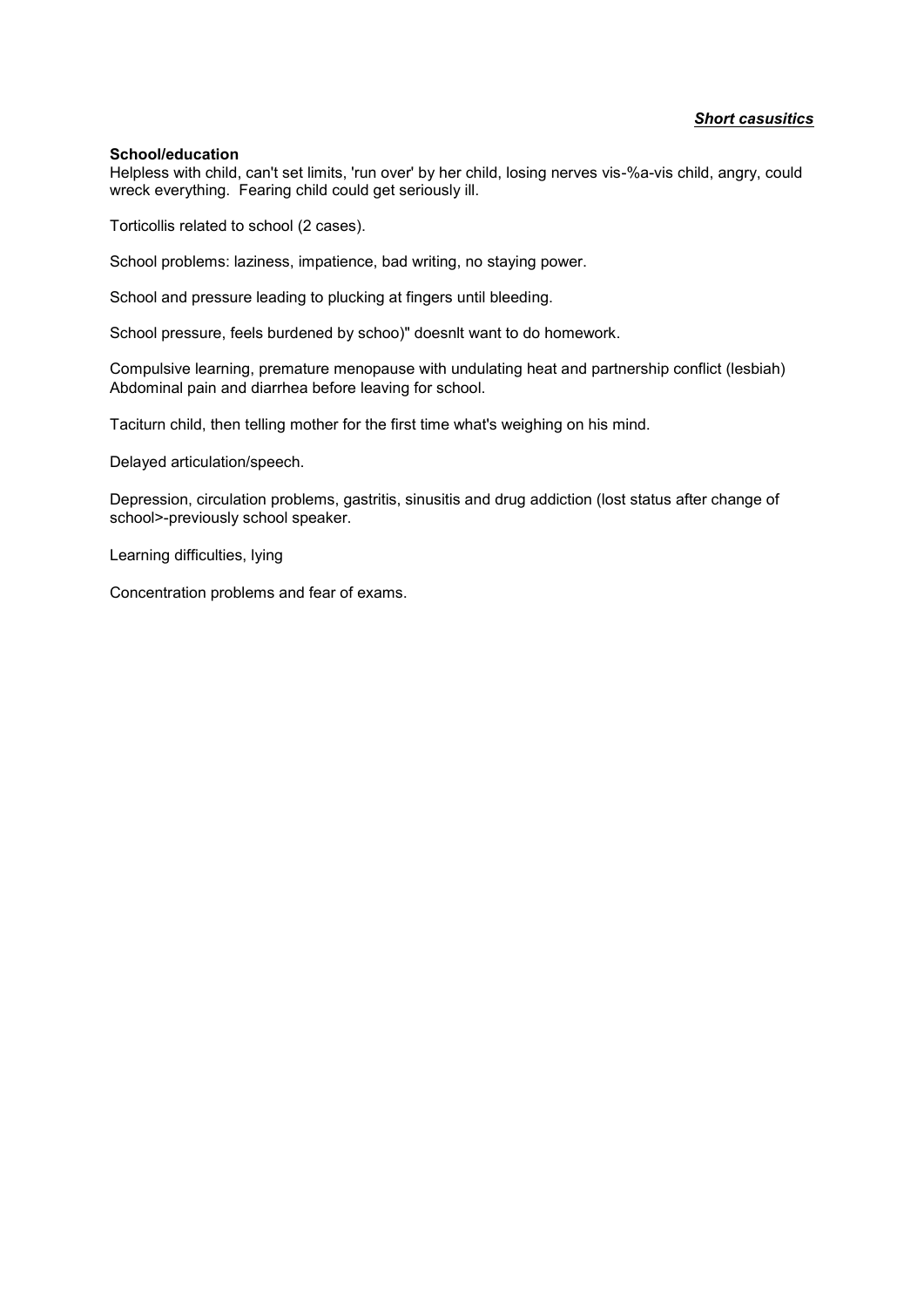***Short casusitics***

**School/education**
Helpless with child, can't set limits, 'run over' by her child, losing nerves vis-%a-vis child, angry, could wreck everything. Fearing child could get seriously ill.

Torticollis related to school (2 cases).

School problems: laziness, impatience, bad writing, no staying power.

School and pressure leading to plucking at fingers until bleeding.

School pressure, feels burdened by schoo)" doesnlt want to do homework.

Compulsive learning, premature menopause with undulating heat and partnership conflict (lesbiah)
Abdominal pain and diarrhea before leaving for school.

Taciturn child, then telling mother for the first time what's weighing on his mind.

Delayed articulation/speech.

Depression, circulation problems, gastritis, sinusitis and drug addiction (lost status after change of school>-previously school speaker.

Learning difficulties, lying

Concentration problems and fear of exams.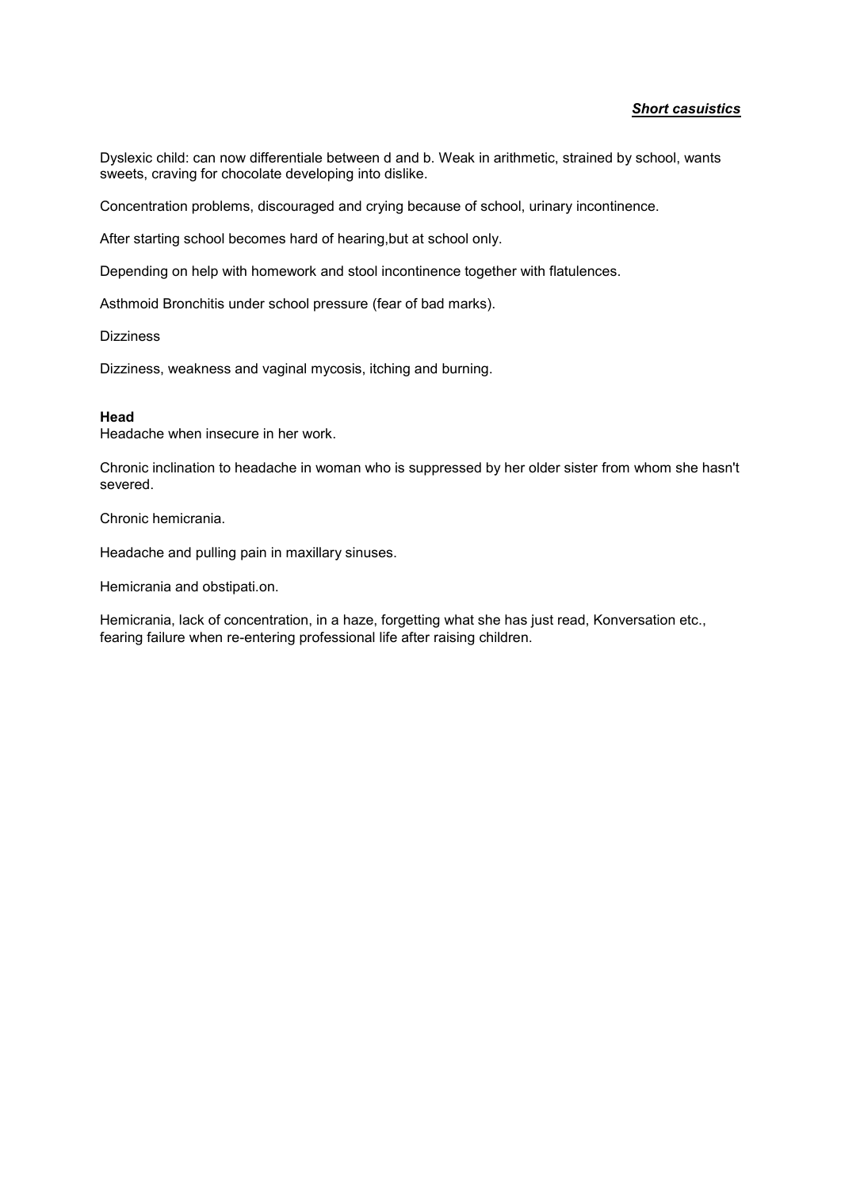***Short casuistics***

Dyslexic child: can now differentiale between d and b. Weak in arithmetic, strained by school, wants sweets, craving for chocolate developing into dislike.

Concentration problems, discouraged and crying because of school, urinary incontinence.

After starting school becomes hard of hearing,but at school only.

Depending on help with homework and stool incontinence together with flatulences.

Asthmoid Bronchitis under school pressure (fear of bad marks).

Dizziness

Dizziness, weakness and vaginal mycosis, itching and burning.

**Head**

Headache when insecure in her work.

Chronic inclination to headache in woman who is suppressed by her older sister from whom she hasn't severed.

Chronic hemicrania.

Headache and pulling pain in maxillary sinuses.

Hemicrania and obstipati.on.

Hemicrania, lack of concentration, in a haze, forgetting what she has just read, Konversation etc., fearing failure when re-entering professional life after raising children.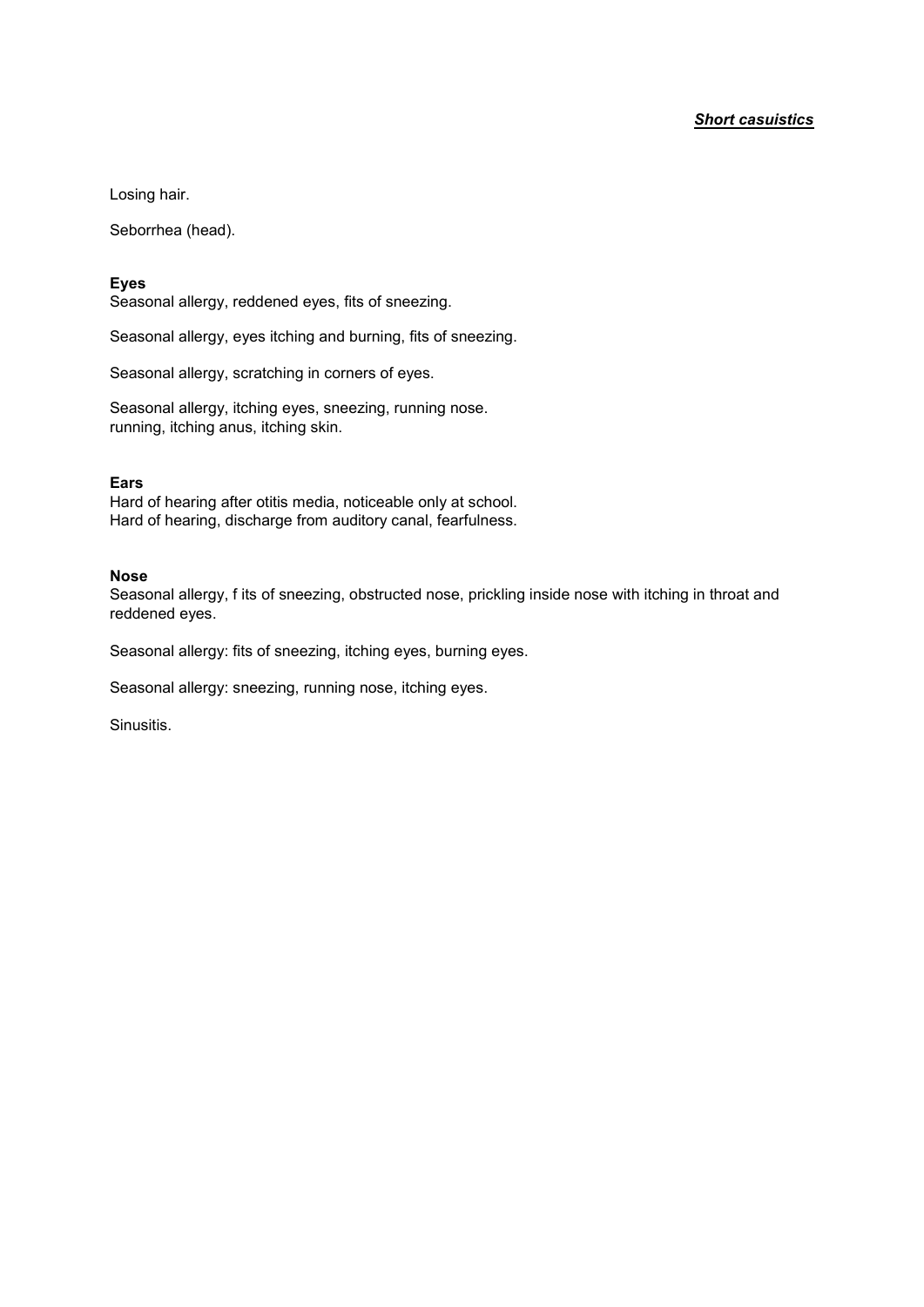Losing hair.

Seborrhea (head).

**Eyes**
Seasonal allergy, reddened eyes, fits of sneezing.

Seasonal allergy, eyes itching and burning, fits of sneezing.

Seasonal allergy, scratching in corners of eyes.

Seasonal allergy, itching eyes, sneezing, running nose.
running, itching anus, itching skin.

**Ears**
Hard of hearing after otitis media, noticeable only at school.
Hard of hearing, discharge from auditory canal, fearfulness.

**Nose**
Seasonal allergy, f its of sneezing, obstructed nose, prickling inside nose with itching in throat and reddened eyes.

Seasonal allergy: fits of sneezing, itching eyes, burning eyes.

Seasonal allergy: sneezing, running nose, itching eyes.

Sinusitis.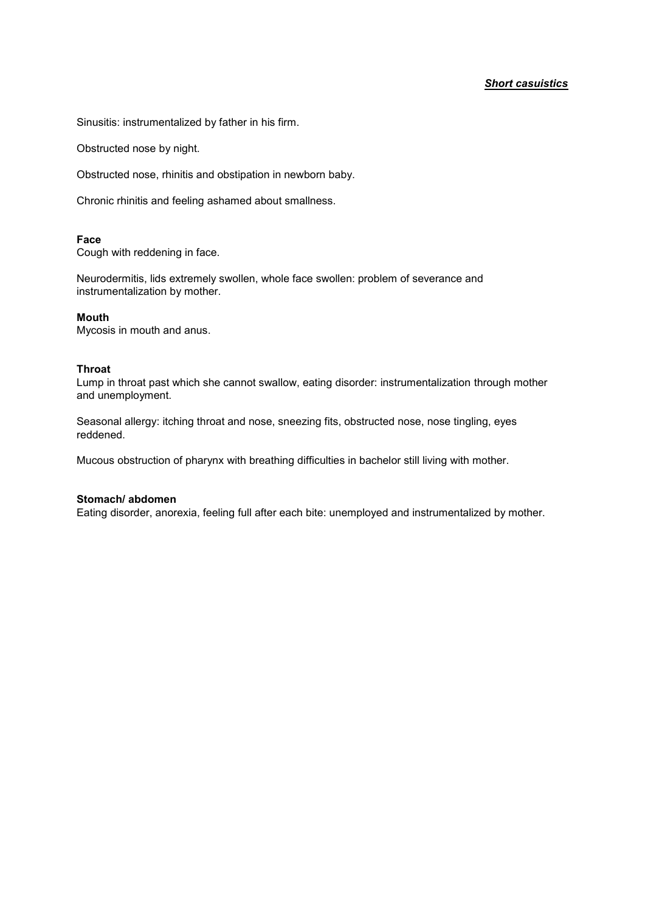Sinusitis: instrumentalized by father in his firm.

Obstructed nose by night.

Obstructed nose, rhinitis and obstipation in newborn baby.

Chronic rhinitis and feeling ashamed about smallness.

**Face**

Cough with reddening in face.

Neurodermitis, lids extremely swollen, whole face swollen: problem of severance and instrumentalization by mother.

**Mouth**

Mycosis in mouth and anus.

**Throat**

Lump in throat past which she cannot swallow, eating disorder: instrumentalization through mother and unemployment.

Seasonal allergy: itching throat and nose, sneezing fits, obstructed nose, nose tingling, eyes reddened.

Mucous obstruction of pharynx with breathing difficulties in bachelor still living with mother.

**Stomach/ abdomen**

Eating disorder, anorexia, feeling full after each bite: unemployed and instrumentalized by mother.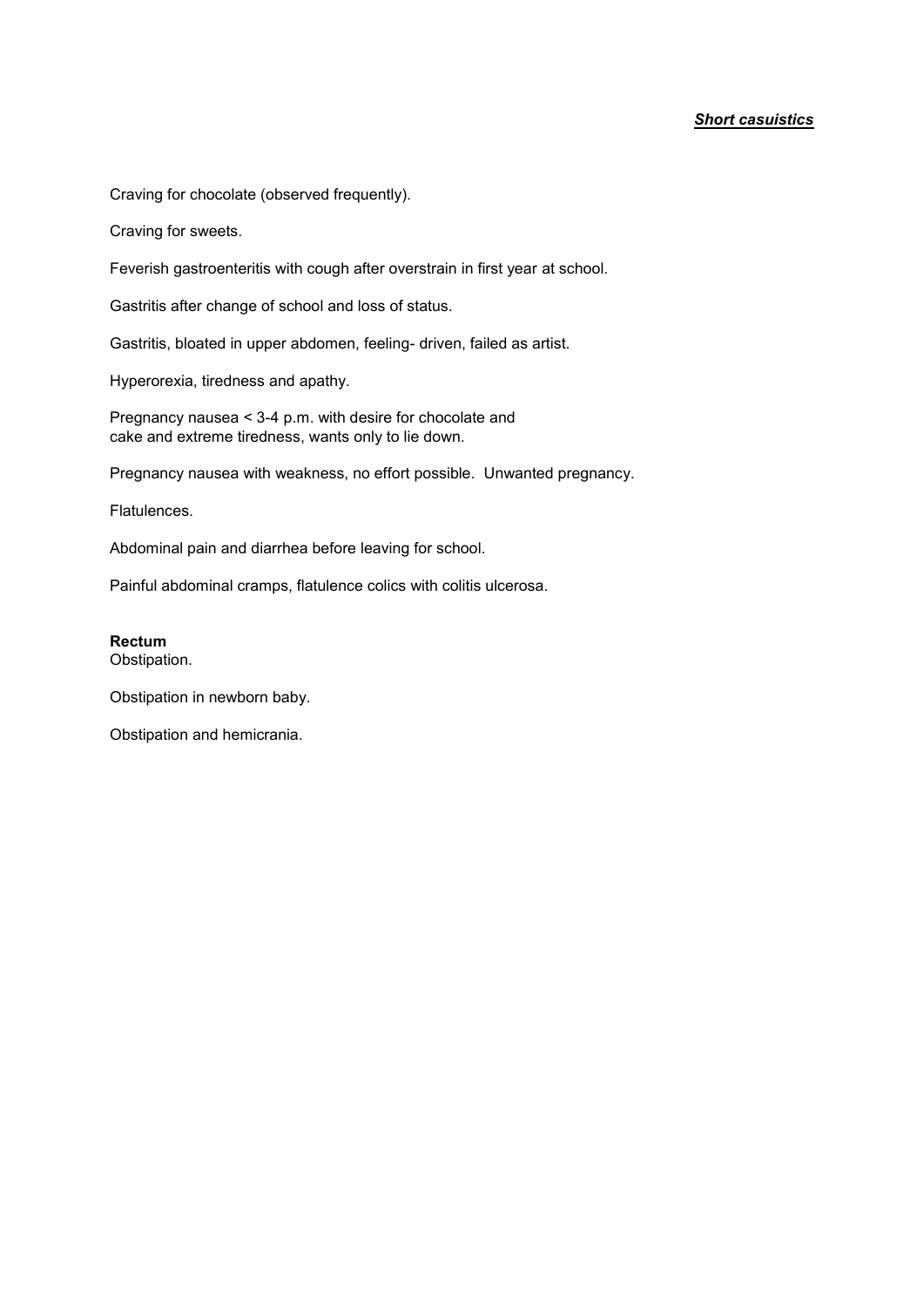***Short casuistics***

Craving for chocolate (observed frequently).

Craving for sweets.

Feverish gastroenteritis with cough after overstrain in first year at school.

Gastritis after change of school and loss of status.

Gastritis, bloated in upper abdomen, feeling- driven, failed as artist.

Hyperorexia, tiredness and apathy.

Pregnancy nausea < 3-4 p.m. with desire for chocolate and cake and extreme tiredness, wants only to lie down.

Pregnancy nausea with weakness, no effort possible. Unwanted pregnancy.

Flatulences.

Abdominal pain and diarrhea before leaving for school.

Painful abdominal cramps, flatulence colics with colitis ulcerosa.

**Rectum**

Obstipation.

Obstipation in newborn baby.

Obstipation and hemicrania.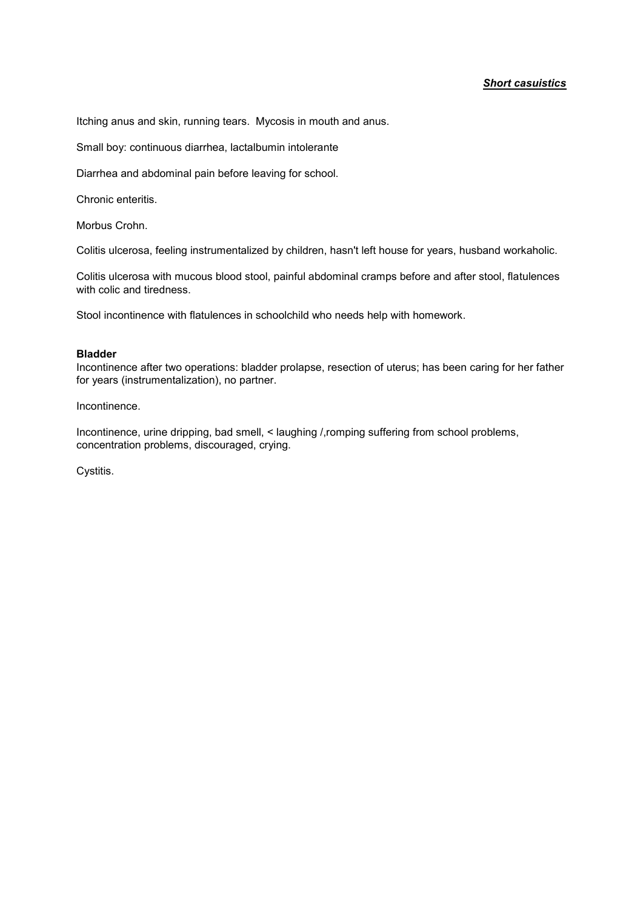***Short casuistics***

Itching anus and skin, running tears. Mycosis in mouth and anus.

Small boy: continuous diarrhea, lactalbumin intolerante

Diarrhea and abdominal pain before leaving for school.

Chronic enteritis.

Morbus Crohn.

Colitis ulcerosa, feeling instrumentalized by children, hasn't left house for years, husband workaholic.

Colitis ulcerosa with mucous blood stool, painful abdominal cramps before and after stool, flatulences with colic and tiredness.

Stool incontinence with flatulences in schoolchild who needs help with homework.

**Bladder**

Incontinence after two operations: bladder prolapse, resection of uterus; has been caring for her father for years (instrumentalization), no partner.

Incontinence.

Incontinence, urine dripping, bad smell, < laughing /,romping suffering from school problems, concentration problems, discouraged, crying.

Cystitis.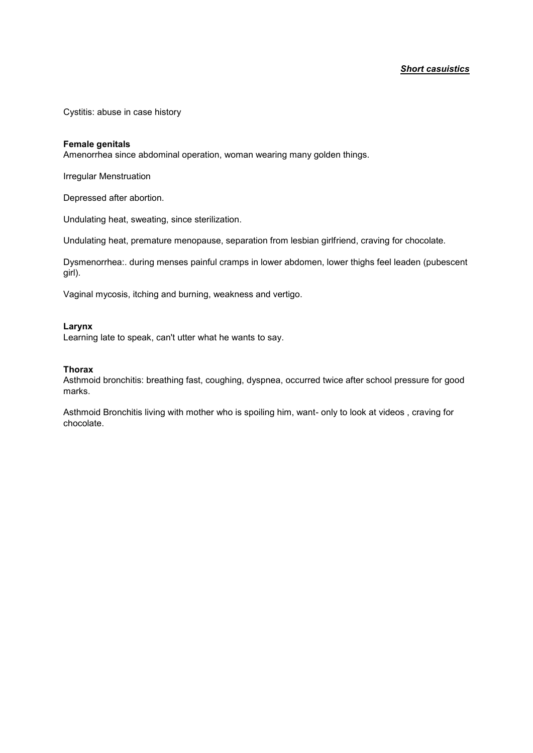***Short casuistics***

Cystitis: abuse in case history

**Female genitals**

Amenorrhea since abdominal operation, woman wearing many golden things.

Irregular Menstruation

Depressed after abortion.

Undulating heat, sweating, since sterilization.

Undulating heat, premature menopause, separation from lesbian girlfriend, craving for chocolate.

Dysmenorrhea:. during menses painful cramps in lower abdomen, lower thighs feel leaden (pubescent girl).

Vaginal mycosis, itching and burning, weakness and vertigo.

**Larynx**

Learning late to speak, can't utter what he wants to say.

**Thorax**

Asthmoid bronchitis: breathing fast, coughing, dyspnea, occurred twice after school pressure for good marks.

Asthmoid Bronchitis living with mother who is spoiling him, want- only to look at videos , craving for chocolate.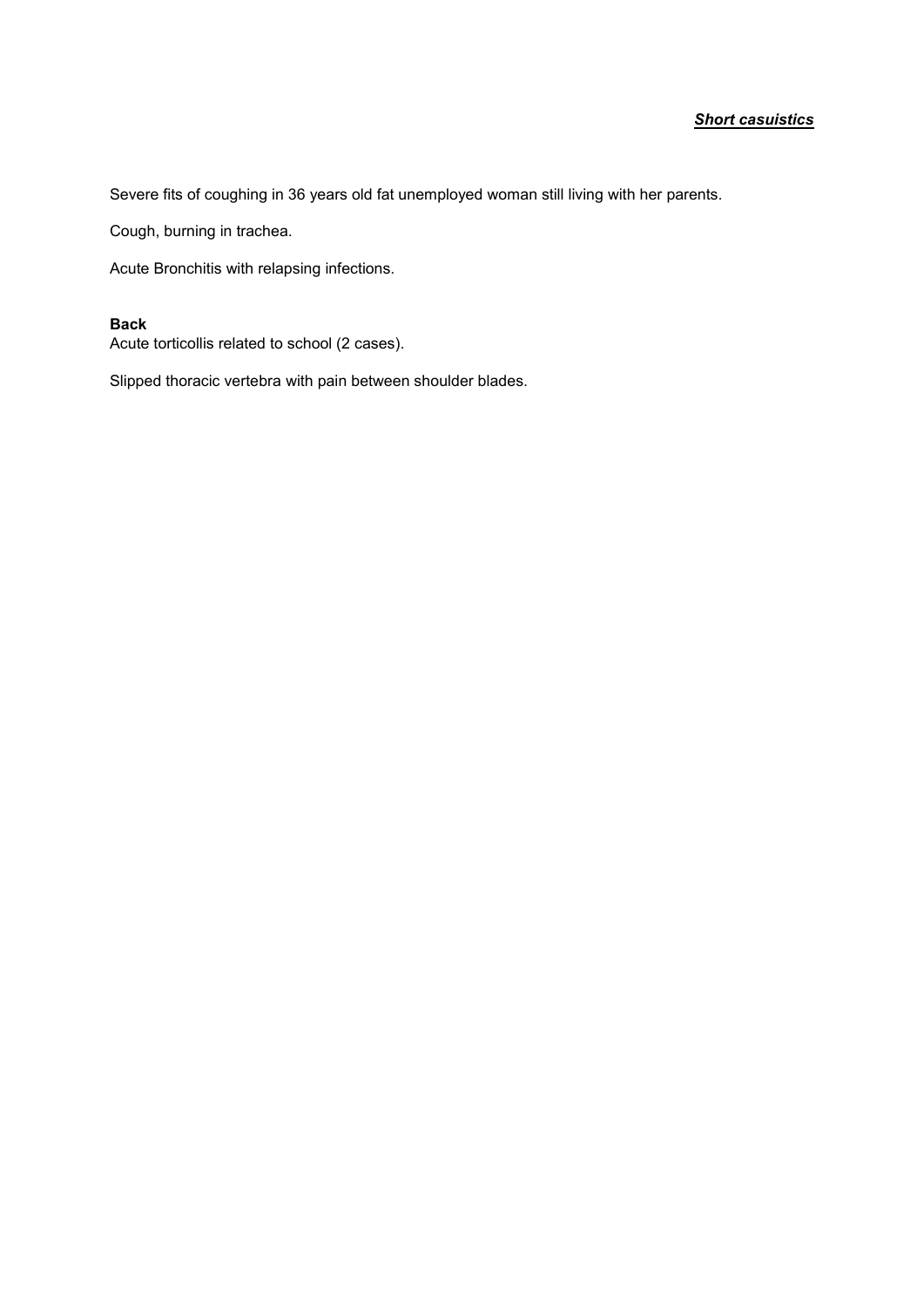***Short casuistics***

Severe fits of coughing in 36 years old fat unemployed woman still living with her parents.

Cough, burning in trachea.

Acute Bronchitis with relapsing infections.

**Back**
Acute torticollis related to school (2 cases).

Slipped thoracic vertebra with pain between shoulder blades.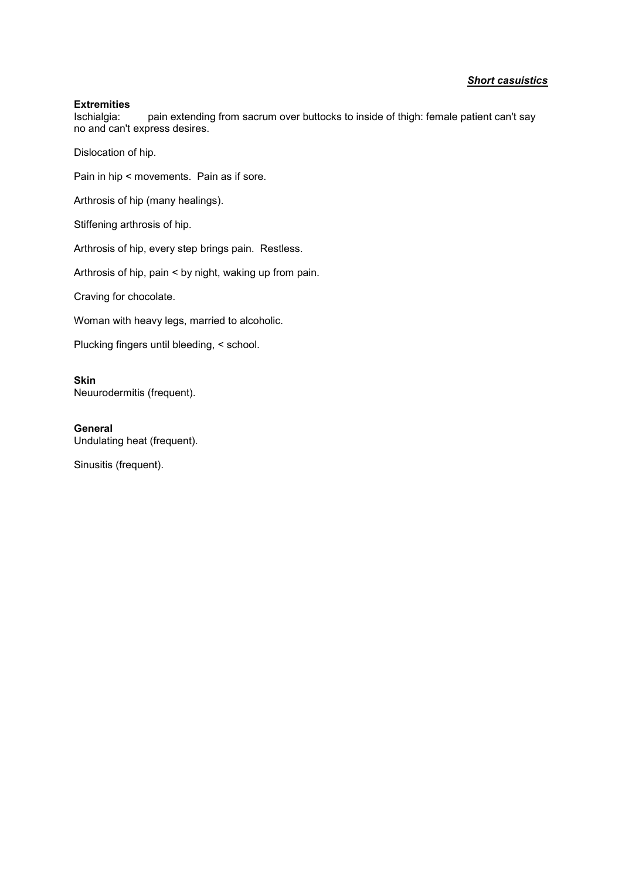***Short casuistics***

**Extremities**

Ischialgia: pain extending from sacrum over buttocks to inside of thigh: female patient can't say no and can't express desires.

Dislocation of hip.

Pain in hip < movements. Pain as if sore.

Arthrosis of hip (many healings).

Stiffening arthrosis of hip.

Arthrosis of hip, every step brings pain. Restless.

Arthrosis of hip, pain < by night, waking up from pain.

Craving for chocolate.

Woman with heavy legs, married to alcoholic.

Plucking fingers until bleeding, < school.

**Skin**

Neuurodermitis (frequent).

**General**

Undulating heat (frequent).

Sinusitis (frequent).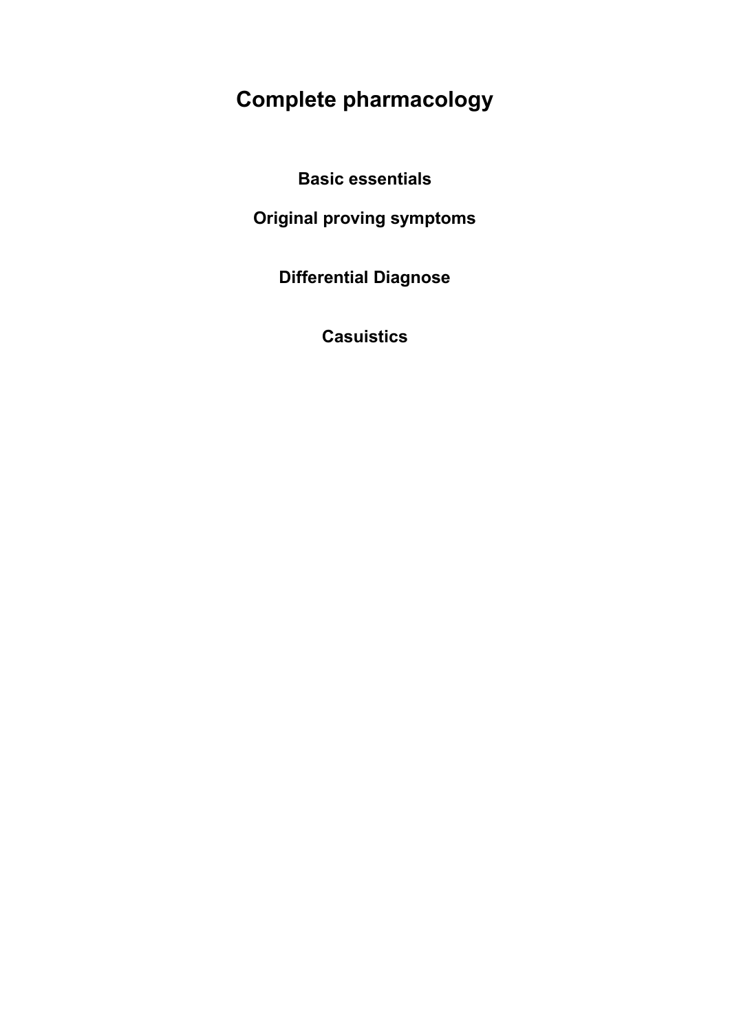# Complete pharmacology

## Basic essentials

## Original proving symptoms

## Differential Diagnose

## Casuistics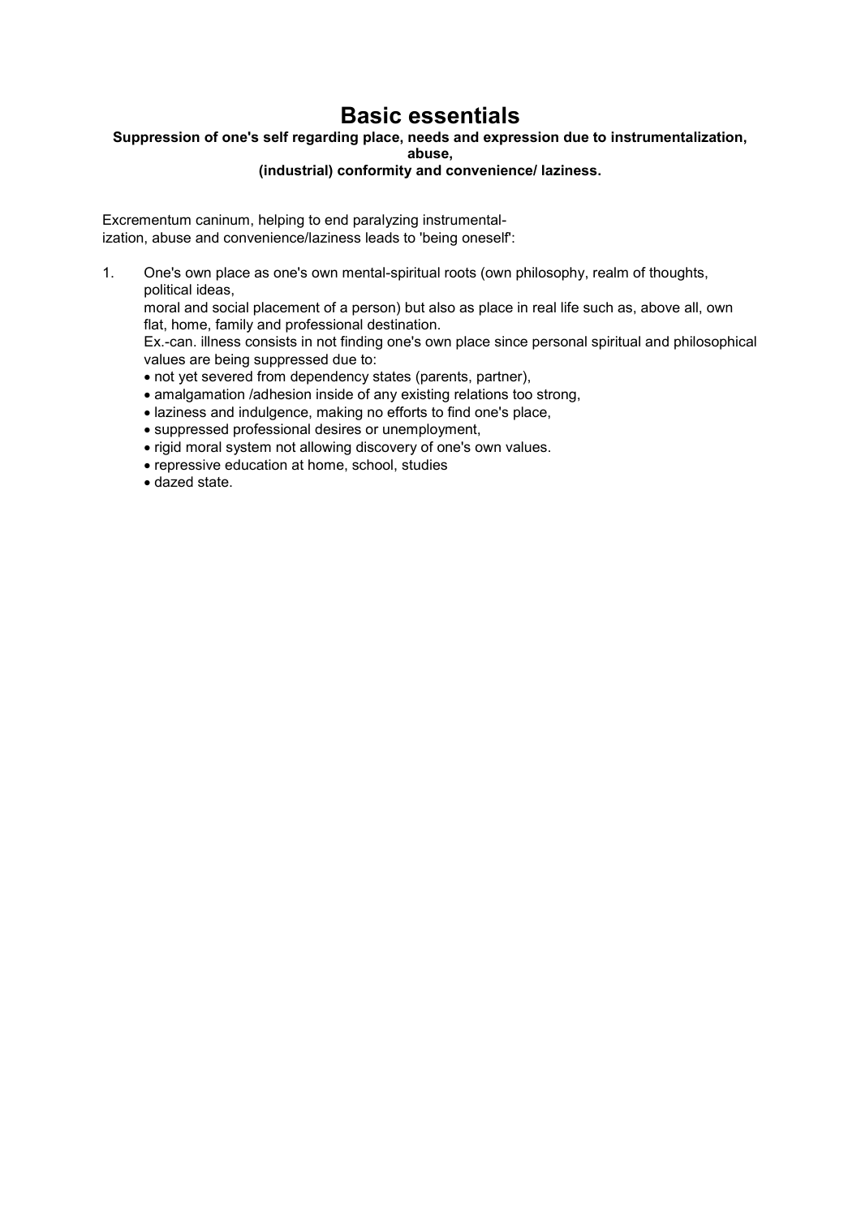# Basic essentials

**Suppression of one's self regarding place, needs and expression due to instrumentalization, abuse, (industrial) conformity and convenience/ laziness.**

Excrementum caninum, helping to end paralyzing instrumentalization, abuse and convenience/laziness leads to 'being oneself':

1. One's own place as one's own mental-spiritual roots (own philosophy, realm of thoughts, political ideas, moral and social placement of a person) but also as place in real life such as, above all, own flat, home, family and professional destination.
   Ex.-can. illness consists in not finding one's own place since personal spiritual and philosophical values are being suppressed due to:
   - not yet severed from dependency states (parents, partner),
   - amalgamation /adhesion inside of any existing relations too strong,
   - laziness and indulgence, making no efforts to find one's place,
   - suppressed professional desires or unemployment,
   - rigid moral system not allowing discovery of one's own values.
   - repressive education at home, school, studies
   - dazed state.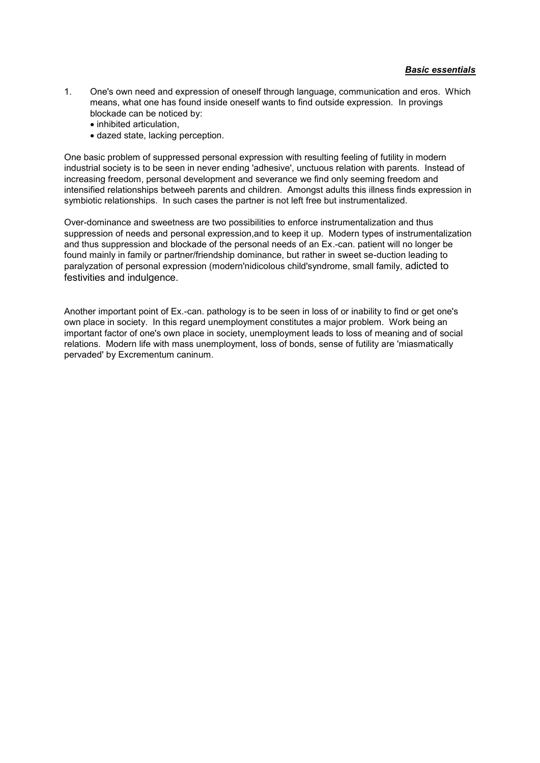***Basic essentials***

1. One's own need and expression of oneself through language, communication and eros. Which means, what one has found inside oneself wants to find outside expression. In provings blockade can be noticed by:
   - inhibited articulation,
   - dazed state, lacking perception.

One basic problem of suppressed personal expression with resulting feeling of futility in modern industrial society is to be seen in never ending 'adhesive', unctuous relation with parents. Instead of increasing freedom, personal development and severance we find only seeming freedom and intensified relationships betweeh parents and children. Amongst adults this illness finds expression in symbiotic relationships. In such cases the partner is not left free but instrumentalized.

Over-dominance and sweetness are two possibilities to enforce instrumentalization and thus suppression of needs and personal expression,and to keep it up. Modern types of instrumentalization and thus suppression and blockade of the personal needs of an Ex.-can. patient will no longer be found mainly in family or partner/friendship dominance, but rather in sweet se-duction leading to paralyzation of personal expression (modern'nidicolous child'syndrome, small family, adicted to festivities and indulgence.

Another important point of Ex.-can. pathology is to be seen in loss of or inability to find or get one's own place in society. In this regard unemployment constitutes a major problem. Work being an important factor of one's own place in society, unemployment leads to loss of meaning and of social relations. Modern life with mass unemployment, loss of bonds, sense of futility are 'miasmatically pervaded' by Excrementum caninum.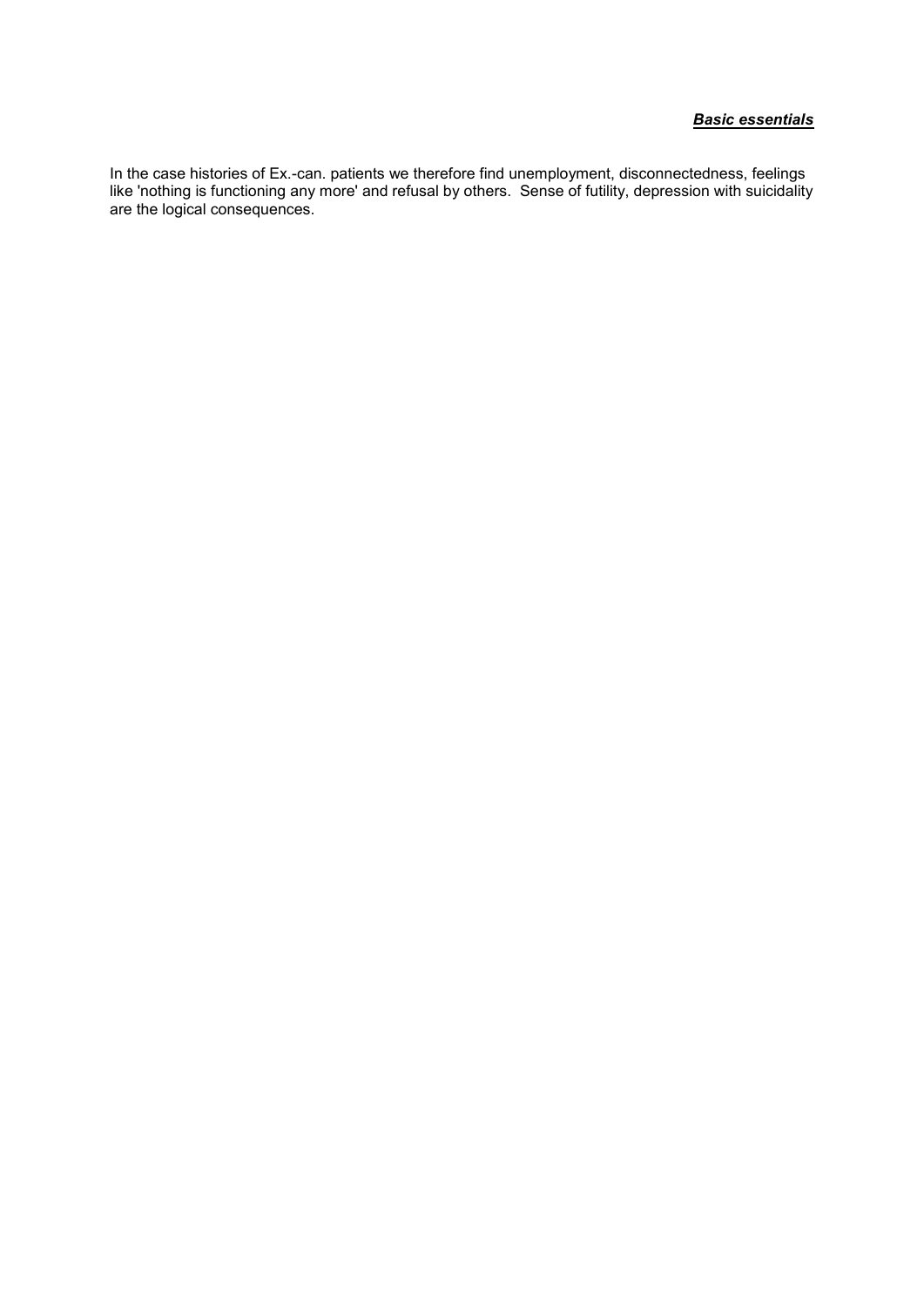In the case histories of Ex.-can. patients we therefore find unemployment, disconnectedness, feelings like 'nothing is functioning any more' and refusal by others. Sense of futility, depression with suicidality are the logical consequences.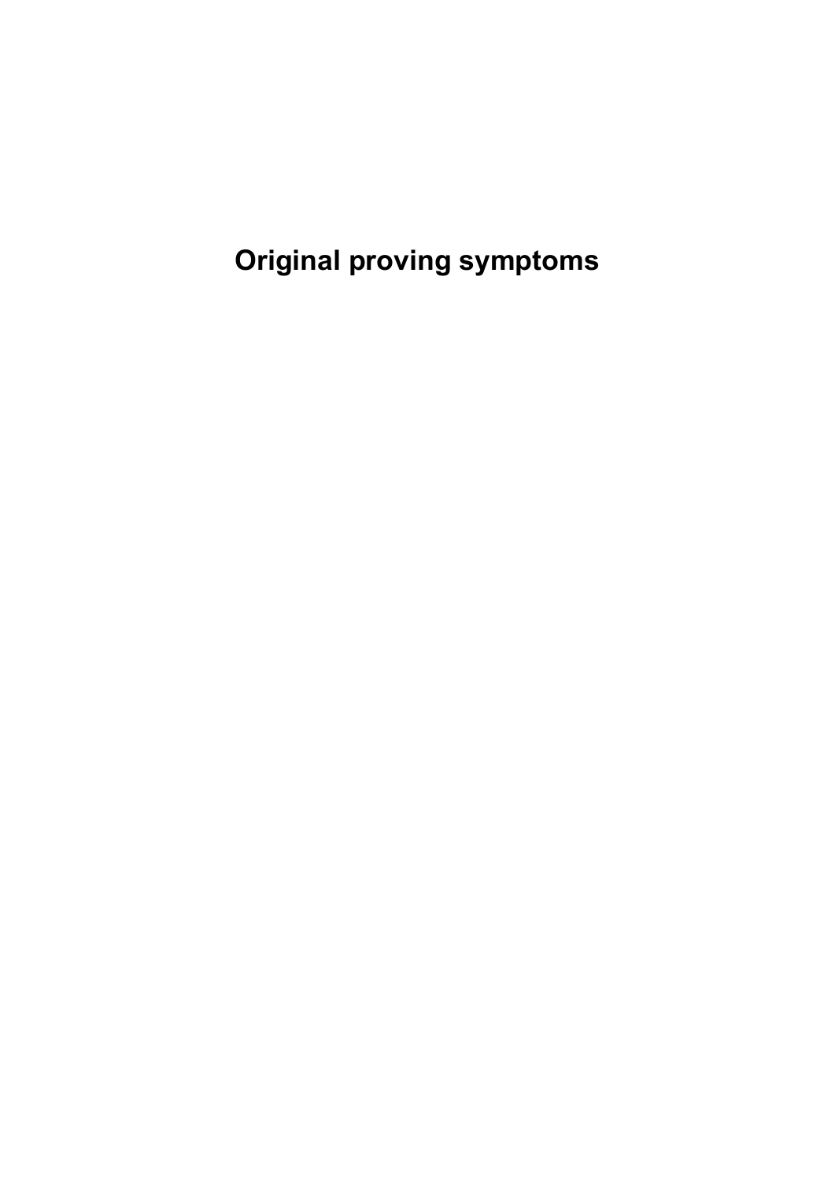# Original proving symptoms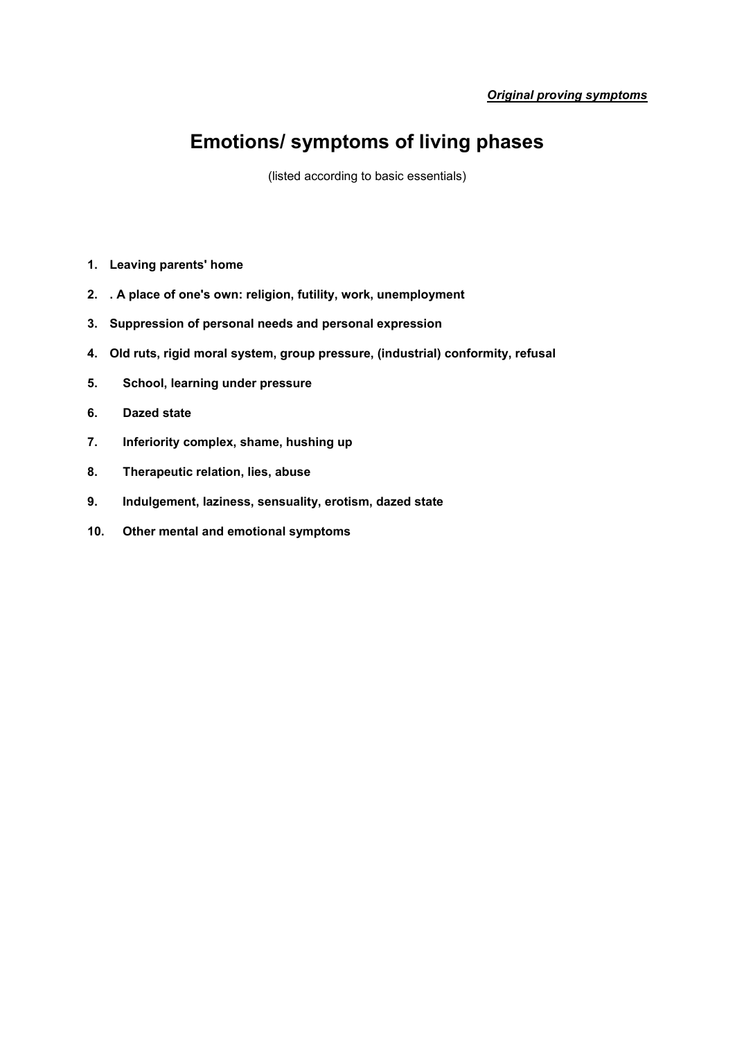***Original proving symptoms***

# Emotions/ symptoms of living phases

(listed according to basic essentials)

1. **Leaving parents' home**
2. **. A place of one's own: religion, futility, work, unemployment**
3. **Suppression of personal needs and personal expression**
4. **Old ruts, rigid moral system, group pressure, (industrial) conformity, refusal**
5. **School, learning under pressure**
6. **Dazed state**
7. **Inferiority complex, shame, hushing up**
8. **Therapeutic relation, lies, abuse**
9. **Indulgement, laziness, sensuality, erotism, dazed state**
10. **Other mental and emotional symptoms**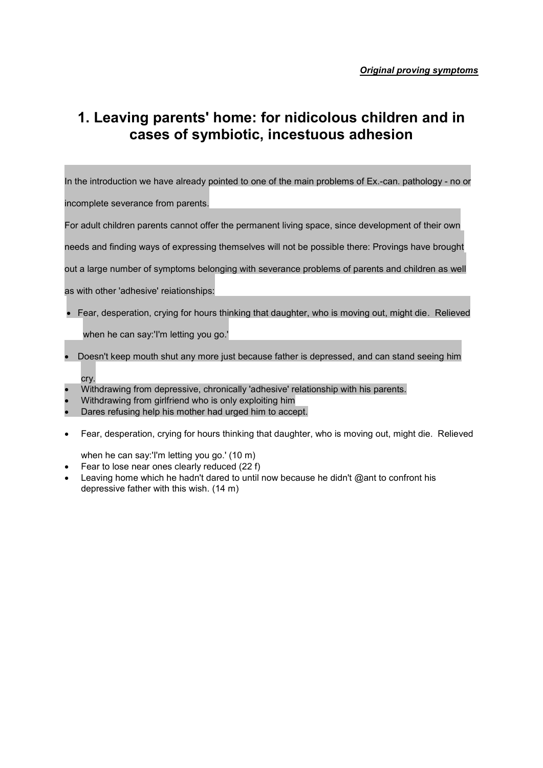*Original proving symptoms*

# 1. Leaving parents' home: for nidicolous children and in cases of symbiotic, incestuous adhesion

In the introduction we have already pointed to one of the main problems of Ex.-can. pathology - no or incomplete severance from parents.

For adult children parents cannot offer the permanent living space, since development of their own needs and finding ways of expressing themselves will not be possible there: Provings have brought out a large number of symptoms belonging with severance problems of parents and children as well as with other 'adhesive' reiationships:

- Fear, desperation, crying for hours thinking that daughter, who is moving out, might die. Relieved when he can say:'I'm letting you go.'
- Doesn't keep mouth shut any more just because father is depressed, and can stand seeing him cry.
- Withdrawing from depressive, chronically 'adhesive' relationship with his parents.
- Withdrawing from girlfriend who is only exploiting him
- Dares refusing help his mother had urged him to accept.

- Fear, desperation, crying for hours thinking that daughter, who is moving out, might die. Relieved when he can say:'I'm letting you go.' (10 m)
- Fear to lose near ones clearly reduced (22 f)
- Leaving home which he hadn't dared to until now because he didn't @ant to confront his depressive father with this wish. (14 m)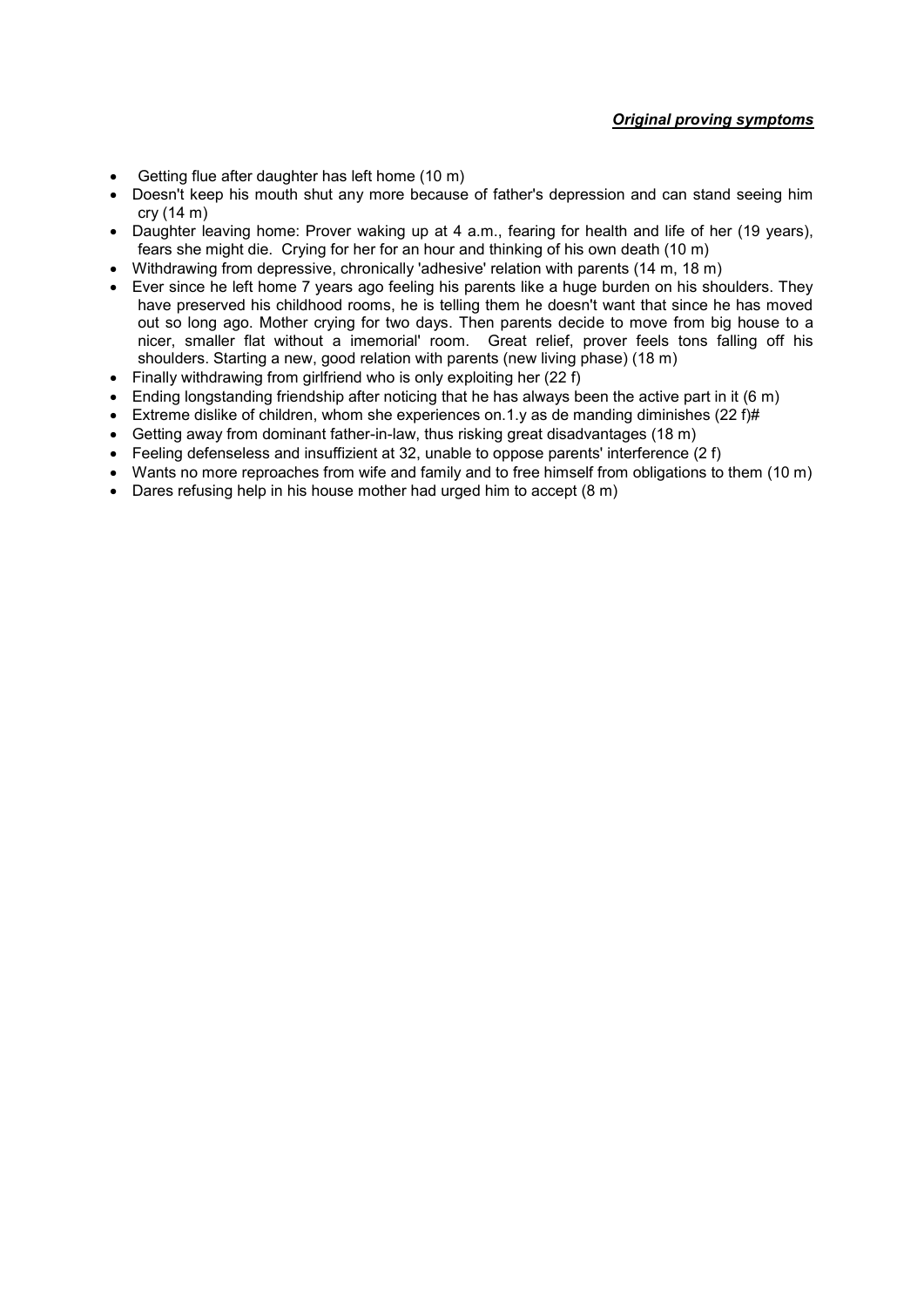***Original proving symptoms***

- Getting flue after daughter has left home (10 m)
- Doesn't keep his mouth shut any more because of father's depression and can stand seeing him cry (14 m)
- Daughter leaving home: Prover waking up at 4 a.m., fearing for health and life of her (19 years), fears she might die. Crying for her for an hour and thinking of his own death (10 m)
- Withdrawing from depressive, chronically 'adhesive' relation with parents (14 m, 18 m)
- Ever since he left home 7 years ago feeling his parents like a huge burden on his shoulders. They have preserved his childhood rooms, he is telling them he doesn't want that since he has moved out so long ago. Mother crying for two days. Then parents decide to move from big house to a nicer, smaller flat without a imemorial' room. Great relief, prover feels tons falling off his shoulders. Starting a new, good relation with parents (new living phase) (18 m)
- Finally withdrawing from girlfriend who is only exploiting her (22 f)
- Ending longstanding friendship after noticing that he has always been the active part in it (6 m)
- Extreme dislike of children, whom she experiences on.1.y as de manding diminishes (22 f)#
- Getting away from dominant father-in-law, thus risking great disadvantages (18 m)
- Feeling defenseless and insuffizient at 32, unable to oppose parents' interference (2 f)
- Wants no more reproaches from wife and family and to free himself from obligations to them (10 m)
- Dares refusing help in his house mother had urged him to accept (8 m)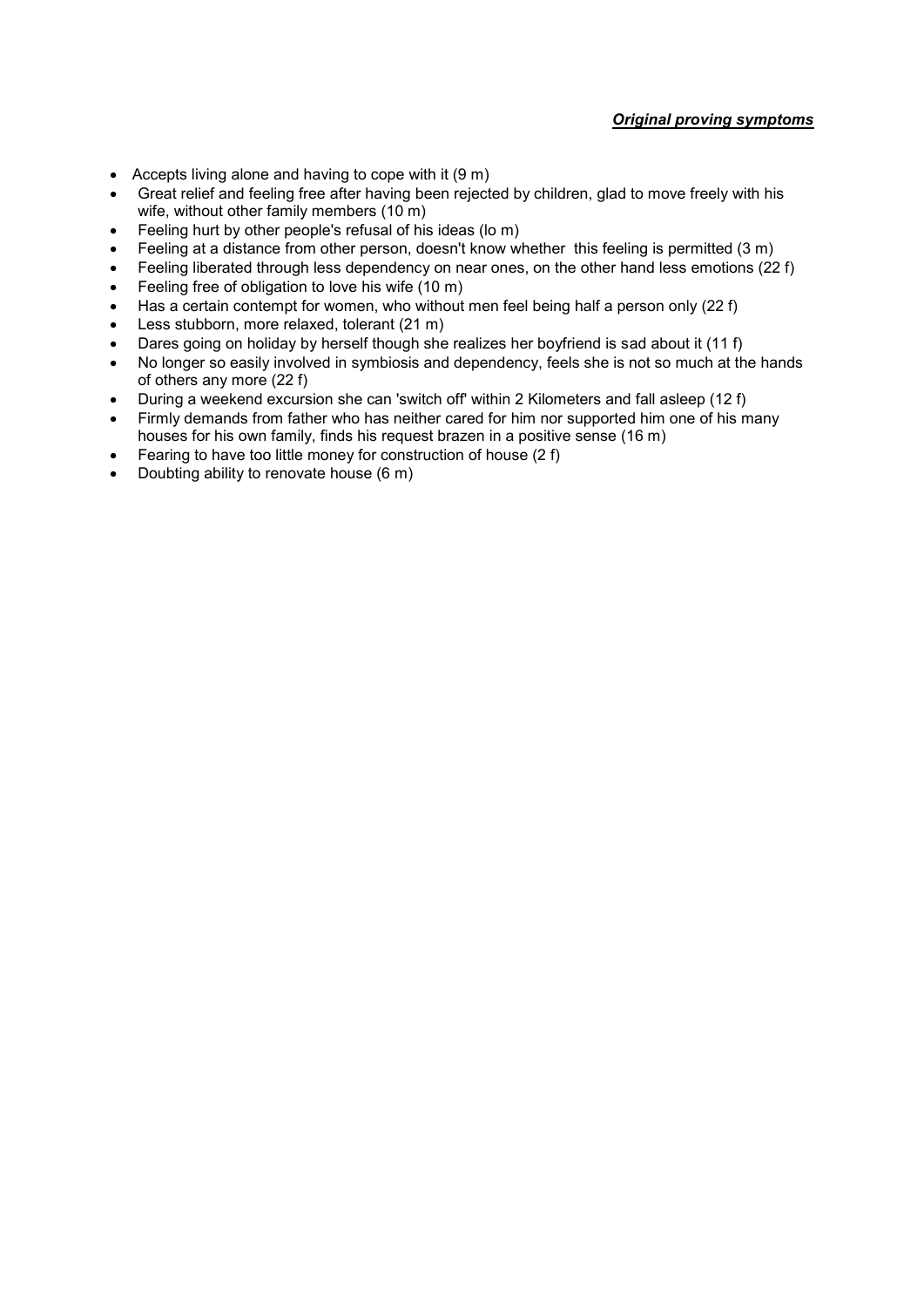***Original proving symptoms***

- Accepts living alone and having to cope with it (9 m)
- Great relief and feeling free after having been rejected by children, glad to move freely with his wife, without other family members (10 m)
- Feeling hurt by other people's refusal of his ideas (lo m)
- Feeling at a distance from other person, doesn't know whether this feeling is permitted (3 m)
- Feeling liberated through less dependency on near ones, on the other hand less emotions (22 f)
- Feeling free of obligation to love his wife (10 m)
- Has a certain contempt for women, who without men feel being half a person only (22 f)
- Less stubborn, more relaxed, tolerant (21 m)
- Dares going on holiday by herself though she realizes her boyfriend is sad about it (11 f)
- No longer so easily involved in symbiosis and dependency, feels she is not so much at the hands of others any more (22 f)
- During a weekend excursion she can 'switch off' within 2 Kilometers and fall asleep (12 f)
- Firmly demands from father who has neither cared for him nor supported him one of his many houses for his own family, finds his request brazen in a positive sense (16 m)
- Fearing to have too little money for construction of house (2 f)
- Doubting ability to renovate house (6 m)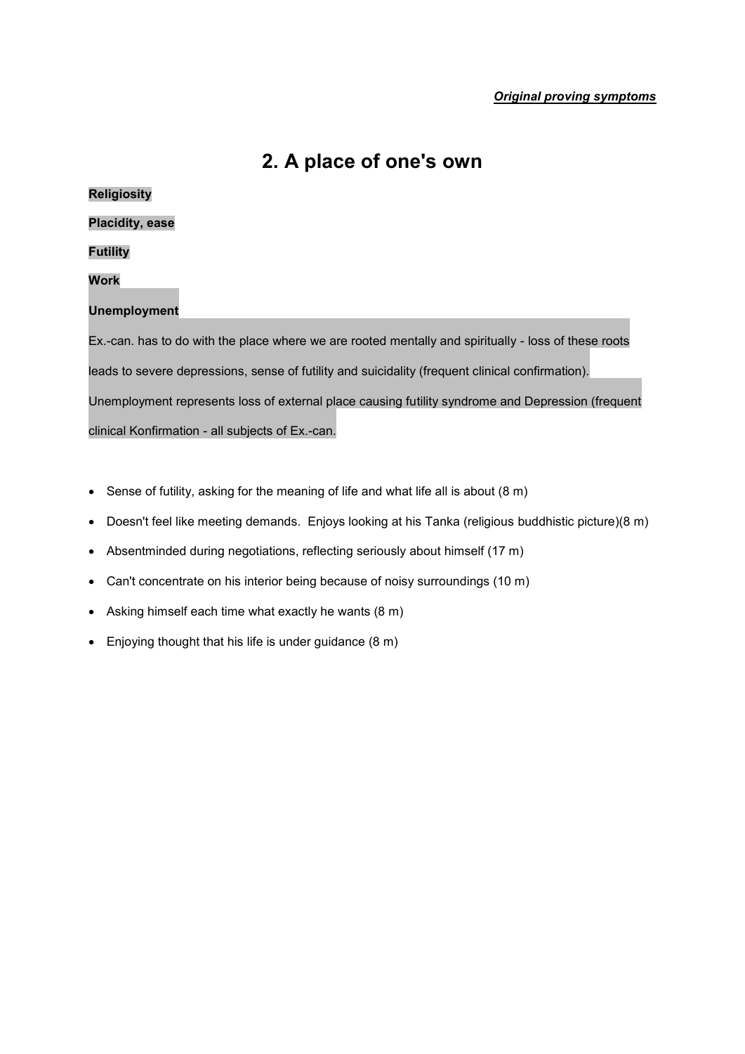*Original proving symptoms*

# 2. A place of one's own

**Religiosity**

**Placidity, ease**

**Futility**

**Work**

**Unemployment**

Ex.-can. has to do with the place where we are rooted mentally and spiritually - loss of these roots leads to severe depressions, sense of futility and suicidality (frequent clinical confirmation). Unemployment represents loss of external place causing futility syndrome and Depression (frequent clinical Konfirmation - all subjects of Ex.-can.

- Sense of futility, asking for the meaning of life and what life all is about (8 m)
- Doesn't feel like meeting demands. Enjoys looking at his Tanka (religious buddhistic picture)(8 m)
- Absentminded during negotiations, reflecting seriously about himself (17 m)
- Can't concentrate on his interior being because of noisy surroundings (10 m)
- Asking himself each time what exactly he wants (8 m)
- Enjoying thought that his life is under guidance (8 m)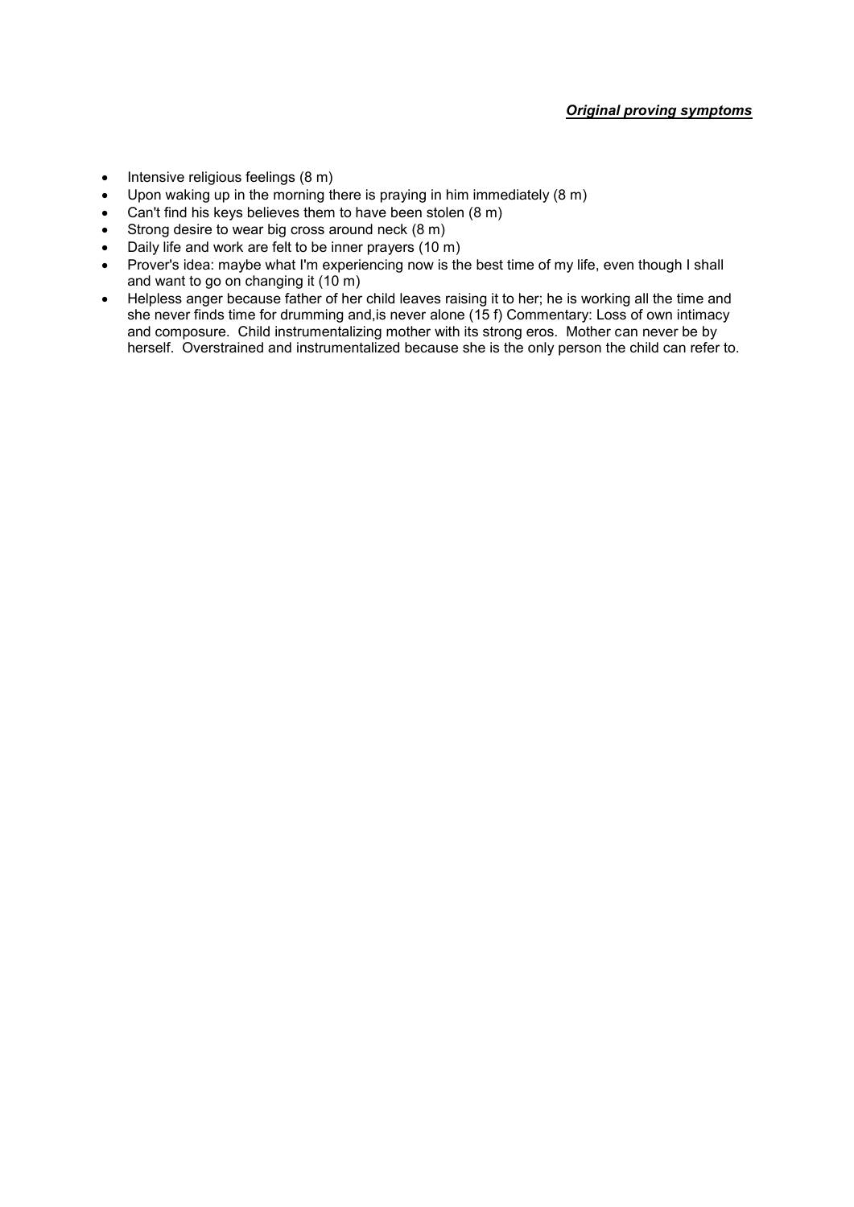***Original proving symptoms***

- Intensive religious feelings (8 m)
- Upon waking up in the morning there is praying in him immediately (8 m)
- Can't find his keys believes them to have been stolen (8 m)
- Strong desire to wear big cross around neck (8 m)
- Daily life and work are felt to be inner prayers (10 m)
- Prover's idea: maybe what I'm experiencing now is the best time of my life, even though I shall and want to go on changing it (10 m)
- Helpless anger because father of her child leaves raising it to her; he is working all the time and she never finds time for drumming and,is never alone (15 f) Commentary: Loss of own intimacy and composure. Child instrumentalizing mother with its strong eros. Mother can never be by herself. Overstrained and instrumentalized because she is the only person the child can refer to.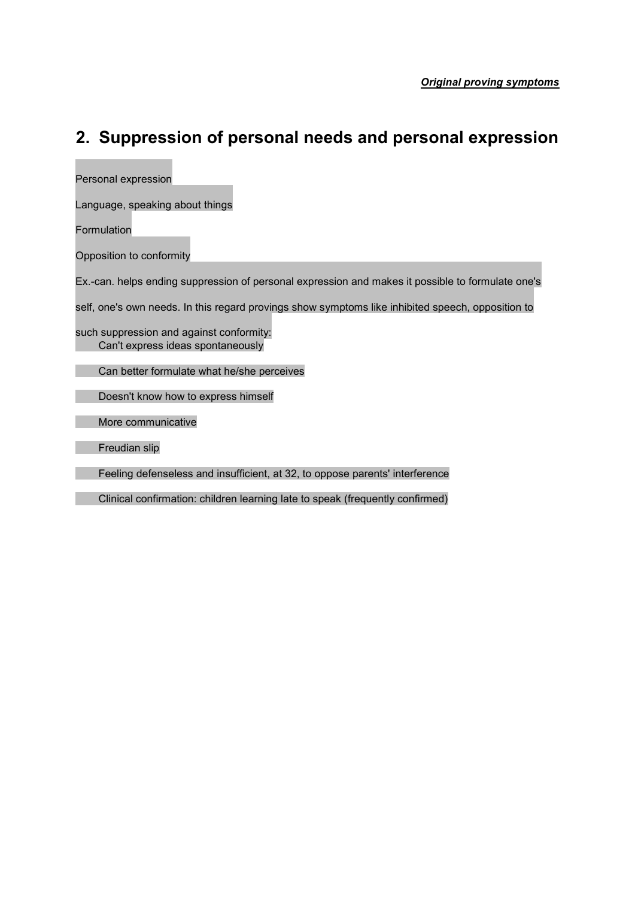*Original proving symptoms*

## 2. Suppression of personal needs and personal expression

Personal expression

Language, speaking about things

Formulation

Opposition to conformity

Ex.-can. helps ending suppression of personal expression and makes it possible to formulate one's self, one's own needs. In this regard provings show symptoms like inhibited speech, opposition to such suppression and against conformity:

- Can't express ideas spontaneously
- Can better formulate what he/she perceives
- Doesn't know how to express himself
- More communicative
- Freudian slip
- Feeling defenseless and insufficient, at 32, to oppose parents' interference
- Clinical confirmation: children learning late to speak (frequently confirmed)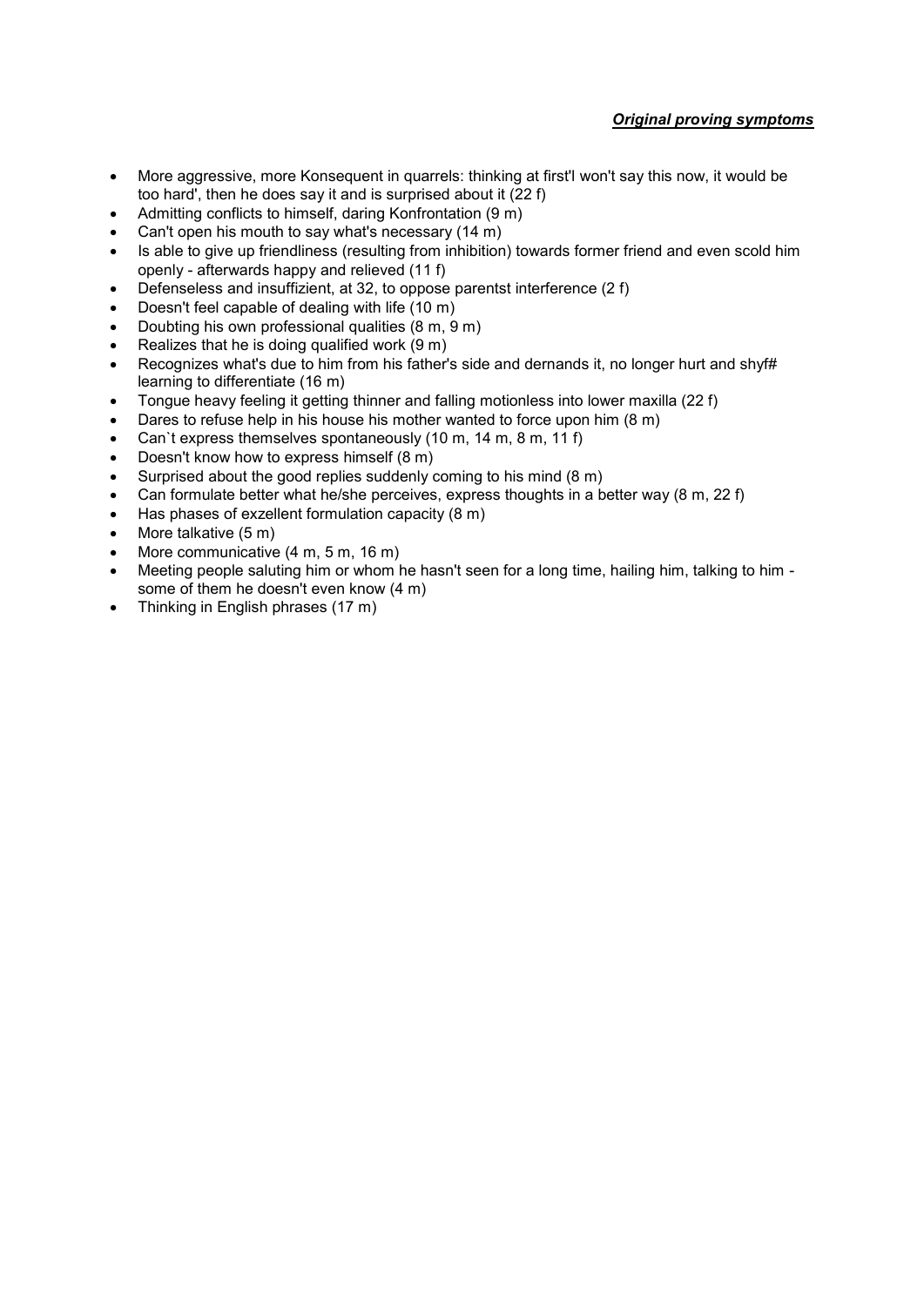***Original proving symptoms***

- More aggressive, more Konsequent in quarrels: thinking at first'I won't say this now, it would be too hard', then he does say it and is surprised about it (22 f)
- Admitting conflicts to himself, daring Konfrontation (9 m)
- Can't open his mouth to say what's necessary (14 m)
- Is able to give up friendliness (resulting from inhibition) towards former friend and even scold him openly - afterwards happy and relieved (11 f)
- Defenseless and insuffizient, at 32, to oppose parentst interference (2 f)
- Doesn't feel capable of dealing with life (10 m)
- Doubting his own professional qualities (8 m, 9 m)
- Realizes that he is doing qualified work (9 m)
- Recognizes what's due to him from his father's side and dernands it, no longer hurt and shyf# learning to differentiate (16 m)
- Tongue heavy feeling it getting thinner and falling motionless into lower maxilla (22 f)
- Dares to refuse help in his house his mother wanted to force upon him (8 m)
- Can`t express themselves spontaneously (10 m, 14 m, 8 m, 11 f)
- Doesn't know how to express himself (8 m)
- Surprised about the good replies suddenly coming to his mind (8 m)
- Can formulate better what he/she perceives, express thoughts in a better way (8 m, 22 f)
- Has phases of exzellent formulation capacity (8 m)
- More talkative (5 m)
- More communicative (4 m, 5 m, 16 m)
- Meeting people saluting him or whom he hasn't seen for a long time, hailing him, talking to him - some of them he doesn't even know (4 m)
- Thinking in English phrases (17 m)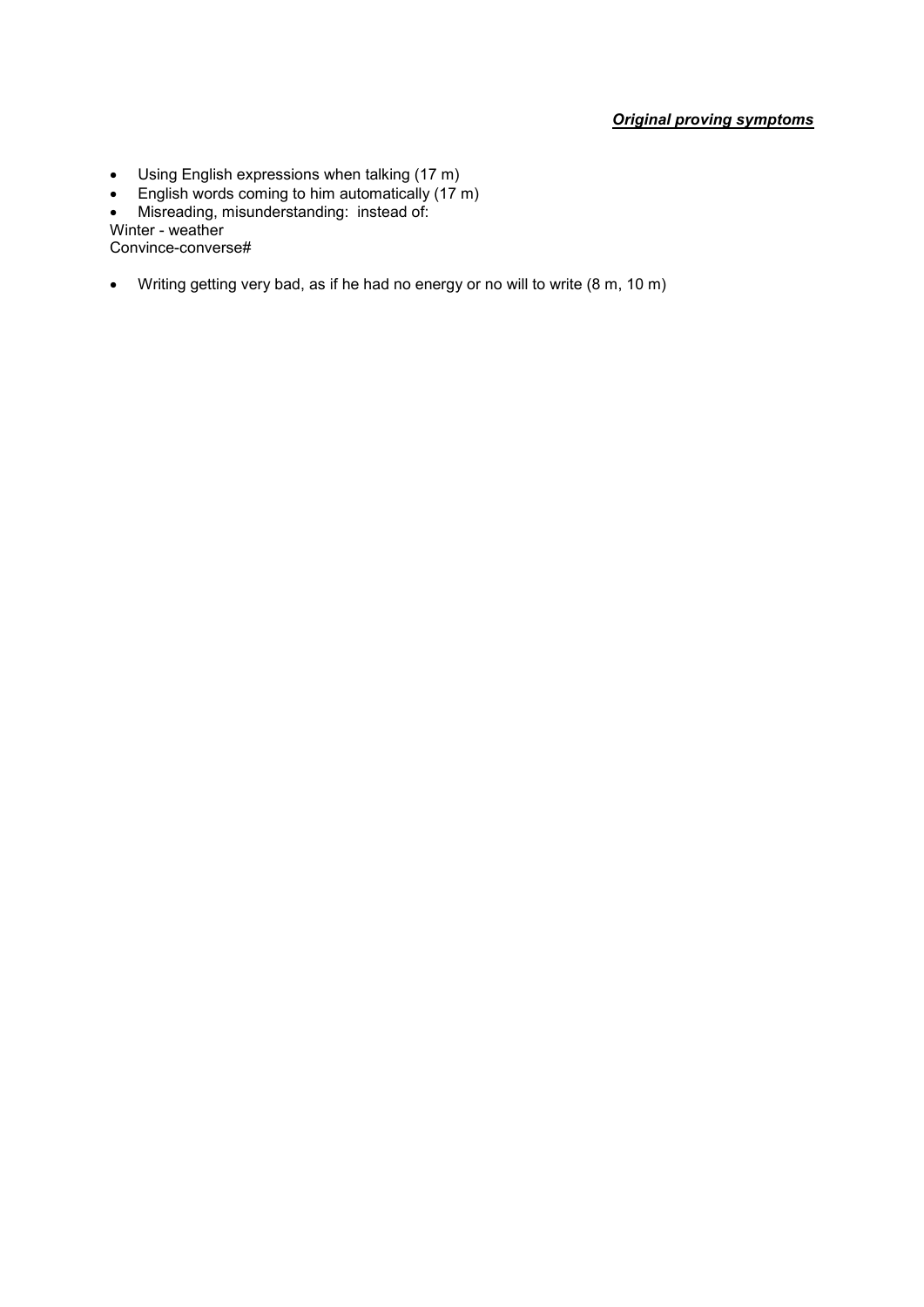***Original proving symptoms***

- Using English expressions when talking (17 m)
- English words coming to him automatically (17 m)
- Misreading, misunderstanding: instead of:

Winter - weather
Convince-converse#

- Writing getting very bad, as if he had no energy or no will to write (8 m, 10 m)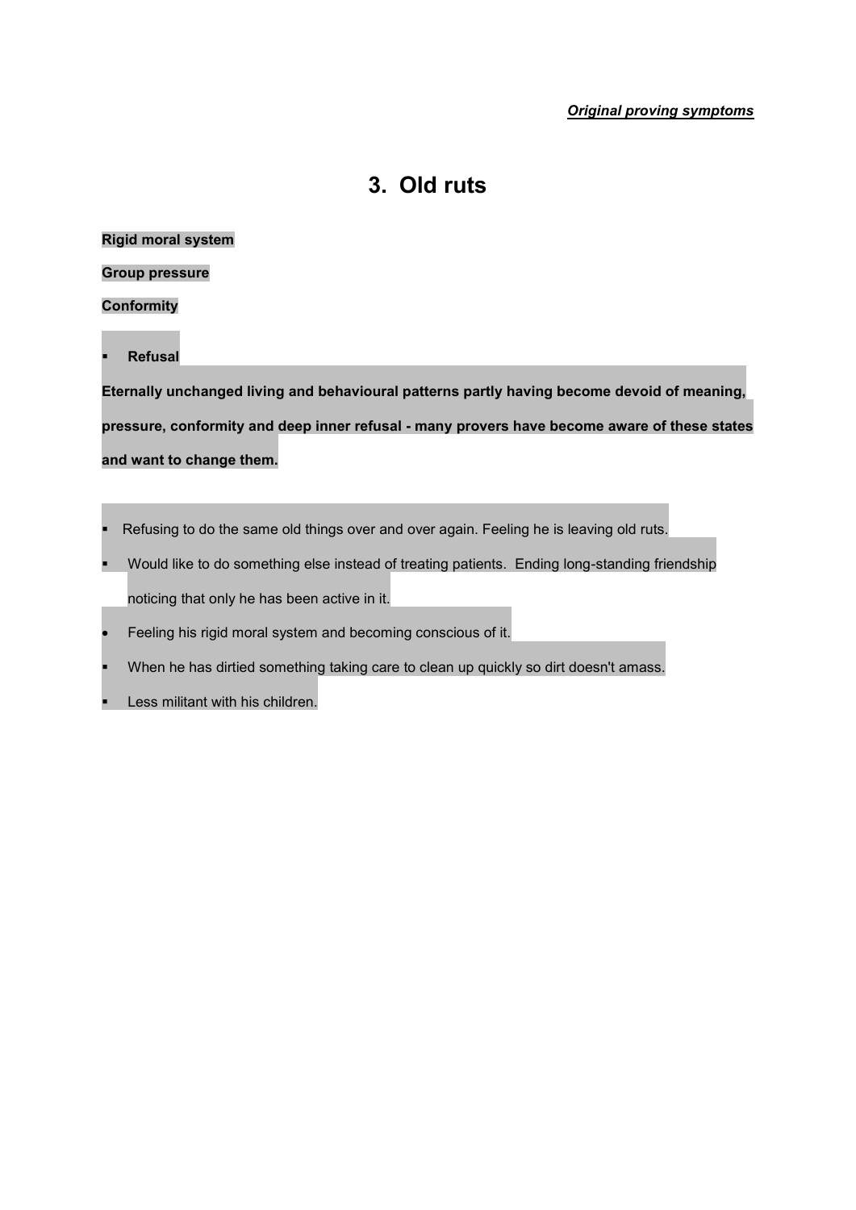*__Original proving symptoms__*

# 3. Old ruts

**Rigid moral system**

**Group pressure**

**Conformity**

- **Refusal**

**Eternally unchanged living and behavioural patterns partly having become devoid of meaning, pressure, conformity and deep inner refusal - many provers have become aware of these states and want to change them.**

- Refusing to do the same old things over and over again. Feeling he is leaving old ruts.
- Would like to do something else instead of treating patients. Ending long-standing friendship noticing that only he has been active in it.
- Feeling his rigid moral system and becoming conscious of it.
- When he has dirtied something taking care to clean up quickly so dirt doesn't amass.
- Less militant with his children.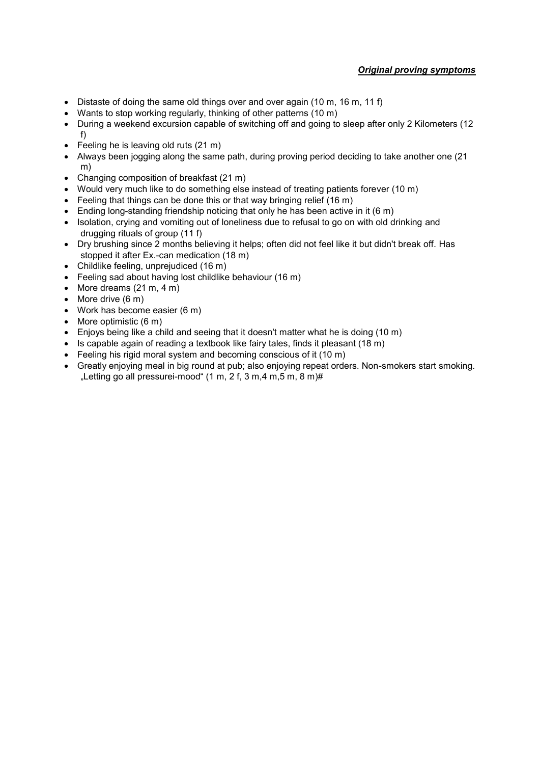***Original proving symptoms***

- Distaste of doing the same old things over and over again (10 m, 16 m, 11 f)
- Wants to stop working regularly, thinking of other patterns (10 m)
- During a weekend excursion capable of switching off and going to sleep after only 2 Kilometers (12 f)
- Feeling he is leaving old ruts (21 m)
- Always been jogging along the same path, during proving period deciding to take another one (21 m)
- Changing composition of breakfast (21 m)
- Would very much like to do something else instead of treating patients forever (10 m)
- Feeling that things can be done this or that way bringing relief (16 m)
- Ending long-standing friendship noticing that only he has been active in it (6 m)
- Isolation, crying and vomiting out of loneliness due to refusal to go on with old drinking and drugging rituals of group (11 f)
- Dry brushing since 2 months believing it helps; often did not feel like it but didn't break off. Has stopped it after Ex.-can medication (18 m)
- Childlike feeling, unprejudiced (16 m)
- Feeling sad about having lost childlike behaviour (16 m)
- More dreams (21 m, 4 m)
- More drive (6 m)
- Work has become easier (6 m)
- More optimistic (6 m)
- Enjoys being like a child and seeing that it doesn't matter what he is doing (10 m)
- Is capable again of reading a textbook like fairy tales, finds it pleasant (18 m)
- Feeling his rigid moral system and becoming conscious of it (10 m)
- Greatly enjoying meal in big round at pub; also enjoying repeat orders. Non-smokers start smoking. „Letting go all pressurei-mood“ (1 m, 2 f, 3 m,4 m,5 m, 8 m)#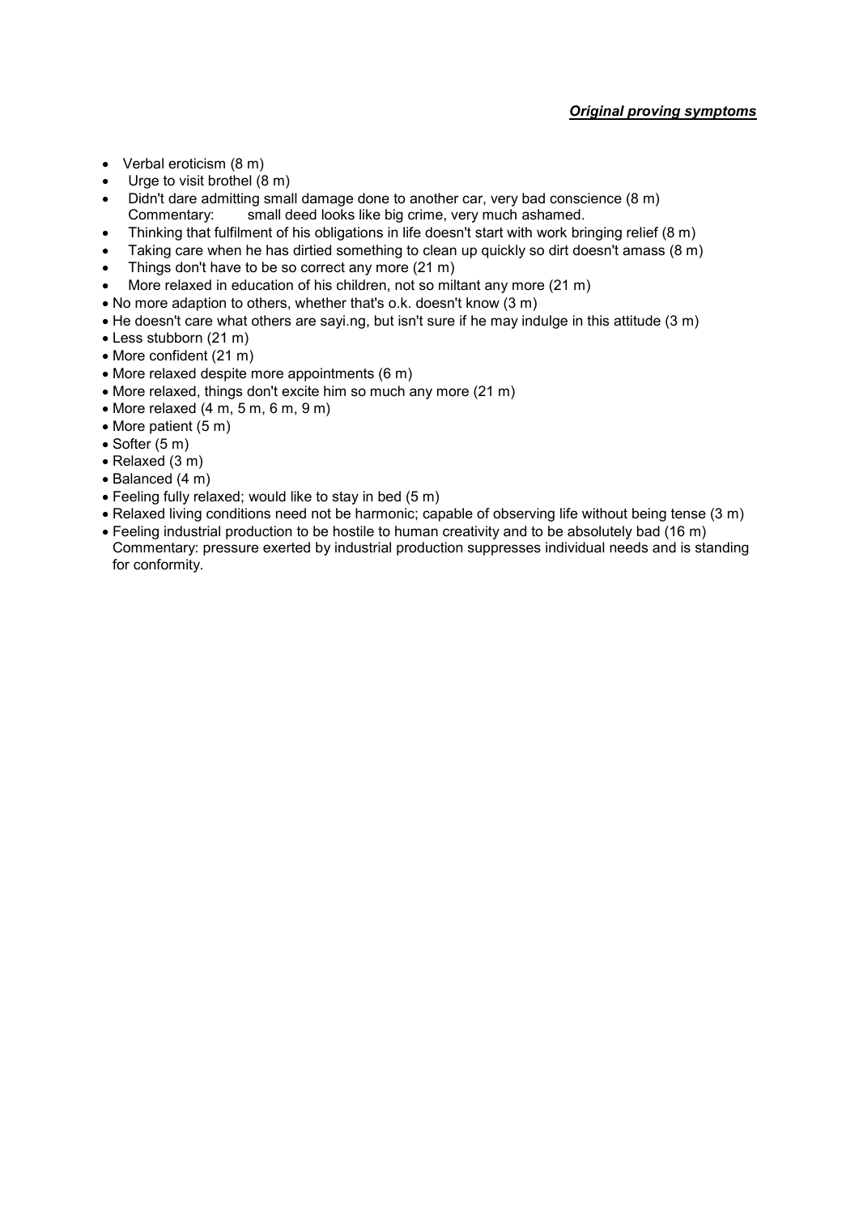***Original proving symptoms***

- Verbal eroticism (8 m)
- Urge to visit brothel (8 m)
- Didn't dare admitting small damage done to another car, very bad conscience (8 m)
  Commentary: small deed looks like big crime, very much ashamed.
- Thinking that fulfilment of his obligations in life doesn't start with work bringing relief (8 m)
- Taking care when he has dirtied something to clean up quickly so dirt doesn't amass (8 m)
- Things don't have to be so correct any more (21 m)
- More relaxed in education of his children, not so miltant any more (21 m)
- No more adaption to others, whether that's o.k. doesn't know (3 m)
- He doesn't care what others are sayi.ng, but isn't sure if he may indulge in this attitude (3 m)
- Less stubborn (21 m)
- More confident (21 m)
- More relaxed despite more appointments (6 m)
- More relaxed, things don't excite him so much any more (21 m)
- More relaxed (4 m, 5 m, 6 m, 9 m)
- More patient (5 m)
- Softer (5 m)
- Relaxed (3 m)
- Balanced (4 m)
- Feeling fully relaxed; would like to stay in bed (5 m)
- Relaxed living conditions need not be harmonic; capable of observing life without being tense (3 m)
- Feeling industrial production to be hostile to human creativity and to be absolutely bad (16 m)
  Commentary: pressure exerted by industrial production suppresses individual needs and is standing for conformity.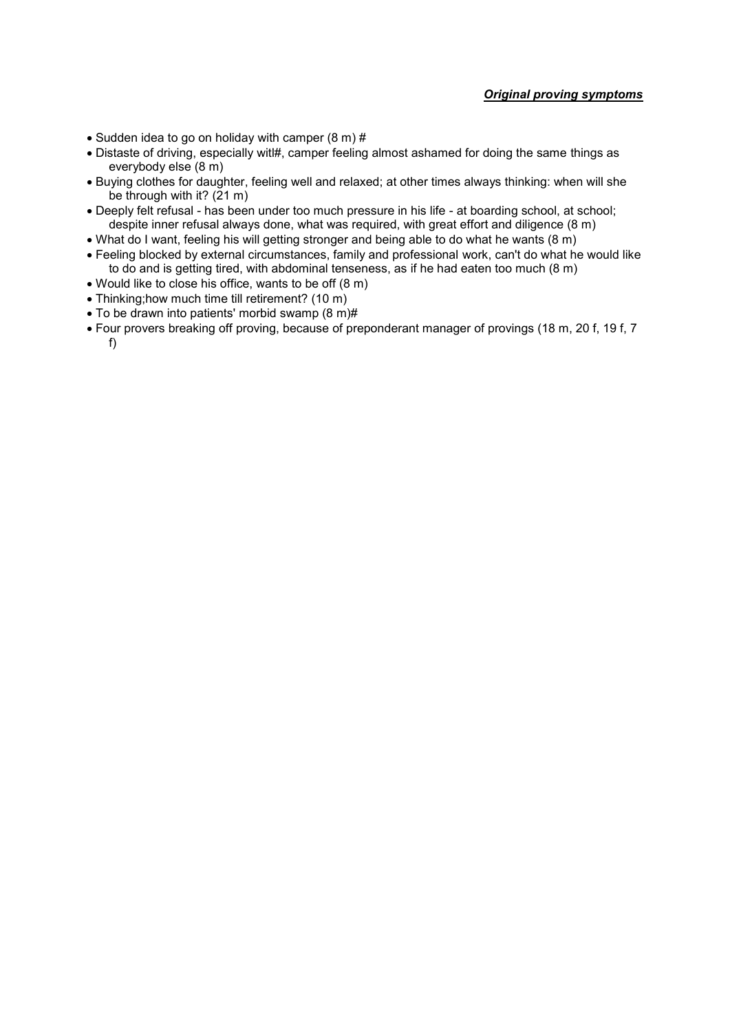***Original proving symptoms***

- Sudden idea to go on holiday with camper (8 m) #
- Distaste of driving, especially witl#, camper feeling almost ashamed for doing the same things as everybody else (8 m)
- Buying clothes for daughter, feeling well and relaxed; at other times always thinking: when will she be through with it? (21 m)
- Deeply felt refusal - has been under too much pressure in his life - at boarding school, at school; despite inner refusal always done, what was required, with great effort and diligence (8 m)
- What do I want, feeling his will getting stronger and being able to do what he wants (8 m)
- Feeling blocked by external circumstances, family and professional work, can't do what he would like to do and is getting tired, with abdominal tenseness, as if he had eaten too much (8 m)
- Would like to close his office, wants to be off (8 m)
- Thinking;how much time till retirement? (10 m)
- To be drawn into patients' morbid swamp (8 m)#
- Four provers breaking off proving, because of preponderant manager of provings (18 m, 20 f, 19 f, 7 f)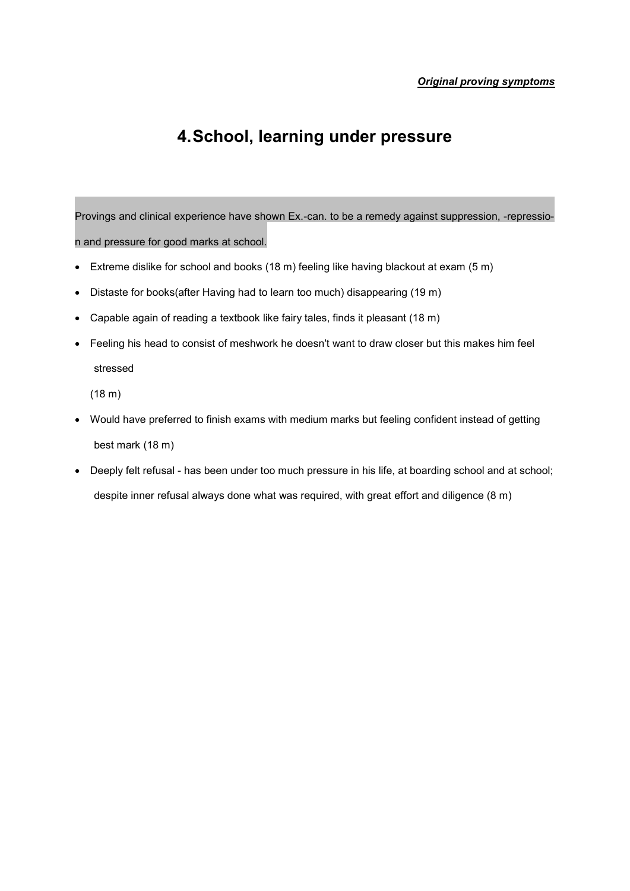*Original proving symptoms*

# 4. School, learning under pressure

Provings and clinical experience have shown Ex.-can. to be a remedy against suppression, -repression and pressure for good marks at school.

- Extreme dislike for school and books (18 m) feeling like having blackout at exam (5 m)
- Distaste for books(after Having had to learn too much) disappearing (19 m)
- Capable again of reading a textbook like fairy tales, finds it pleasant (18 m)
- Feeling his head to consist of meshwork he doesn't want to draw closer but this makes him feel stressed

  (18 m)
- Would have preferred to finish exams with medium marks but feeling confident instead of getting best mark (18 m)
- Deeply felt refusal - has been under too much pressure in his life, at boarding school and at school; despite inner refusal always done what was required, with great effort and diligence (8 m)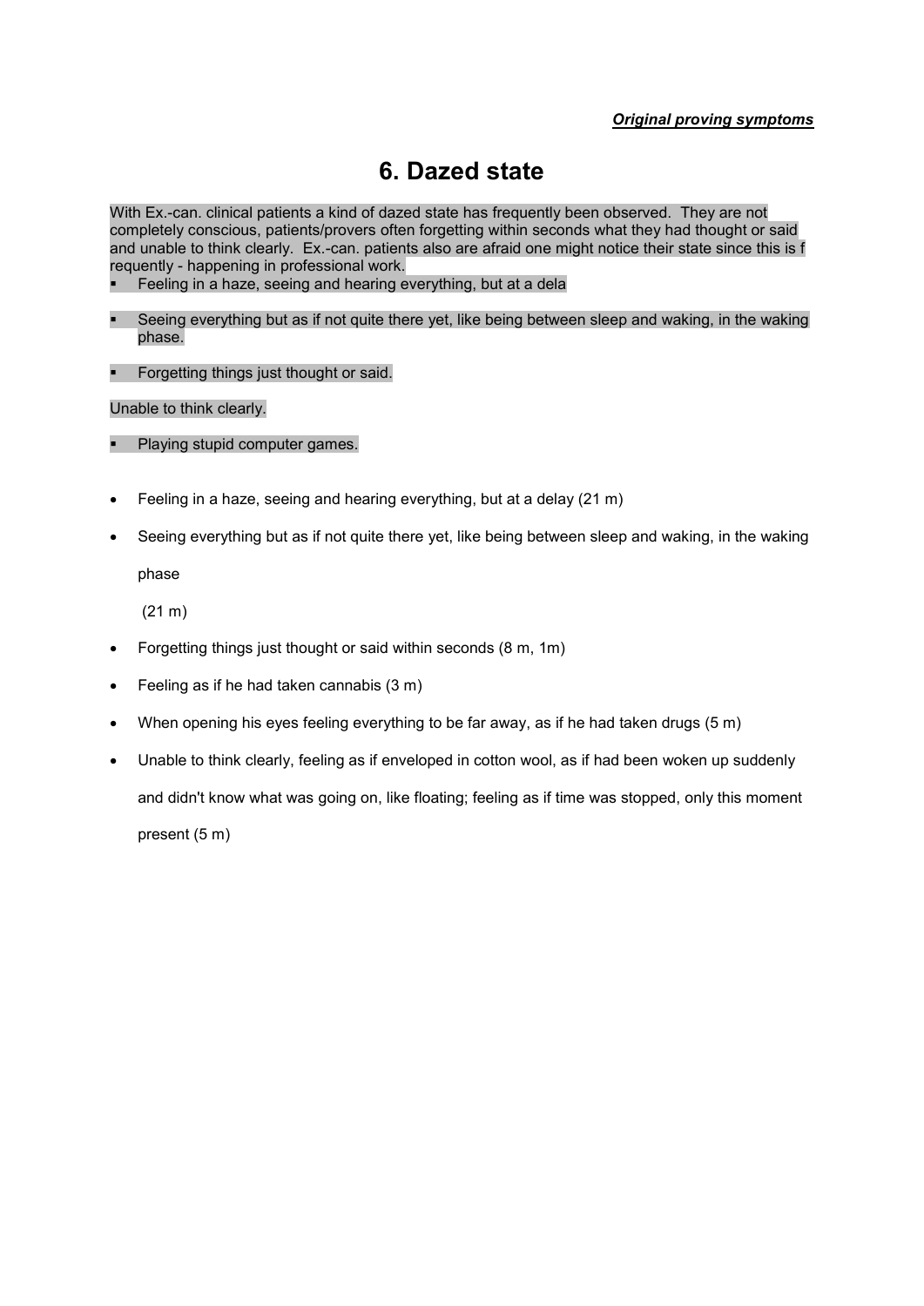*Original proving symptoms*

# 6. Dazed state

With Ex.-can. clinical patients a kind of dazed state has frequently been observed. They are not completely conscious, patients/provers often forgetting within seconds what they had thought or said and unable to think clearly. Ex.-can. patients also are afraid one might notice their state since this is f requently - happening in professional work.

- Feeling in a haze, seeing and hearing everything, but at a dela
- Seeing everything but as if not quite there yet, like being between sleep and waking, in the waking phase.
- Forgetting things just thought or said.

Unable to think clearly.

- Playing stupid computer games.

- Feeling in a haze, seeing and hearing everything, but at a delay (21 m)
- Seeing everything but as if not quite there yet, like being between sleep and waking, in the waking phase (21 m)
- Forgetting things just thought or said within seconds (8 m, 1m)
- Feeling as if he had taken cannabis (3 m)
- When opening his eyes feeling everything to be far away, as if he had taken drugs (5 m)
- Unable to think clearly, feeling as if enveloped in cotton wool, as if had been woken up suddenly and didn't know what was going on, like floating; feeling as if time was stopped, only this moment present (5 m)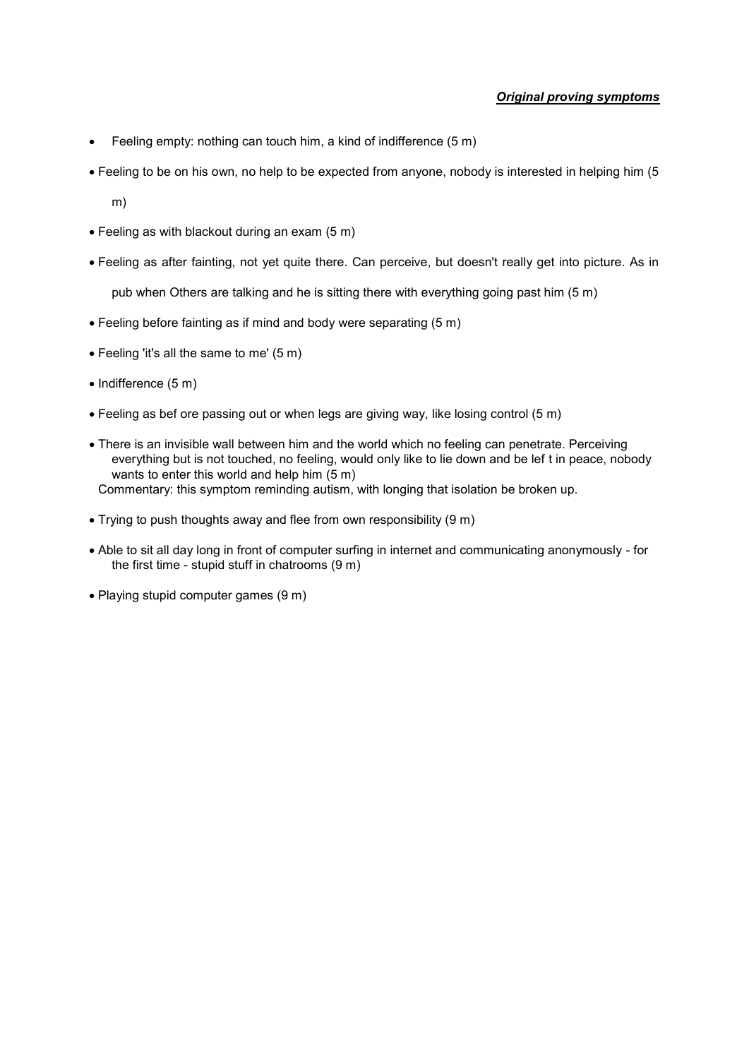***Original proving symptoms***

- Feeling empty: nothing can touch him, a kind of indifference (5 m)
- Feeling to be on his own, no help to be expected from anyone, nobody is interested in helping him (5 m)
- Feeling as with blackout during an exam (5 m)
- Feeling as after fainting, not yet quite there. Can perceive, but doesn't really get into picture. As in pub when Others are talking and he is sitting there with everything going past him (5 m)
- Feeling before fainting as if mind and body were separating (5 m)
- Feeling 'it's all the same to me' (5 m)
- Indifference (5 m)
- Feeling as bef ore passing out or when legs are giving way, like losing control (5 m)
- There is an invisible wall between him and the world which no feeling can penetrate. Perceiving everything but is not touched, no feeling, would only like to lie down and be lef t in peace, nobody wants to enter this world and help him (5 m)
  Commentary: this symptom reminding autism, with longing that isolation be broken up.
- Trying to push thoughts away and flee from own responsibility (9 m)
- Able to sit all day long in front of computer surfing in internet and communicating anonymously - for the first time - stupid stuff in chatrooms (9 m)
- Playing stupid computer games (9 m)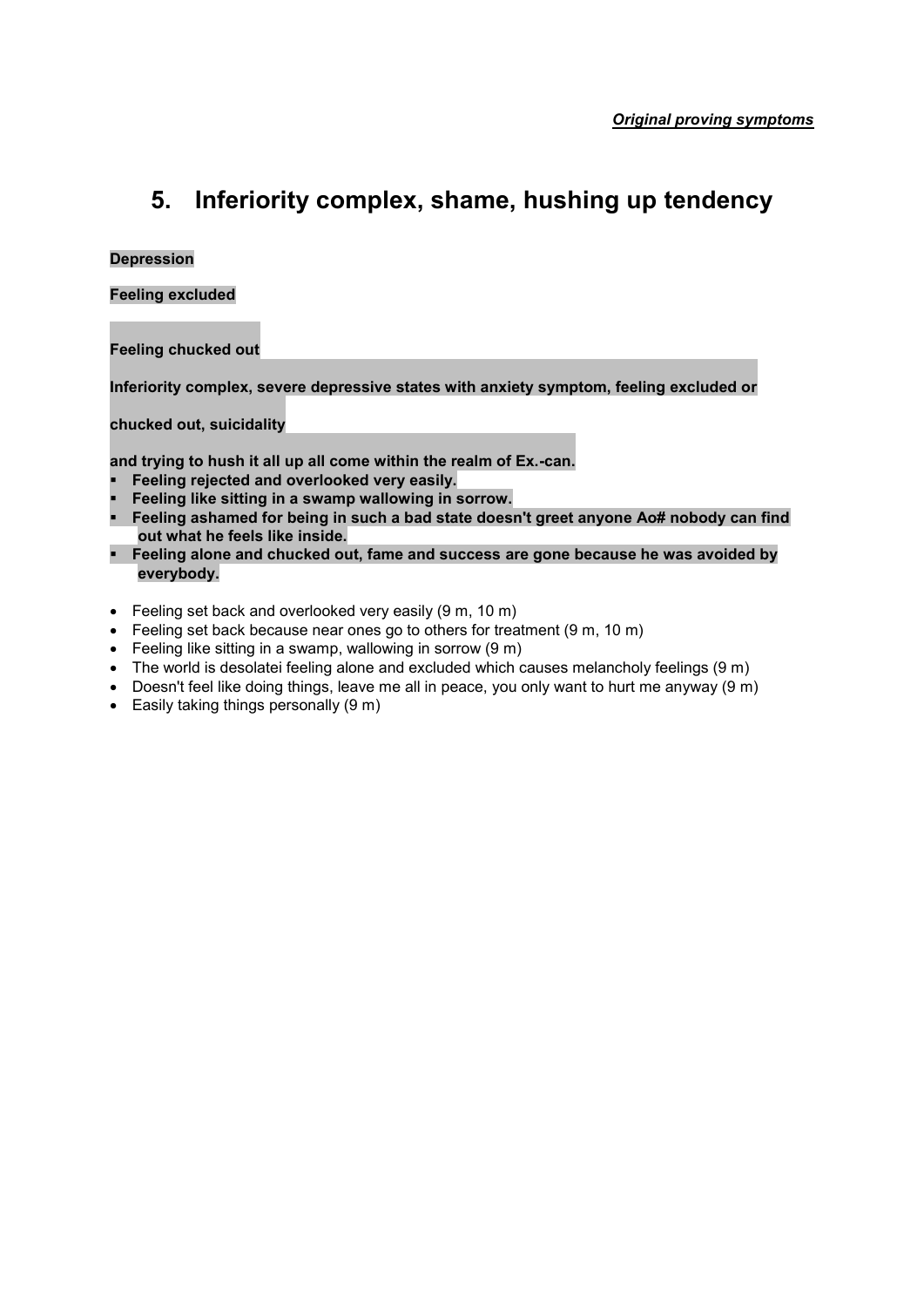*Original proving symptoms*

# 5. Inferiority complex, shame, hushing up tendency

**Depression**

**Feeling excluded**

**Feeling chucked out**

**Inferiority complex, severe depressive states with anxiety symptom, feeling excluded or chucked out, suicidality and trying to hush it all up all come within the realm of Ex.-can.**

- **Feeling rejected and overlooked very easily.**
- **Feeling like sitting in a swamp wallowing in sorrow.**
- **Feeling ashamed for being in such a bad state doesn't greet anyone Ao# nobody can find out what he feels like inside.**
- **Feeling alone and chucked out, fame and success are gone because he was avoided by everybody.**

- Feeling set back and overlooked very easily (9 m, 10 m)
- Feeling set back because near ones go to others for treatment (9 m, 10 m)
- Feeling like sitting in a swamp, wallowing in sorrow (9 m)
- The world is desolatei feeling alone and excluded which causes melancholy feelings (9 m)
- Doesn't feel like doing things, leave me all in peace, you only want to hurt me anyway (9 m)
- Easily taking things personally (9 m)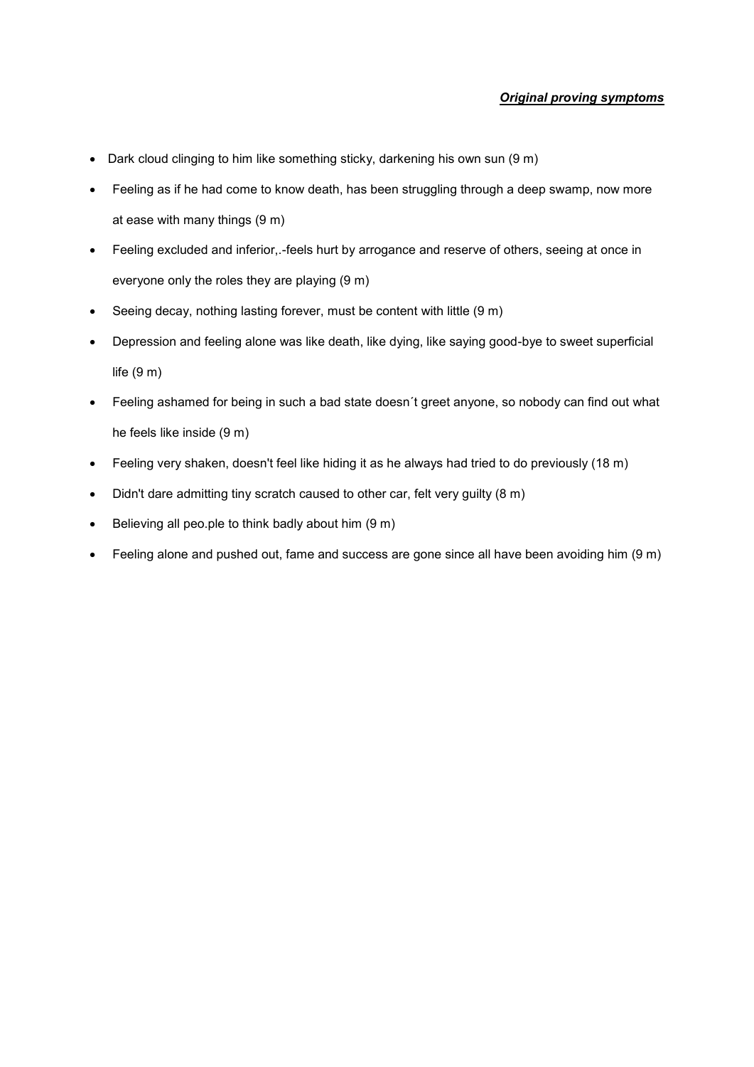***Original proving symptoms***

- Dark cloud clinging to him like something sticky, darkening his own sun (9 m)
- Feeling as if he had come to know death, has been struggling through a deep swamp, now more at ease with many things (9 m)
- Feeling excluded and inferior,.-feels hurt by arrogance and reserve of others, seeing at once in everyone only the roles they are playing (9 m)
- Seeing decay, nothing lasting forever, must be content with little (9 m)
- Depression and feeling alone was like death, like dying, like saying good-bye to sweet superficial life (9 m)
- Feeling ashamed for being in such a bad state doesn´t greet anyone, so nobody can find out what he feels like inside (9 m)
- Feeling very shaken, doesn't feel like hiding it as he always had tried to do previously (18 m)
- Didn't dare admitting tiny scratch caused to other car, felt very guilty (8 m)
- Believing all peo.ple to think badly about him (9 m)
- Feeling alone and pushed out, fame and success are gone since all have been avoiding him (9 m)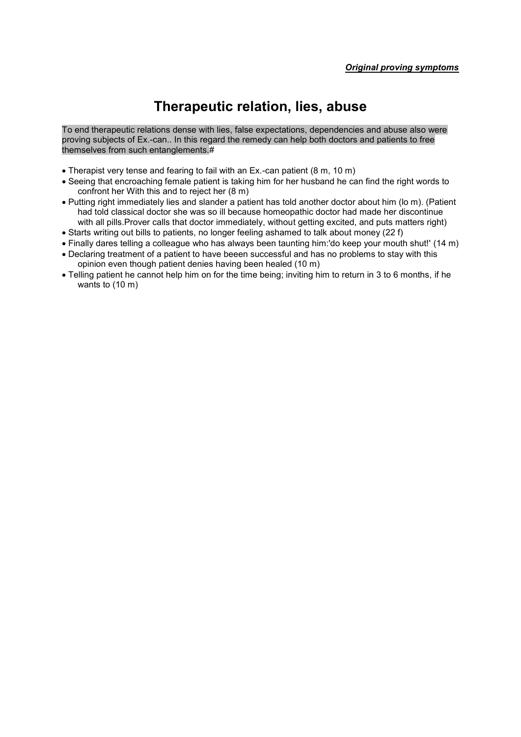*Original proving symptoms*

# Therapeutic relation, lies, abuse

To end therapeutic relations dense with lies, false expectations, dependencies and abuse also were proving subjects of Ex.-can.. In this regard the remedy can help both doctors and patients to free themselves from such entanglements.#

- Therapist very tense and fearing to fail with an Ex.-can patient (8 m, 10 m)
- Seeing that encroaching female patient is taking him for her husband he can find the right words to confront her With this and to reject her (8 m)
- Putting right immediately lies and slander a patient has told another doctor about him (lo m). (Patient had told classical doctor she was so ill because homeopathic doctor had made her discontinue with all pills.Prover calls that doctor immediately, without getting excited, and puts matters right)
- Starts writing out bills to patients, no longer feeling ashamed to talk about money (22 f)
- Finally dares telling a colleague who has always been taunting him:'do keep your mouth shut!' (14 m)
- Declaring treatment of a patient to have beeen successful and has no problems to stay with this opinion even though patient denies having been healed (10 m)
- Telling patient he cannot help him on for the time being; inviting him to return in 3 to 6 months, if he wants to (10 m)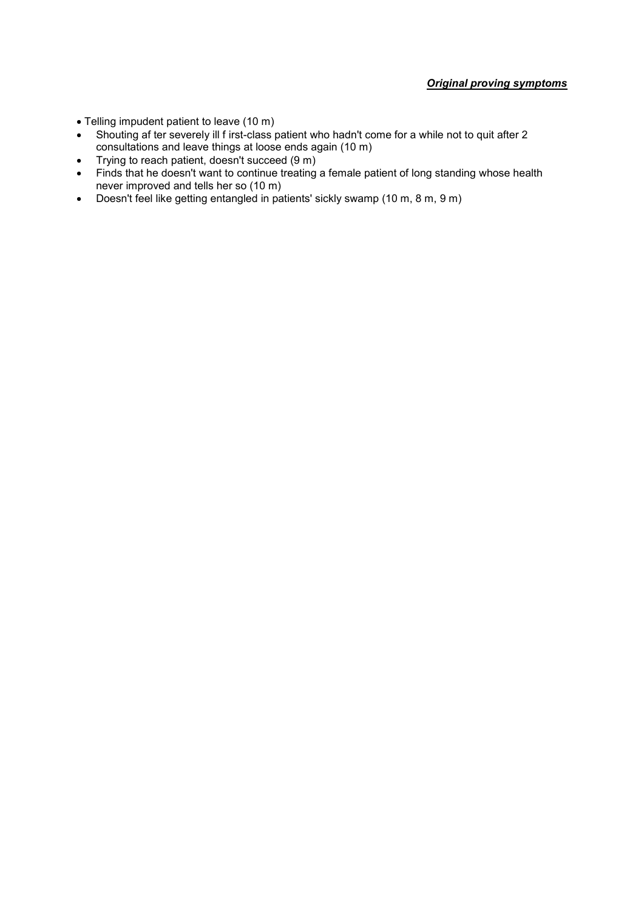***Original proving symptoms***

- Telling impudent patient to leave (10 m)
- Shouting after severely ill first-class patient who hadn't come for a while not to quit after 2 consultations and leave things at loose ends again (10 m)
- Trying to reach patient, doesn't succeed (9 m)
- Finds that he doesn't want to continue treating a female patient of long standing whose health never improved and tells her so (10 m)
- Doesn't feel like getting entangled in patients' sickly swamp (10 m, 8 m, 9 m)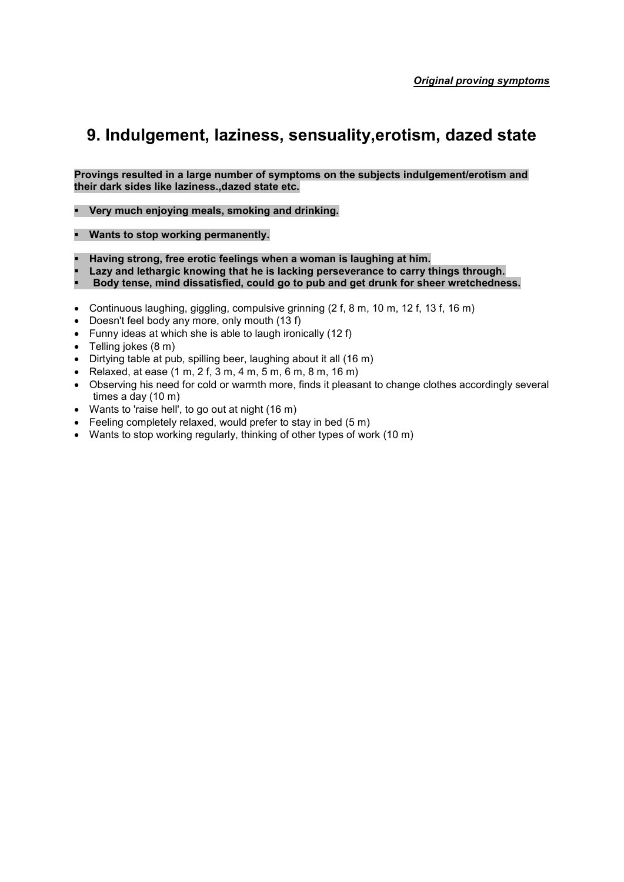*Original proving symptoms*

# 9. Indulgement, laziness, sensuality,erotism, dazed state

**Provings resulted in a large number of symptoms on the subjects indulgement/erotism and their dark sides like laziness.,dazed state etc.**

- **Very much enjoying meals, smoking and drinking.**

- **Wants to stop working permanently.**

- **Having strong, free erotic feelings when a woman is laughing at him.**
- **Lazy and lethargic knowing that he is lacking perseverance to carry things through.**
- **Body tense, mind dissatisfied, could go to pub and get drunk for sheer wretchedness.**

- Continuous laughing, giggling, compulsive grinning (2 f, 8 m, 10 m, 12 f, 13 f, 16 m)
- Doesn't feel body any more, only mouth (13 f)
- Funny ideas at which she is able to laugh ironically (12 f)
- Telling jokes (8 m)
- Dirtying table at pub, spilling beer, laughing about it all (16 m)
- Relaxed, at ease (1 m, 2 f, 3 m, 4 m, 5 m, 6 m, 8 m, 16 m)
- Observing his need for cold or warmth more, finds it pleasant to change clothes accordingly several times a day (10 m)
- Wants to 'raise hell', to go out at night (16 m)
- Feeling completely relaxed, would prefer to stay in bed (5 m)
- Wants to stop working regularly, thinking of other types of work (10 m)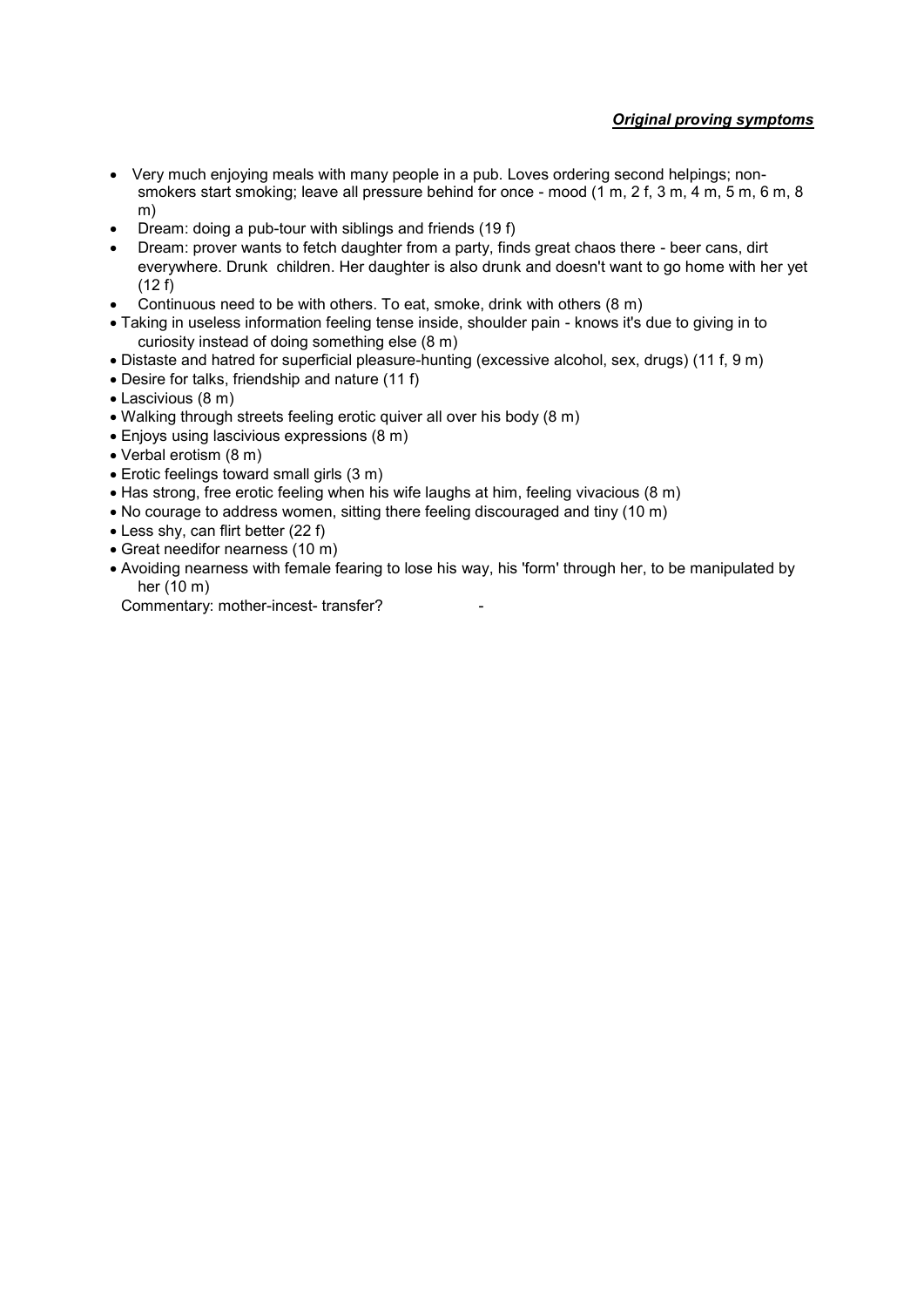***Original proving symptoms***

- Very much enjoying meals with many people in a pub. Loves ordering second helpings; non-smokers start smoking; leave all pressure behind for once - mood (1 m, 2 f, 3 m, 4 m, 5 m, 6 m, 8 m)
- Dream: doing a pub-tour with siblings and friends (19 f)
- Dream: prover wants to fetch daughter from a party, finds great chaos there - beer cans, dirt everywhere. Drunk children. Her daughter is also drunk and doesn't want to go home with her yet (12 f)
- Continuous need to be with others. To eat, smoke, drink with others (8 m)
- Taking in useless information feeling tense inside, shoulder pain - knows it's due to giving in to curiosity instead of doing something else (8 m)
- Distaste and hatred for superficial pleasure-hunting (excessive alcohol, sex, drugs) (11 f, 9 m)
- Desire for talks, friendship and nature (11 f)
- Lascivious (8 m)
- Walking through streets feeling erotic quiver all over his body (8 m)
- Enjoys using lascivious expressions (8 m)
- Verbal erotism (8 m)
- Erotic feelings toward small girls (3 m)
- Has strong, free erotic feeling when his wife laughs at him, feeling vivacious (8 m)
- No courage to address women, sitting there feeling discouraged and tiny (10 m)
- Less shy, can flirt better (22 f)
- Great needifor nearness (10 m)
- Avoiding nearness with female fearing to lose his way, his 'form' through her, to be manipulated by her (10 m)

Commentary: mother-incest- transfer? -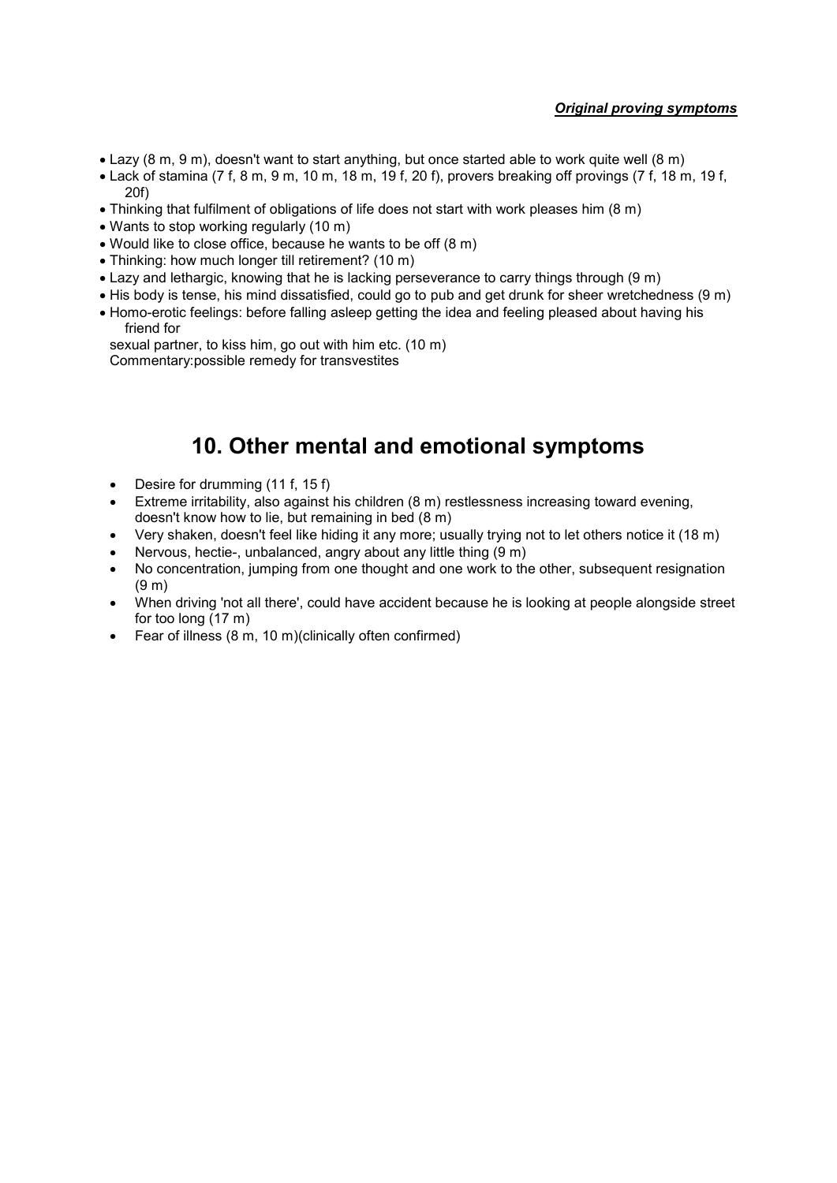- Lazy (8 m, 9 m), doesn't want to start anything, but once started able to work quite well (8 m)
- Lack of stamina (7 f, 8 m, 9 m, 10 m, 18 m, 19 f, 20 f), provers breaking off provings (7 f, 18 m, 19 f, 20f)
- Thinking that fulfilment of obligations of life does not start with work pleases him (8 m)
- Wants to stop working regularly (10 m)
- Would like to close office, because he wants to be off (8 m)
- Thinking: how much longer till retirement? (10 m)
- Lazy and lethargic, knowing that he is lacking perseverance to carry things through (9 m)
- His body is tense, his mind dissatisfied, could go to pub and get drunk for sheer wretchedness (9 m)
- Homo-erotic feelings: before falling asleep getting the idea and feeling pleased about having his friend for

  sexual partner, to kiss him, go out with him etc. (10 m)
  Commentary:possible remedy for transvestites

## 10. Other mental and emotional symptoms

- Desire for drumming (11 f, 15 f)
- Extreme irritability, also against his children (8 m) restlessness increasing toward evening, doesn't know how to lie, but remaining in bed (8 m)
- Very shaken, doesn't feel like hiding it any more; usually trying not to let others notice it (18 m)
- Nervous, hectie-, unbalanced, angry about any little thing (9 m)
- No concentration, jumping from one thought and one work to the other, subsequent resignation (9 m)
- When driving 'not all there', could have accident because he is looking at people alongside street for too long (17 m)
- Fear of illness (8 m, 10 m)(clinically often confirmed)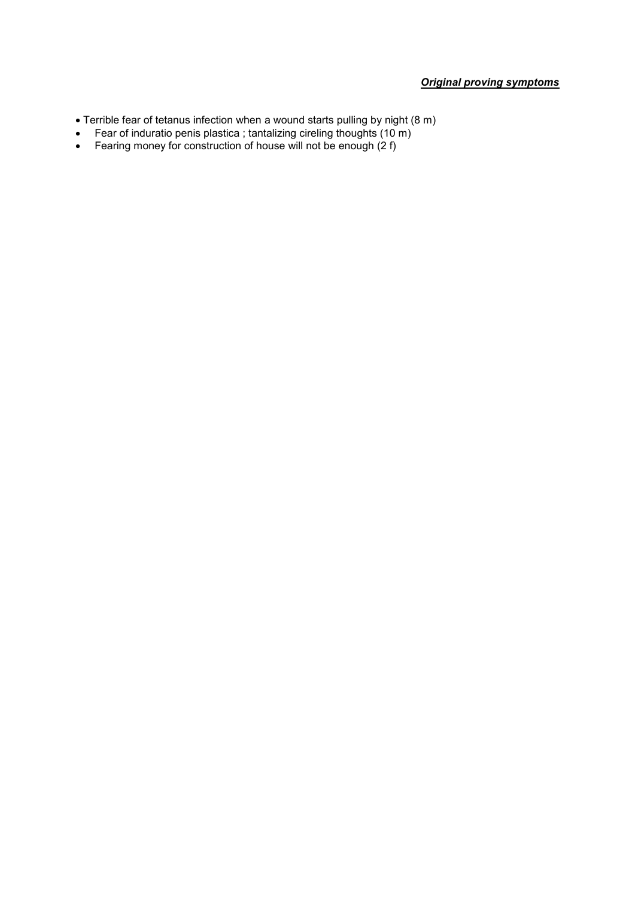***Original proving symptoms***

- Terrible fear of tetanus infection when a wound starts pulling by night (8 m)
- Fear of induratio penis plastica ; tantalizing cireling thoughts (10 m)
- Fearing money for construction of house will not be enough (2 f)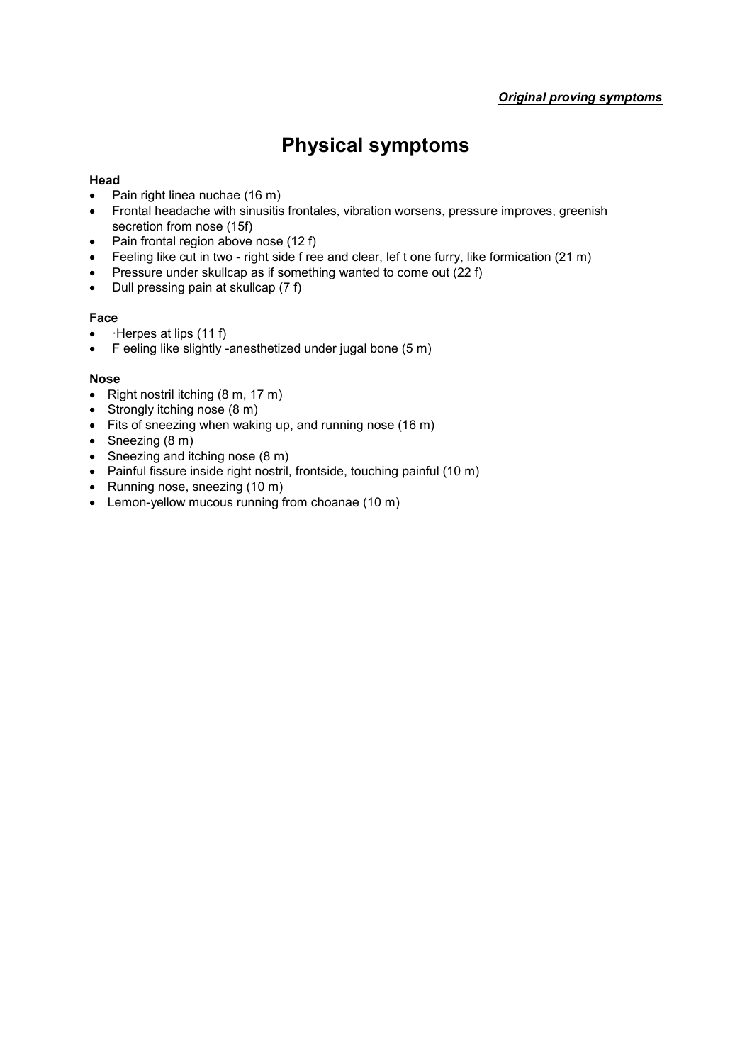*Original proving symptoms*

# Physical symptoms

**Head**

- Pain right linea nuchae (16 m)
- Frontal headache with sinusitis frontales, vibration worsens, pressure improves, greenish secretion from nose (15f)
- Pain frontal region above nose (12 f)
- Feeling like cut in two - right side f ree and clear, lef t one furry, like formication (21 m)
- Pressure under skullcap as if something wanted to come out (22 f)
- Dull pressing pain at skullcap (7 f)

**Face**

- ·Herpes at lips (11 f)
- F eeling like slightly -anesthetized under jugal bone (5 m)

**Nose**

- Right nostril itching (8 m, 17 m)
- Strongly itching nose (8 m)
- Fits of sneezing when waking up, and running nose (16 m)
- Sneezing (8 m)
- Sneezing and itching nose (8 m)
- Painful fissure inside right nostril, frontside, touching painful (10 m)
- Running nose, sneezing (10 m)
- Lemon-yellow mucous running from choanae (10 m)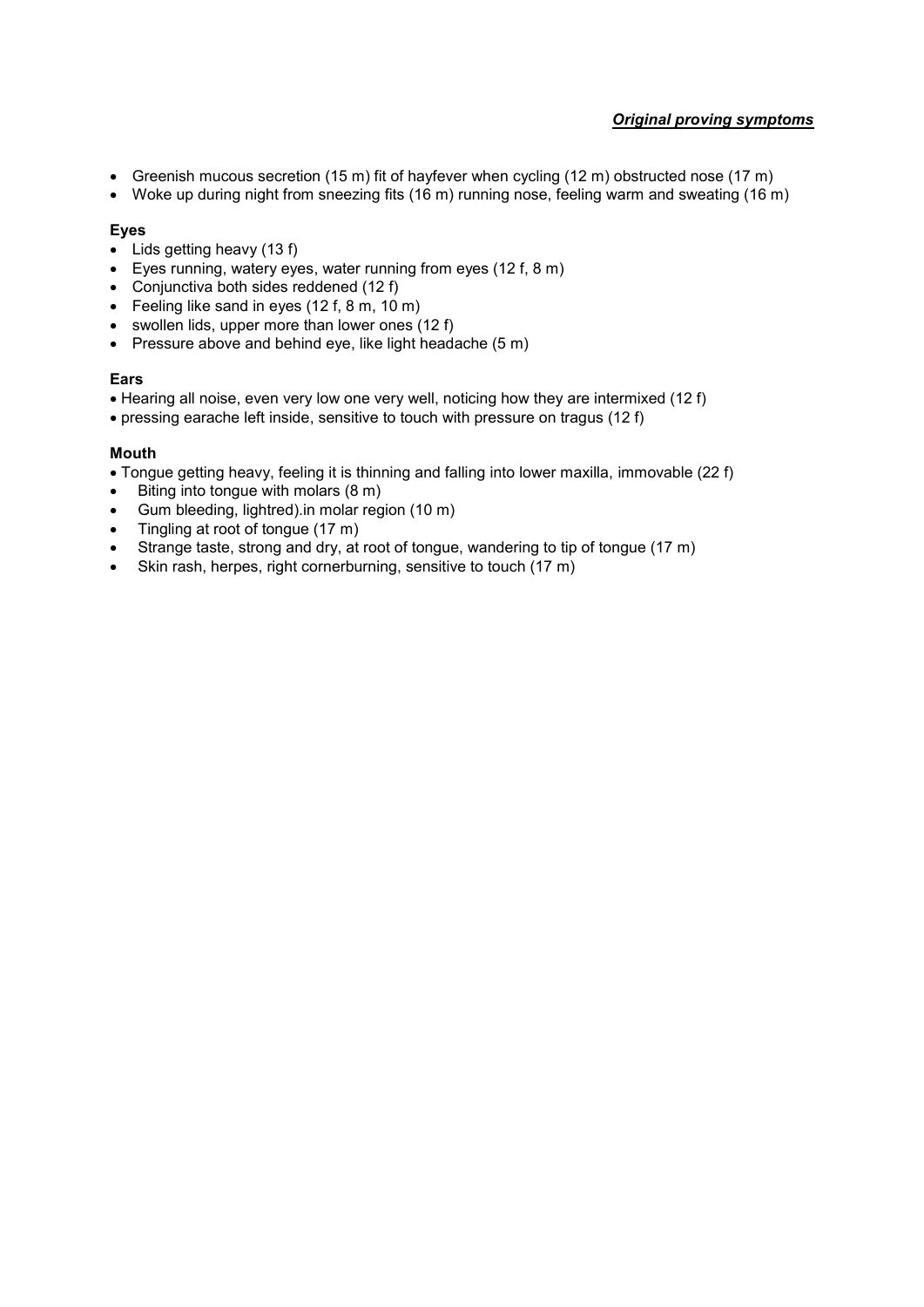- Greenish mucous secretion (15 m) fit of hayfever when cycling (12 m) obstructed nose (17 m)
- Woke up during night from sneezing fits (16 m) running nose, feeling warm and sweating (16 m)

**Eyes**

- Lids getting heavy (13 f)
- Eyes running, watery eyes, water running from eyes (12 f, 8 m)
- Conjunctiva both sides reddened (12 f)
- Feeling like sand in eyes (12 f, 8 m, 10 m)
- swollen lids, upper more than lower ones (12 f)
- Pressure above and behind eye, like light headache (5 m)

**Ears**

- Hearing all noise, even very low one very well, noticing how they are intermixed (12 f)
- pressing earache left inside, sensitive to touch with pressure on tragus (12 f)

**Mouth**

- Tongue getting heavy, feeling it is thinning and falling into lower maxilla, immovable (22 f)
- Biting into tongue with molars (8 m)
- Gum bleeding, lightred).in molar region (10 m)
- Tingling at root of tongue (17 m)
- Strange taste, strong and dry, at root of tongue, wandering to tip of tongue (17 m)
- Skin rash, herpes, right cornerburning, sensitive to touch (17 m)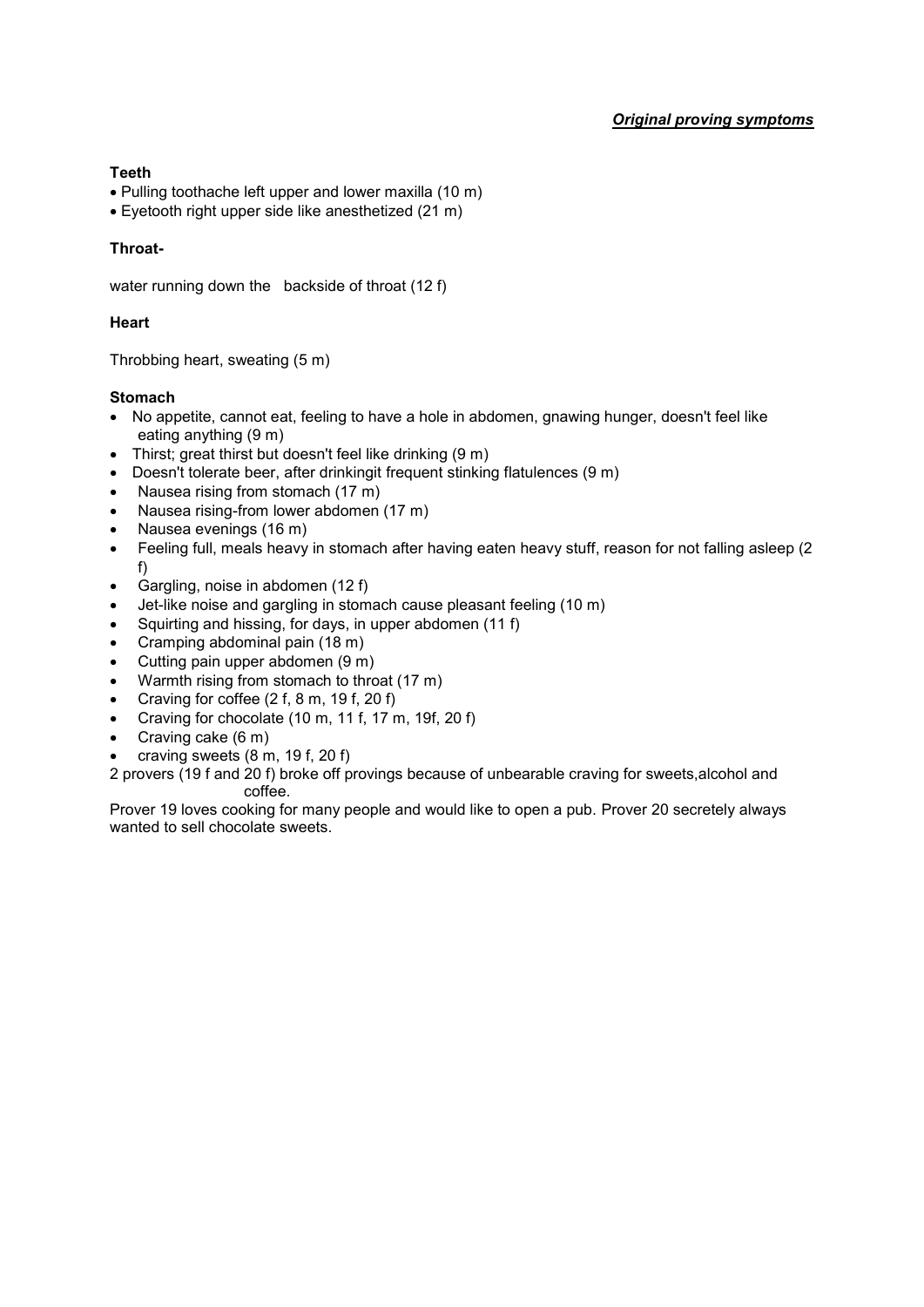*__Original proving symptoms__*

**Teeth**

- Pulling toothache left upper and lower maxilla (10 m)
- Eyetooth right upper side like anesthetized (21 m)

**Throat-**

water running down the backside of throat (12 f)

**Heart**

Throbbing heart, sweating (5 m)

**Stomach**

- No appetite, cannot eat, feeling to have a hole in abdomen, gnawing hunger, doesn't feel like eating anything (9 m)
- Thirst; great thirst but doesn't feel like drinking (9 m)
- Doesn't tolerate beer, after drinkingit frequent stinking flatulences (9 m)
- Nausea rising from stomach (17 m)
- Nausea rising-from lower abdomen (17 m)
- Nausea evenings (16 m)
- Feeling full, meals heavy in stomach after having eaten heavy stuff, reason for not falling asleep (2 f)
- Gargling, noise in abdomen (12 f)
- Jet-like noise and gargling in stomach cause pleasant feeling (10 m)
- Squirting and hissing, for days, in upper abdomen (11 f)
- Cramping abdominal pain (18 m)
- Cutting pain upper abdomen (9 m)
- Warmth rising from stomach to throat (17 m)
- Craving for coffee (2 f, 8 m, 19 f, 20 f)
- Craving for chocolate (10 m, 11 f, 17 m, 19f, 20 f)
- Craving cake (6 m)
- craving sweets (8 m, 19 f, 20 f)

2 provers (19 f and 20 f) broke off provings because of unbearable craving for sweets,alcohol and coffee.

Prover 19 loves cooking for many people and would like to open a pub. Prover 20 secretely always wanted to sell chocolate sweets.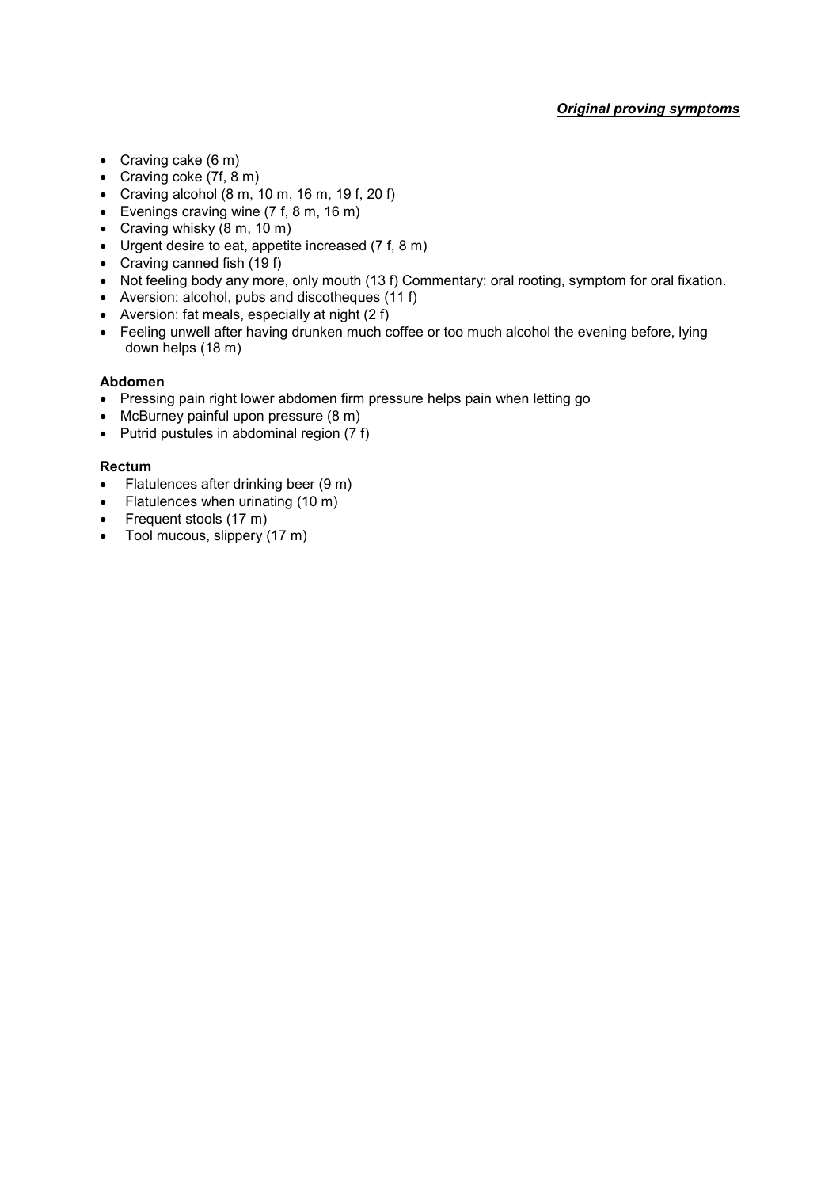*Original proving symptoms*

- Craving cake (6 m)
- Craving coke (7f, 8 m)
- Craving alcohol (8 m, 10 m, 16 m, 19 f, 20 f)
- Evenings craving wine (7 f, 8 m, 16 m)
- Craving whisky (8 m, 10 m)
- Urgent desire to eat, appetite increased (7 f, 8 m)
- Craving canned fish (19 f)
- Not feeling body any more, only mouth (13 f) Commentary: oral rooting, symptom for oral fixation.
- Aversion: alcohol, pubs and discotheques (11 f)
- Aversion: fat meals, especially at night (2 f)
- Feeling unwell after having drunken much coffee or too much alcohol the evening before, lying down helps (18 m)

**Abdomen**

- Pressing pain right lower abdomen firm pressure helps pain when letting go
- McBurney painful upon pressure (8 m)
- Putrid pustules in abdominal region (7 f)

**Rectum**

- Flatulences after drinking beer (9 m)
- Flatulences when urinating (10 m)
- Frequent stools (17 m)
- Tool mucous, slippery (17 m)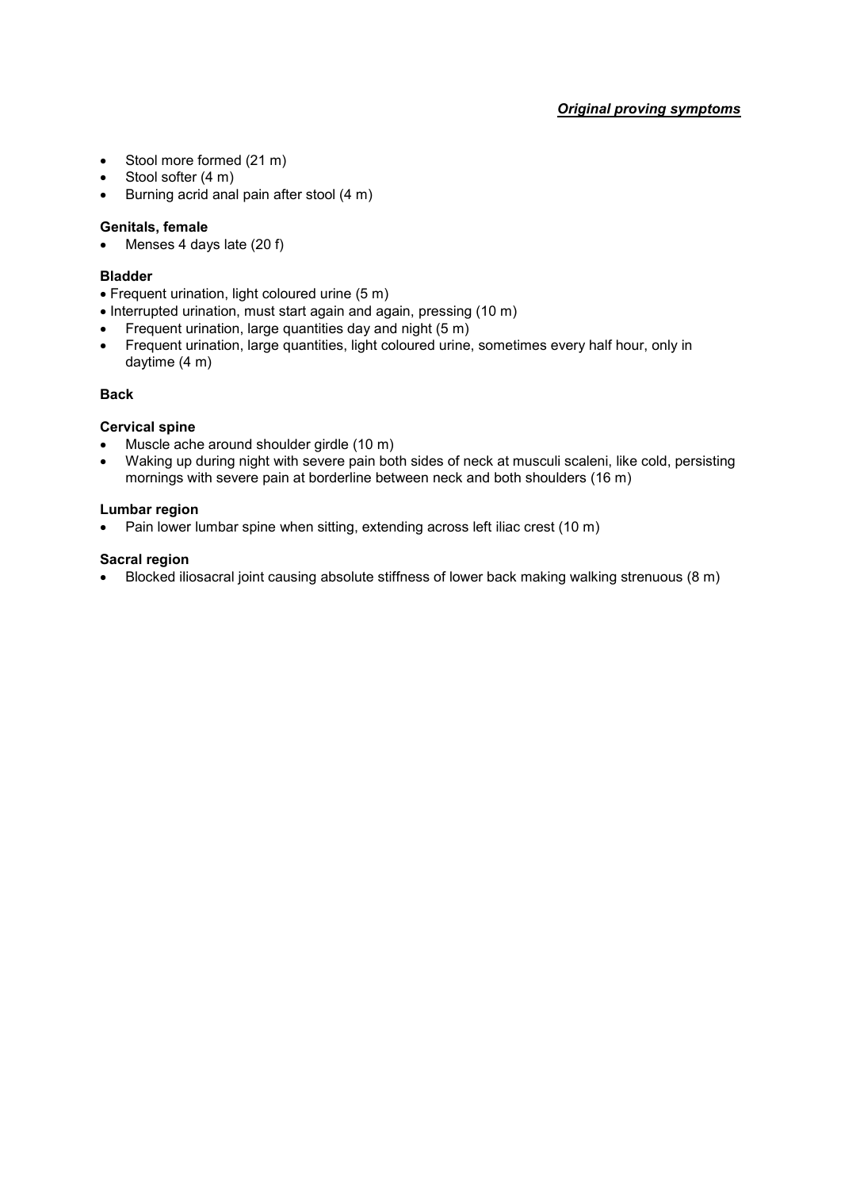- Stool more formed (21 m)
- Stool softer (4 m)
- Burning acrid anal pain after stool (4 m)

**Genitals, female**

- Menses 4 days late (20 f)

**Bladder**

- Frequent urination, light coloured urine (5 m)
- Interrupted urination, must start again and again, pressing (10 m)
- Frequent urination, large quantities day and night (5 m)
- Frequent urination, large quantities, light coloured urine, sometimes every half hour, only in daytime (4 m)

**Back**

**Cervical spine**

- Muscle ache around shoulder girdle (10 m)
- Waking up during night with severe pain both sides of neck at musculi scaleni, like cold, persisting mornings with severe pain at borderline between neck and both shoulders (16 m)

**Lumbar region**

- Pain lower lumbar spine when sitting, extending across left iliac crest (10 m)

**Sacral region**

- Blocked iliosacral joint causing absolute stiffness of lower back making walking strenuous (8 m)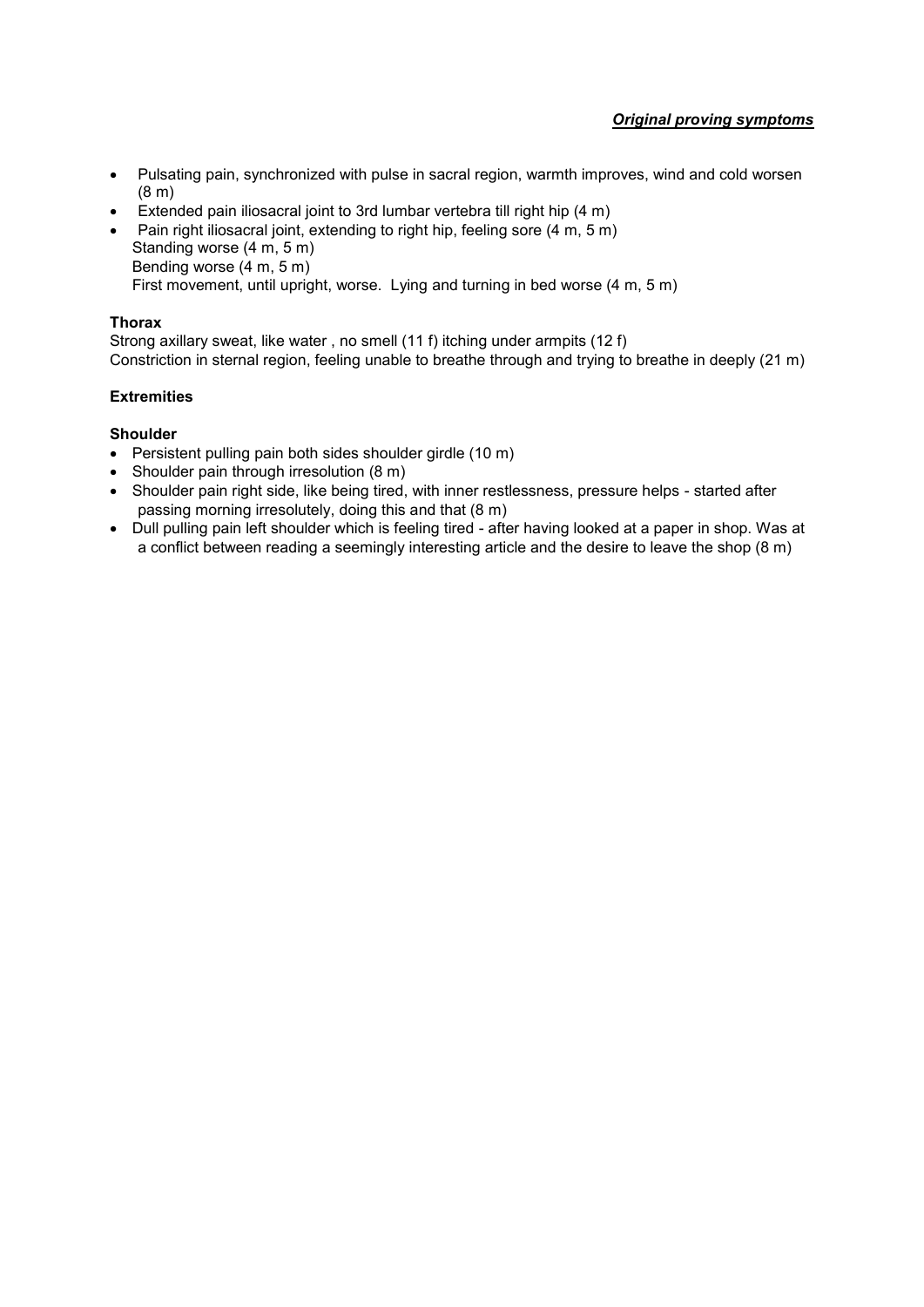- Pulsating pain, synchronized with pulse in sacral region, warmth improves, wind and cold worsen (8 m)
- Extended pain iliosacral joint to 3rd lumbar vertebra till right hip (4 m)
- Pain right iliosacral joint, extending to right hip, feeling sore (4 m, 5 m)
  Standing worse (4 m, 5 m)
  Bending worse (4 m, 5 m)
  First movement, until upright, worse. Lying and turning in bed worse (4 m, 5 m)

**Thorax**

Strong axillary sweat, like water , no smell (11 f) itching under armpits (12 f)
Constriction in sternal region, feeling unable to breathe through and trying to breathe in deeply (21 m)

**Extremities**

**Shoulder**

- Persistent pulling pain both sides shoulder girdle (10 m)
- Shoulder pain through irresolution (8 m)
- Shoulder pain right side, like being tired, with inner restlessness, pressure helps - started after passing morning irresolutely, doing this and that (8 m)
- Dull pulling pain left shoulder which is feeling tired - after having looked at a paper in shop. Was at a conflict between reading a seemingly interesting article and the desire to leave the shop (8 m)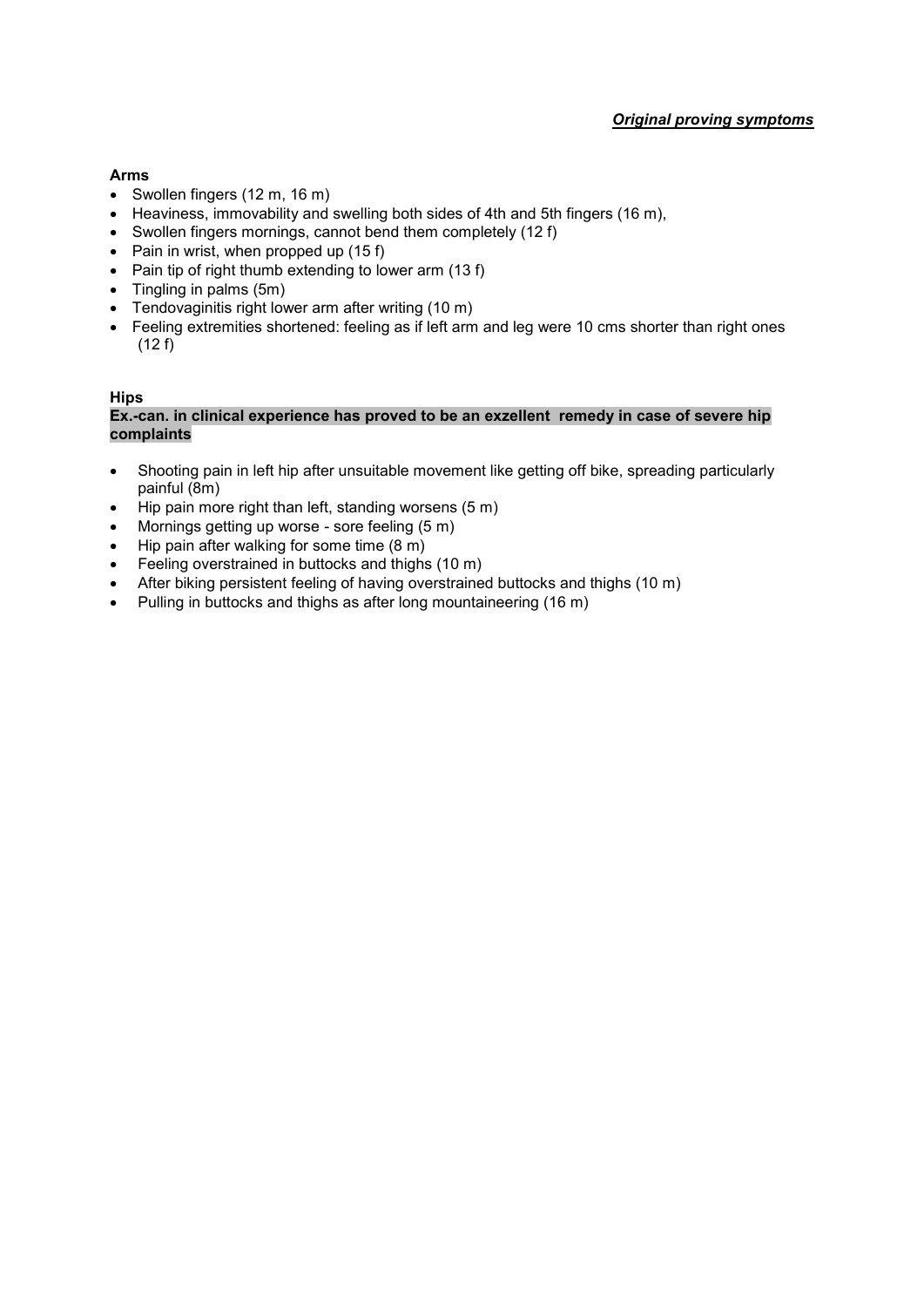***Original proving symptoms***

**Arms**

- Swollen fingers (12 m, 16 m)
- Heaviness, immovability and swelling both sides of 4th and 5th fingers (16 m),
- Swollen fingers mornings, cannot bend them completely (12 f)
- Pain in wrist, when propped up (15 f)
- Pain tip of right thumb extending to lower arm (13 f)
- Tingling in palms (5m)
- Tendovaginitis right lower arm after writing (10 m)
- Feeling extremities shortened: feeling as if left arm and leg were 10 cms shorter than right ones (12 f)

**Hips**

**Ex.-can. in clinical experience has proved to be an exzellent remedy in case of severe hip complaints**

- Shooting pain in left hip after unsuitable movement like getting off bike, spreading particularly painful (8m)
- Hip pain more right than left, standing worsens (5 m)
- Mornings getting up worse - sore feeling (5 m)
- Hip pain after walking for some time (8 m)
- Feeling overstrained in buttocks and thighs (10 m)
- After biking persistent feeling of having overstrained buttocks and thighs (10 m)
- Pulling in buttocks and thighs as after long mountaineering (16 m)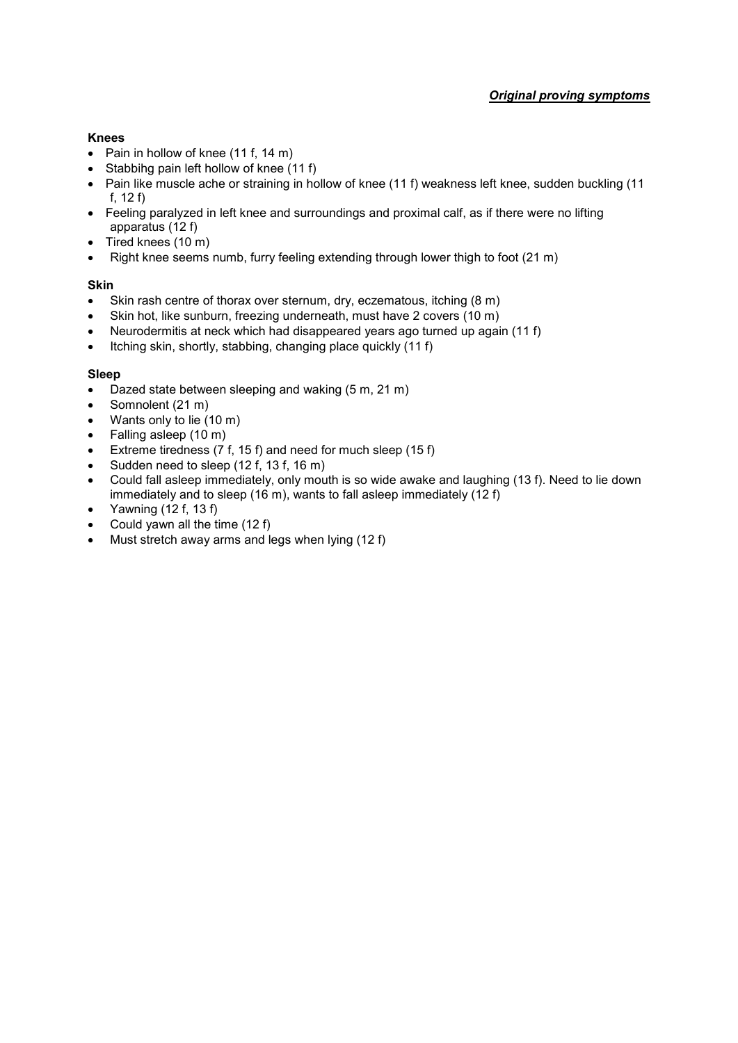*Original proving symptoms*

**Knees**

- Pain in hollow of knee (11 f, 14 m)
- Stabbihg pain left hollow of knee (11 f)
- Pain like muscle ache or straining in hollow of knee (11 f) weakness left knee, sudden buckling (11 f, 12 f)
- Feeling paralyzed in left knee and surroundings and proximal calf, as if there were no lifting apparatus (12 f)
- Tired knees (10 m)
- Right knee seems numb, furry feeling extending through lower thigh to foot (21 m)

**Skin**

- Skin rash centre of thorax over sternum, dry, eczematous, itching (8 m)
- Skin hot, like sunburn, freezing underneath, must have 2 covers (10 m)
- Neurodermitis at neck which had disappeared years ago turned up again (11 f)
- Itching skin, shortly, stabbing, changing place quickly (11 f)

**Sleep**

- Dazed state between sleeping and waking (5 m, 21 m)
- Somnolent (21 m)
- Wants only to lie (10 m)
- Falling asleep (10 m)
- Extreme tiredness (7 f, 15 f) and need for much sleep (15 f)
- Sudden need to sleep (12 f, 13 f, 16 m)
- Could fall asleep immediately, only mouth is so wide awake and laughing (13 f). Need to lie down immediately and to sleep (16 m), wants to fall asleep immediately (12 f)
- Yawning (12 f, 13 f)
- Could yawn all the time (12 f)
- Must stretch away arms and legs when lying (12 f)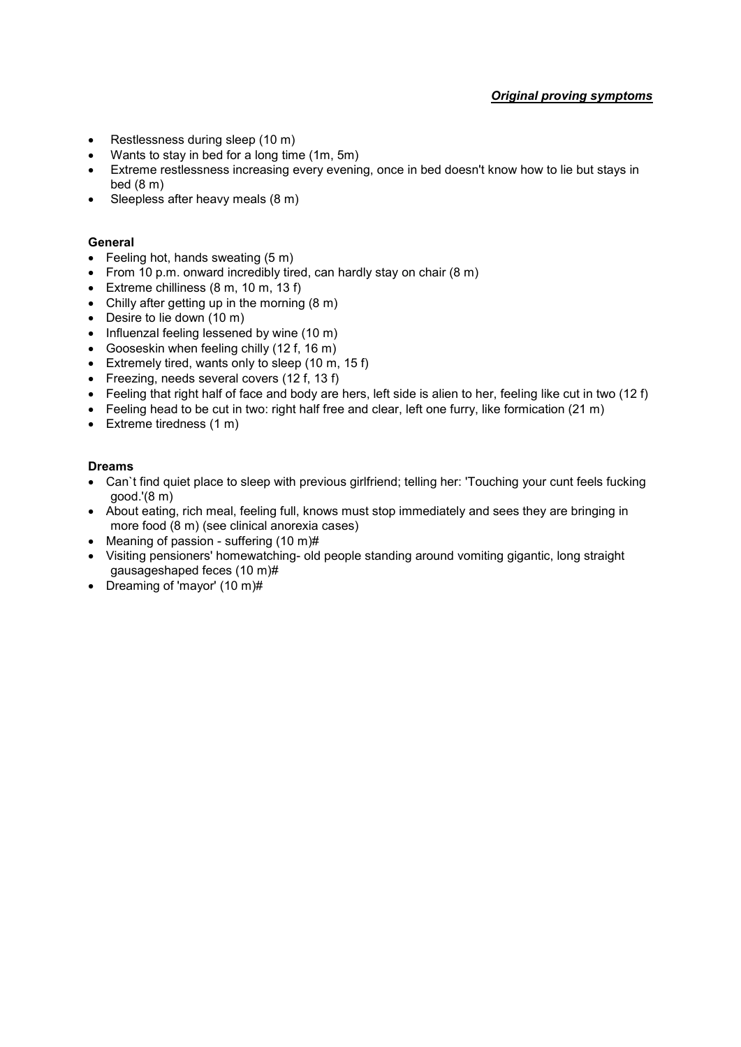*__Original proving symptoms__*

- Restlessness during sleep (10 m)
- Wants to stay in bed for a long time (1m, 5m)
- Extreme restlessness increasing every evening, once in bed doesn't know how to lie but stays in bed (8 m)
- Sleepless after heavy meals (8 m)

**General**

- Feeling hot, hands sweating (5 m)
- From 10 p.m. onward incredibly tired, can hardly stay on chair (8 m)
- Extreme chilliness (8 m, 10 m, 13 f)
- Chilly after getting up in the morning (8 m)
- Desire to lie down (10 m)
- Influenzal feeling lessened by wine (10 m)
- Gooseskin when feeling chilly (12 f, 16 m)
- Extremely tired, wants only to sleep (10 m, 15 f)
- Freezing, needs several covers (12 f, 13 f)
- Feeling that right half of face and body are hers, left side is alien to her, feeling like cut in two (12 f)
- Feeling head to be cut in two: right half free and clear, left one furry, like formication (21 m)
- Extreme tiredness (1 m)

**Dreams**

- Can`t find quiet place to sleep with previous girlfriend; telling her: 'Touching your cunt feels fucking good.'(8 m)
- About eating, rich meal, feeling full, knows must stop immediately and sees they are bringing in more food (8 m) (see clinical anorexia cases)
- Meaning of passion - suffering (10 m)#
- Visiting pensioners' homewatching- old people standing around vomiting gigantic, long straight gausageshaped feces (10 m)#
- Dreaming of 'mayor' (10 m)#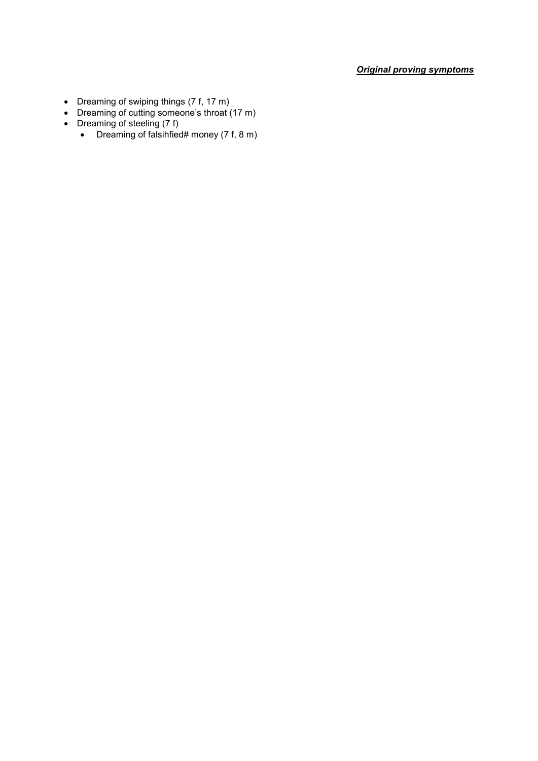***Original proving symptoms***

- Dreaming of swiping things (7 f, 17 m)
- Dreaming of cutting someone's throat (17 m)
- Dreaming of steeling (7 f)
    - Dreaming of falsihfied# money (7 f, 8 m)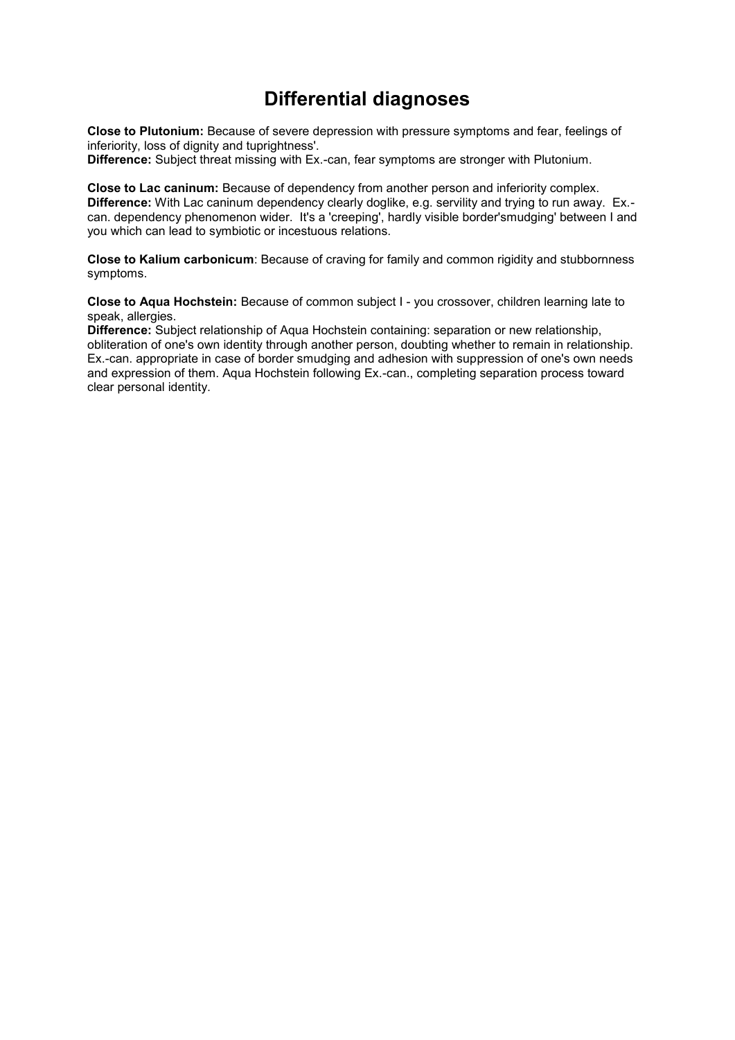# Differential diagnoses

**Close to Plutonium:** Because of severe depression with pressure symptoms and fear, feelings of inferiority, loss of dignity and tuprightness'.
**Difference:** Subject threat missing with Ex.-can, fear symptoms are stronger with Plutonium.

**Close to Lac caninum:** Because of dependency from another person and inferiority complex.
**Difference:** With Lac caninum dependency clearly doglike, e.g. servility and trying to run away. Ex.-can. dependency phenomenon wider. It's a 'creeping', hardly visible border'smudging' between I and you which can lead to symbiotic or incestuous relations.

**Close to Kalium carbonicum**: Because of craving for family and common rigidity and stubbornness symptoms.

**Close to Aqua Hochstein:** Because of common subject I - you crossover, children learning late to speak, allergies.
**Difference:** Subject relationship of Aqua Hochstein containing: separation or new relationship, obliteration of one's own identity through another person, doubting whether to remain in relationship. Ex.-can. appropriate in case of border smudging and adhesion with suppression of one's own needs and expression of them. Aqua Hochstein following Ex.-can., completing separation process toward clear personal identity.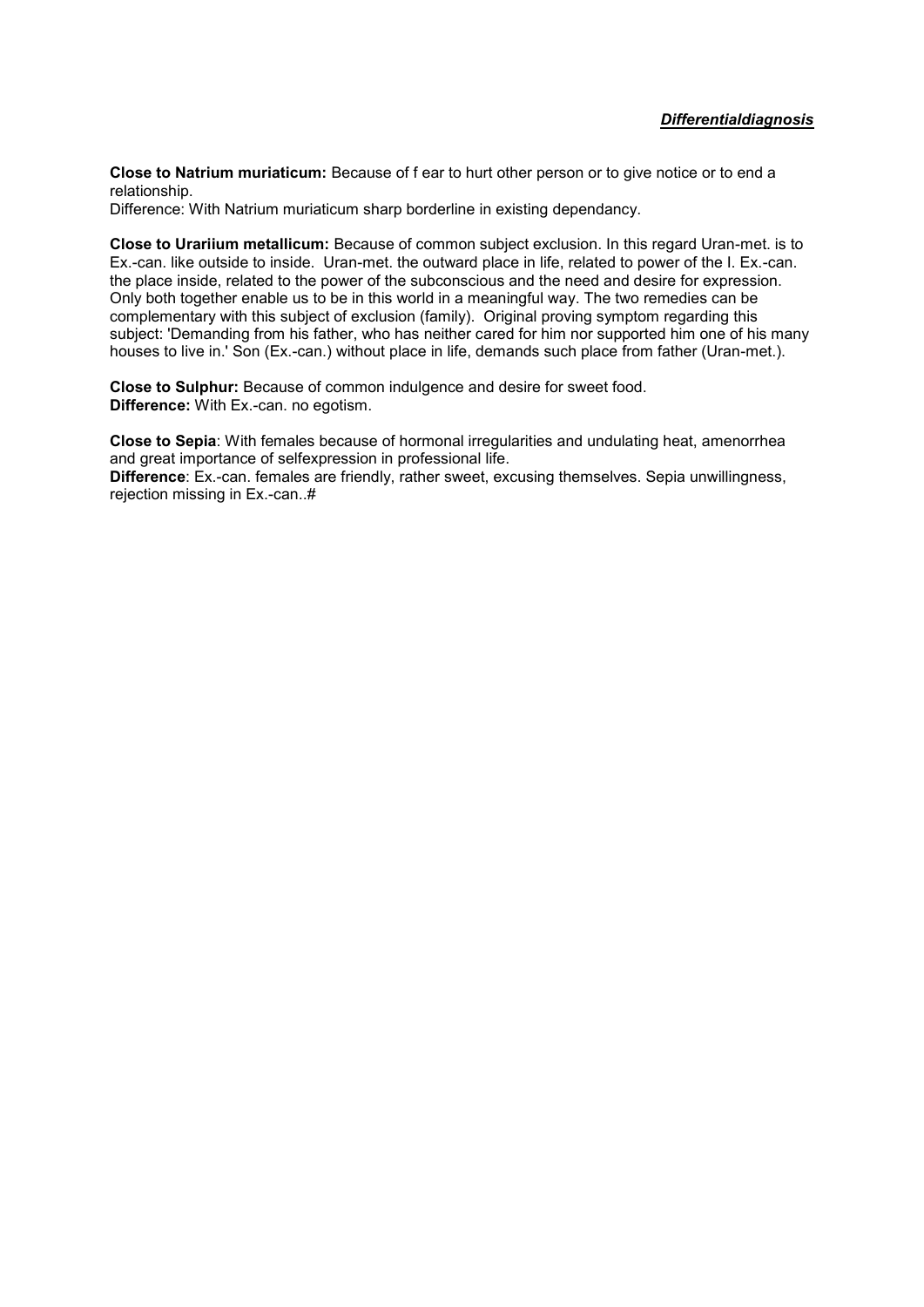***Differentialdiagnosis***

**Close to Natrium muriaticum:** Because of f ear to hurt other person or to give notice or to end a relationship.
Difference: With Natrium muriaticum sharp borderline in existing dependancy.

**Close to Urariium metallicum:** Because of common subject exclusion. In this regard Uran-met. is to Ex.-can. like outside to inside. Uran-met. the outward place in life, related to power of the I. Ex.-can. the place inside, related to the power of the subconscious and the need and desire for expression. Only both together enable us to be in this world in a meaningful way. The two remedies can be complementary with this subject of exclusion (family). Original proving symptom regarding this subject: 'Demanding from his father, who has neither cared for him nor supported him one of his many houses to live in.' Son (Ex.-can.) without place in life, demands such place from father (Uran-met.).

**Close to Sulphur:** Because of common indulgence and desire for sweet food.
**Difference:** With Ex.-can. no egotism.

**Close to Sepia**: With females because of hormonal irregularities and undulating heat, amenorrhea and great importance of selfexpression in professional life.
**Difference**: Ex.-can. females are friendly, rather sweet, excusing themselves. Sepia unwillingness, rejection missing in Ex.-can..#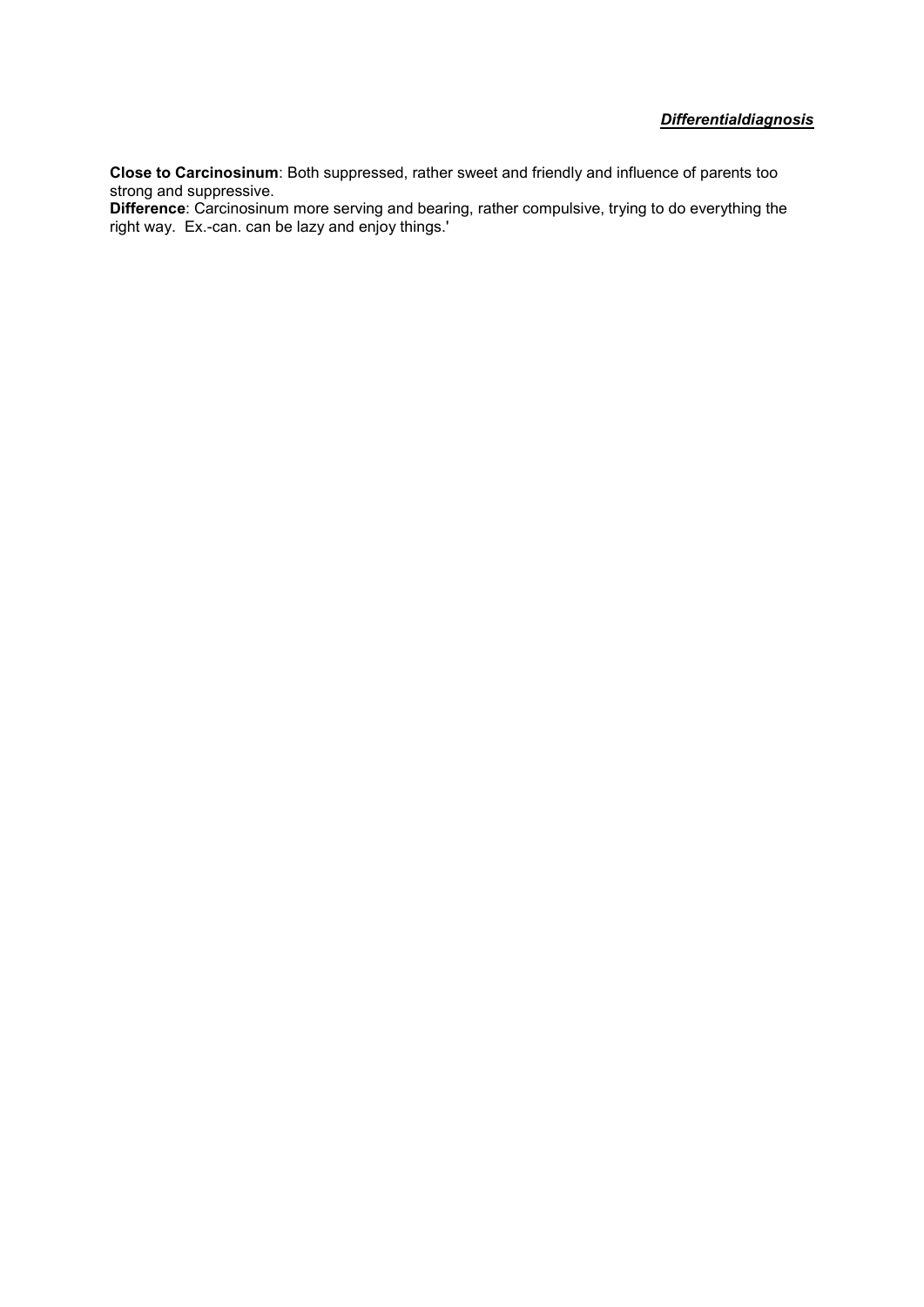***Differentialdiagnosis***

**Close to Carcinosinum**: Both suppressed, rather sweet and friendly and influence of parents too strong and suppressive.
**Difference**: Carcinosinum more serving and bearing, rather compulsive, trying to do everything the right way. Ex.-can. can be lazy and enjoy things.'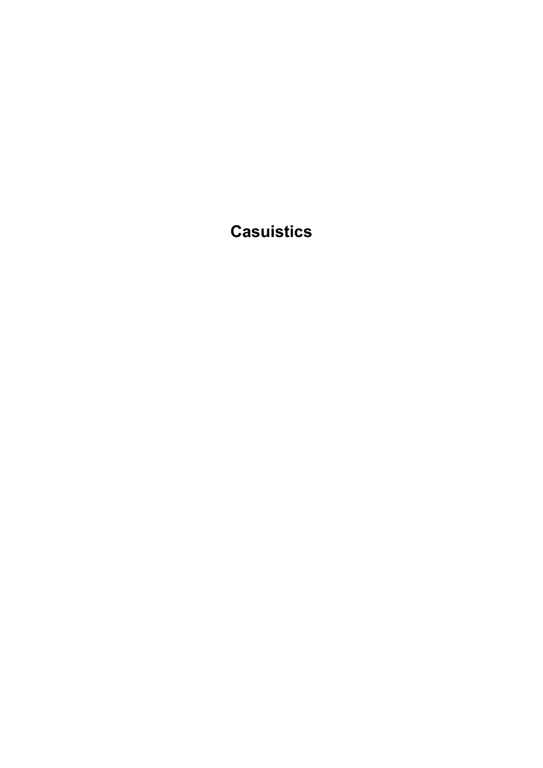# Casuistics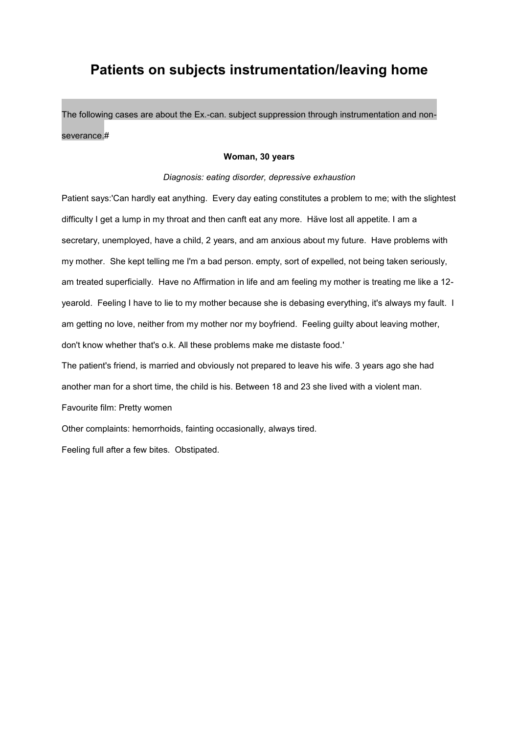# Patients on subjects instrumentation/leaving home

The following cases are about the Ex.-can. subject suppression through instrumentation and non-severance.#

**Woman, 30 years**

*Diagnosis: eating disorder, depressive exhaustion*

Patient says:'Can hardly eat anything. Every day eating constitutes a problem to me; with the slightest difficulty I get a lump in my throat and then canft eat any more. Häve lost all appetite. I am a secretary, unemployed, have a child, 2 years, and am anxious about my future. Have problems with my mother. She kept telling me I'm a bad person. empty, sort of expelled, not being taken seriously, am treated superficially. Have no Affirmation in life and am feeling my mother is treating me like a 12-yearold. Feeling I have to lie to my mother because she is debasing everything, it's always my fault. I am getting no love, neither from my mother nor my boyfriend. Feeling guilty about leaving mother, don't know whether that's o.k. All these problems make me distaste food.'

The patient's friend, is married and obviously not prepared to leave his wife. 3 years ago she had another man for a short time, the child is his. Between 18 and 23 she lived with a violent man.

Favourite film: Pretty women

Other complaints: hemorrhoids, fainting occasionally, always tired.

Feeling full after a few bites. Obstipated.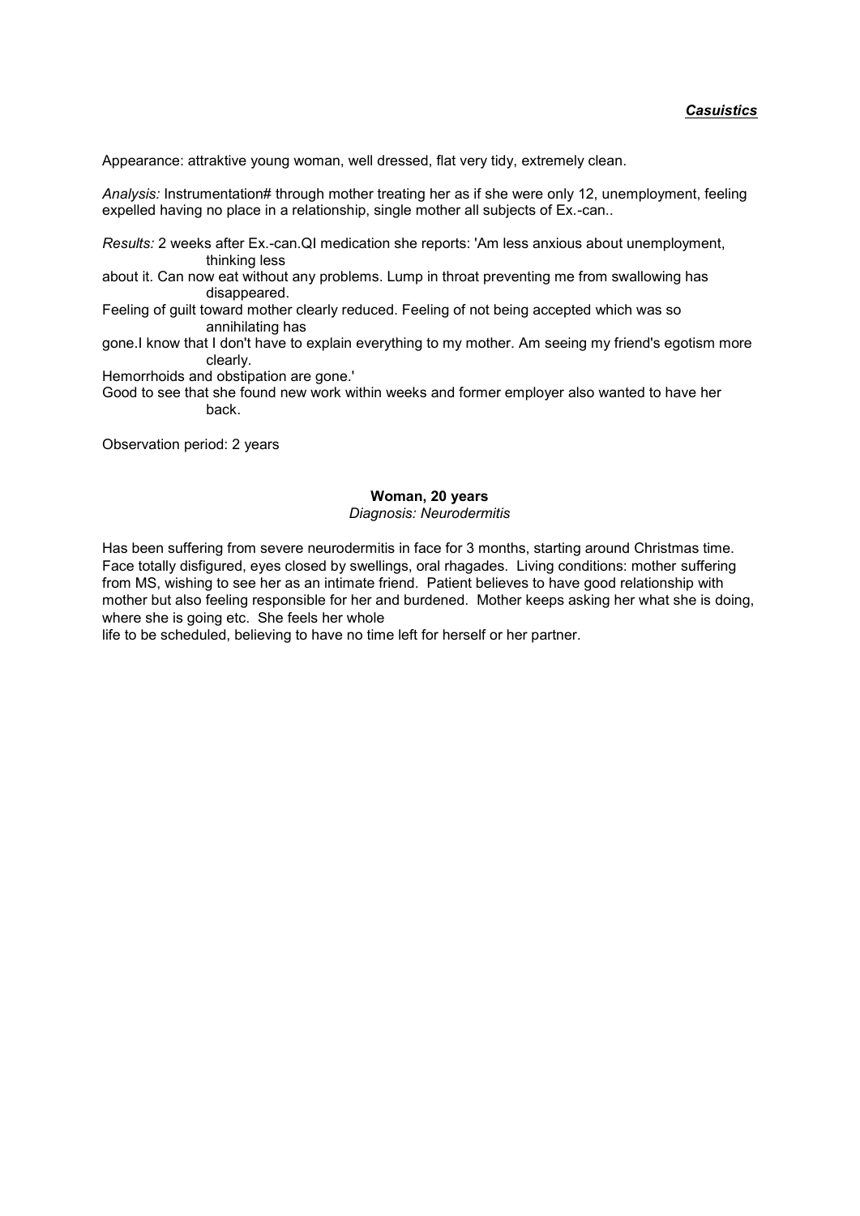Appearance: attraktive young woman, well dressed, flat very tidy, extremely clean.

*Analysis:* Instrumentation# through mother treating her as if she were only 12, unemployment, feeling expelled having no place in a relationship, single mother all subjects of Ex.-can..

*Results:* 2 weeks after Ex.-can.QI medication she reports: 'Am less anxious about unemployment, thinking less about it. Can now eat without any problems. Lump in throat preventing me from swallowing has disappeared.
Feeling of guilt toward mother clearly reduced. Feeling of not being accepted which was so annihilating has gone.I know that I don't have to explain everything to my mother. Am seeing my friend's egotism more clearly.
Hemorrhoids and obstipation are gone.'
Good to see that she found new work within weeks and former employer also wanted to have her back.

Observation period: 2 years

**Woman, 20 years**

*Diagnosis: Neurodermitis*

Has been suffering from severe neurodermitis in face for 3 months, starting around Christmas time. Face totally disfigured, eyes closed by swellings, oral rhagades. Living conditions: mother suffering from MS, wishing to see her as an intimate friend. Patient believes to have good relationship with mother but also feeling responsible for her and burdened. Mother keeps asking her what she is doing, where she is going etc. She feels her whole life to be scheduled, believing to have no time left for herself or her partner.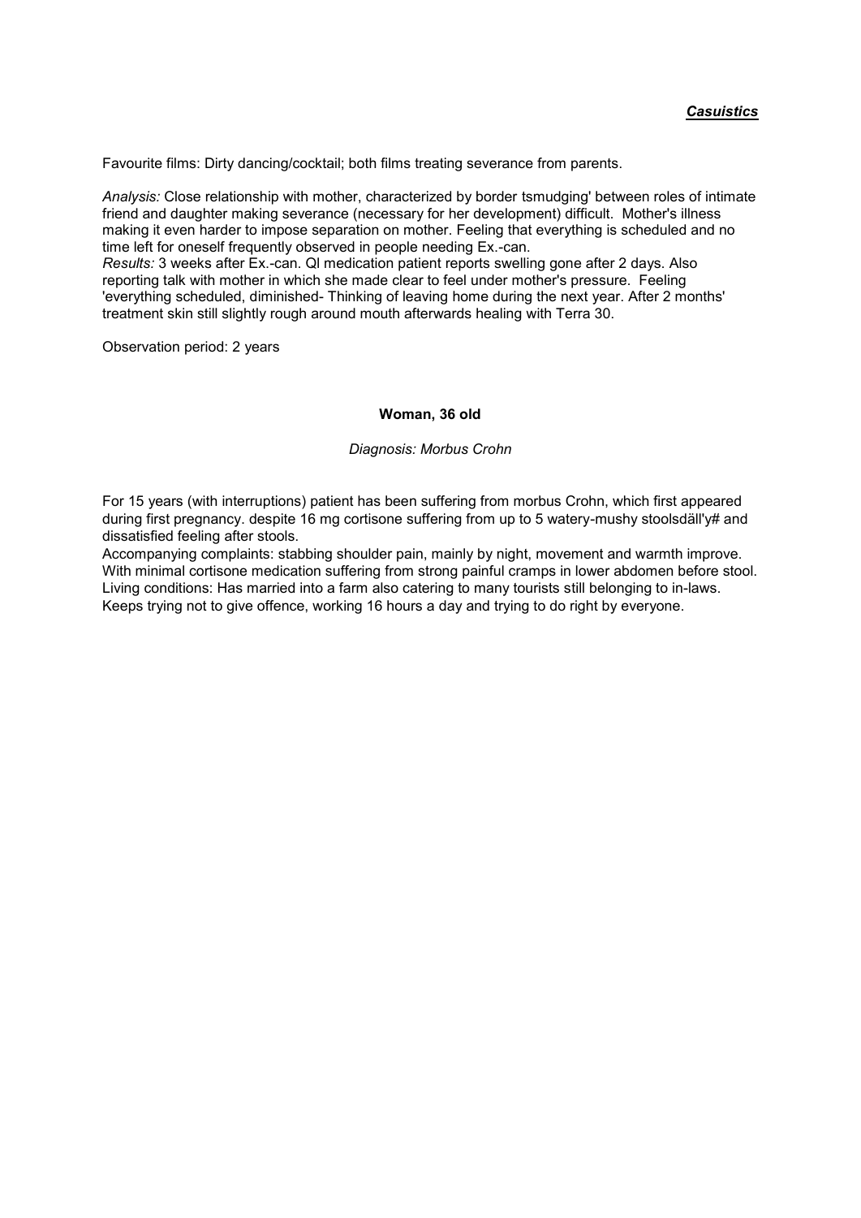Favourite films: Dirty dancing/cocktail; both films treating severance from parents.

*Analysis:* Close relationship with mother, characterized by border tsmudging' between roles of intimate friend and daughter making severance (necessary for her development) difficult. Mother's illness making it even harder to impose separation on mother. Feeling that everything is scheduled and no time left for oneself frequently observed in people needing Ex.-can.
*Results:* 3 weeks after Ex.-can. Ql medication patient reports swelling gone after 2 days. Also reporting talk with mother in which she made clear to feel under mother's pressure. Feeling 'everything scheduled, diminished- Thinking of leaving home during the next year. After 2 months' treatment skin still slightly rough around mouth afterwards healing with Terra 30.

Observation period: 2 years

**Woman, 36 old**

*Diagnosis: Morbus Crohn*

For 15 years (with interruptions) patient has been suffering from morbus Crohn, which first appeared during first pregnancy. despite 16 mg cortisone suffering from up to 5 watery-mushy stoolsdäll'y# and dissatisfied feeling after stools.
Accompanying complaints: stabbing shoulder pain, mainly by night, movement and warmth improve. With minimal cortisone medication suffering from strong painful cramps in lower abdomen before stool.
Living conditions: Has married into a farm also catering to many tourists still belonging to in-laws. Keeps trying not to give offence, working 16 hours a day and trying to do right by everyone.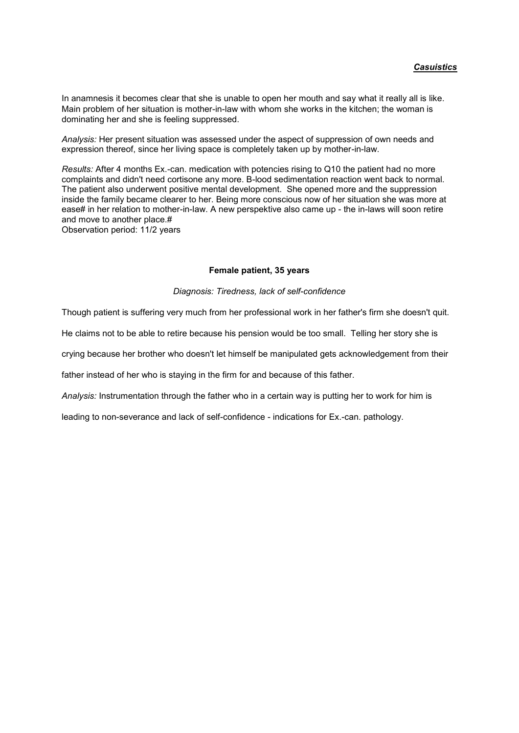In anamnesis it becomes clear that she is unable to open her mouth and say what it really all is like. Main problem of her situation is mother-in-law with whom she works in the kitchen; the woman is dominating her and she is feeling suppressed.

*Analysis:* Her present situation was assessed under the aspect of suppression of own needs and expression thereof, since her living space is completely taken up by mother-in-law.

*Results:* After 4 months Ex.-can. medication with potencies rising to Q10 the patient had no more complaints and didn't need cortisone any more. B-lood sedimentation reaction went back to normal. The patient also underwent positive mental development. She opened more and the suppression inside the family became clearer to her. Being more conscious now of her situation she was more at ease# in her relation to mother-in-law. A new perspektive also came up - the in-laws will soon retire and move to another place.#
Observation period: 11/2 years

**Female patient, 35 years**

*Diagnosis: Tiredness, lack of self-confidence*

Though patient is suffering very much from her professional work in her father's firm she doesn't quit. He claims not to be able to retire because his pension would be too small. Telling her story she is crying because her brother who doesn't let himself be manipulated gets acknowledgement from their father instead of her who is staying in the firm for and because of this father.

*Analysis:* Instrumentation through the father who in a certain way is putting her to work for him is leading to non-severance and lack of self-confidence - indications for Ex.-can. pathology.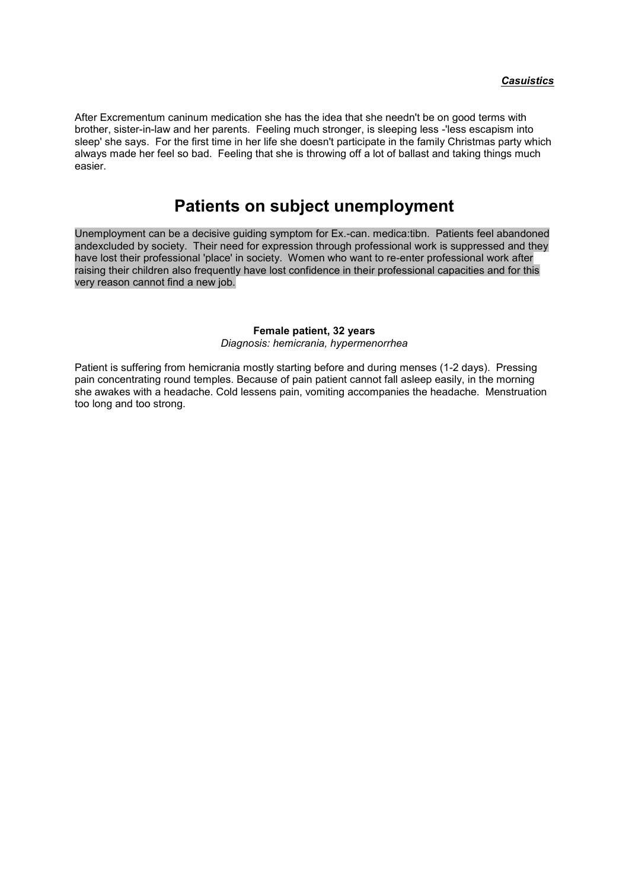After Excrementum caninum medication she has the idea that she needn't be on good terms with brother, sister-in-law and her parents. Feeling much stronger, is sleeping less -'less escapism into sleep' she says. For the first time in her life she doesn't participate in the family Christmas party which always made her feel so bad. Feeling that she is throwing off a lot of ballast and taking things much easier.

## Patients on subject unemployment

Unemployment can be a decisive guiding symptom for Ex.-can. medica:tibn. Patients feel abandoned andexcluded by society. Their need for expression through professional work is suppressed and they have lost their professional 'place' in society. Women who want to re-enter professional work after raising their children also frequently have lost confidence in their professional capacities and for this very reason cannot find a new job.

**Female patient, 32 years**

*Diagnosis: hemicrania, hypermenorrhea*

Patient is suffering from hemicrania mostly starting before and during menses (1-2 days). Pressing pain concentrating round temples. Because of pain patient cannot fall asleep easily, in the morning she awakes with a headache. Cold lessens pain, vomiting accompanies the headache. Menstruation too long and too strong.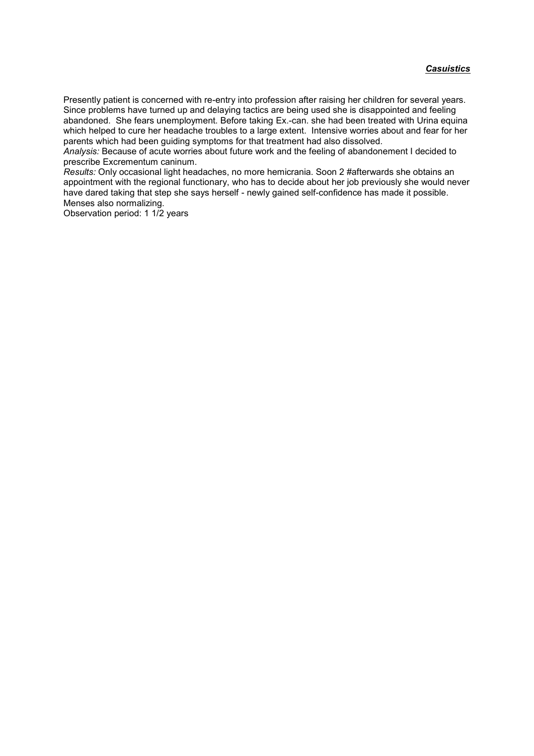Presently patient is concerned with re-entry into profession after raising her children for several years. Since problems have turned up and delaying tactics are being used she is disappointed and feeling abandoned. She fears unemployment. Before taking Ex.-can. she had been treated with Urina equina which helped to cure her headache troubles to a large extent. Intensive worries about and fear for her parents which had been guiding symptoms for that treatment had also dissolved.

*Analysis:* Because of acute worries about future work and the feeling of abandonement I decided to prescribe Excrementum caninum.

*Results:* Only occasional light headaches, no more hemicrania. Soon 2 #afterwards she obtains an appointment with the regional functionary, who has to decide about her job previously she would never have dared taking that step she says herself - newly gained self-confidence has made it possible. Menses also normalizing.

Observation period: 1 1/2 years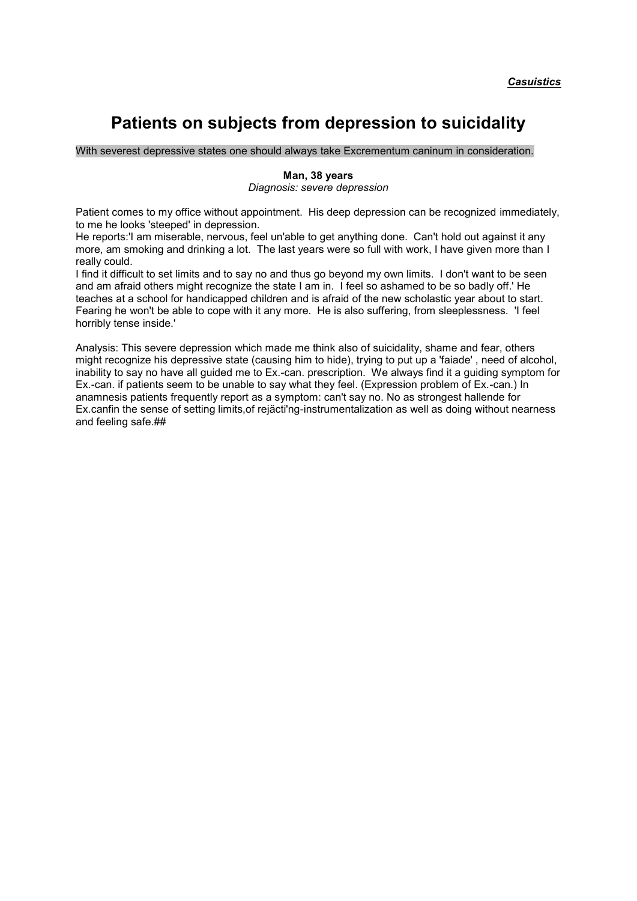***Casuistics***

# Patients on subjects from depression to suicidality

With severest depressive states one should always take Excrementum caninum in consideration.

**Man, 38 years**
*Diagnosis: severe depression*

Patient comes to my office without appointment. His deep depression can be recognized immediately, to me he looks 'steeped' in depression.
He reports:'I am miserable, nervous, feel un'able to get anything done. Can't hold out against it any more, am smoking and drinking a lot. The last years were so full with work, I have given more than I really could.
I find it difficult to set limits and to say no and thus go beyond my own limits. I don't want to be seen and am afraid others might recognize the state I am in. I feel so ashamed to be so badly off.' He teaches at a school for handicapped children and is afraid of the new scholastic year about to start. Fearing he won't be able to cope with it any more. He is also suffering, from sleeplessness. 'I feel horribly tense inside.'

Analysis: This severe depression which made me think also of suicidality, shame and fear, others might recognize his depressive state (causing him to hide), trying to put up a 'faiade' , need of alcohol, inability to say no have all guided me to Ex.-can. prescription. We always find it a guiding symptom for Ex.-can. if patients seem to be unable to say what they feel. (Expression problem of Ex.-can.) In anamnesis patients frequently report as a symptom: can't say no. No as strongest hallende for Ex.canfin the sense of setting limits,of rejächi'ng-instrumentalization as well as doing without nearness and feeling safe.##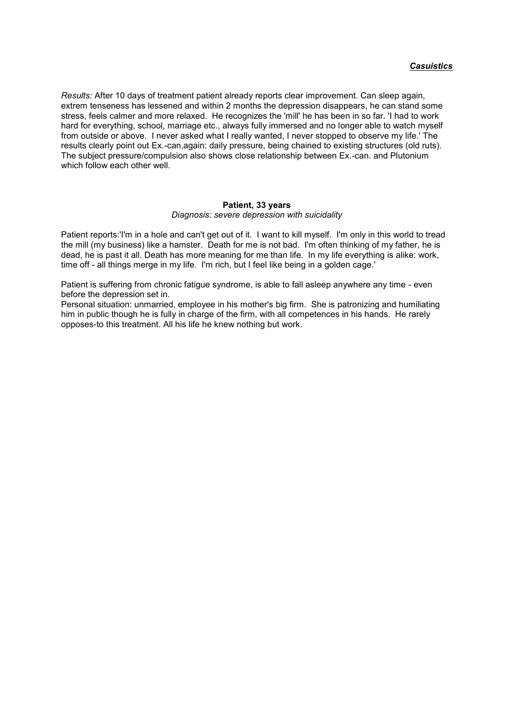*Results:* After 10 days of treatment patient already reports clear improvement. Can sleep again, extrem tenseness has lessened and within 2 months the depression disappears, he can stand some stress, feels calmer and more relaxed. He recognizes the 'mill' he has been in so far. 'I had to work hard for everything, school, marriage etc., always fully immersed and no longer able to watch myself from outside or above. I never asked what I really wanted, I never stopped to observe my life.' The results clearly point out Ex.-can,again: daily pressure, being chained to existing structures (old ruts). The subject pressure/compulsion also shows close relationship between Ex.-can. and Plutonium which follow each other well.

**Patient, 33 years**

*Diagnosis: severe depression with suicidality*

Patient reports:'I'm in a hole and can't get out of it. I want to kill myself. I'm only in this world to tread the mill (my business) like a hamster. Death for me is not bad. I'm often thinking of my father, he is dead, he is past it all. Death has more meaning for me than life. In my life everything is alike: work, time off - all things merge in my life. I'm rich, but I feel like being in a golden cage.'

Patient is suffering from chronic fatigue syndrome, is able to fall asleep anywhere any time - even before the depression set in.

Personal situation: unmarried, employee in his mother's big firm. She is patronizing and humiliating him in public though he is fully in charge of the firm, with all competences in his hands. He rarely opposes-to this treatment. All his life he knew nothing but work.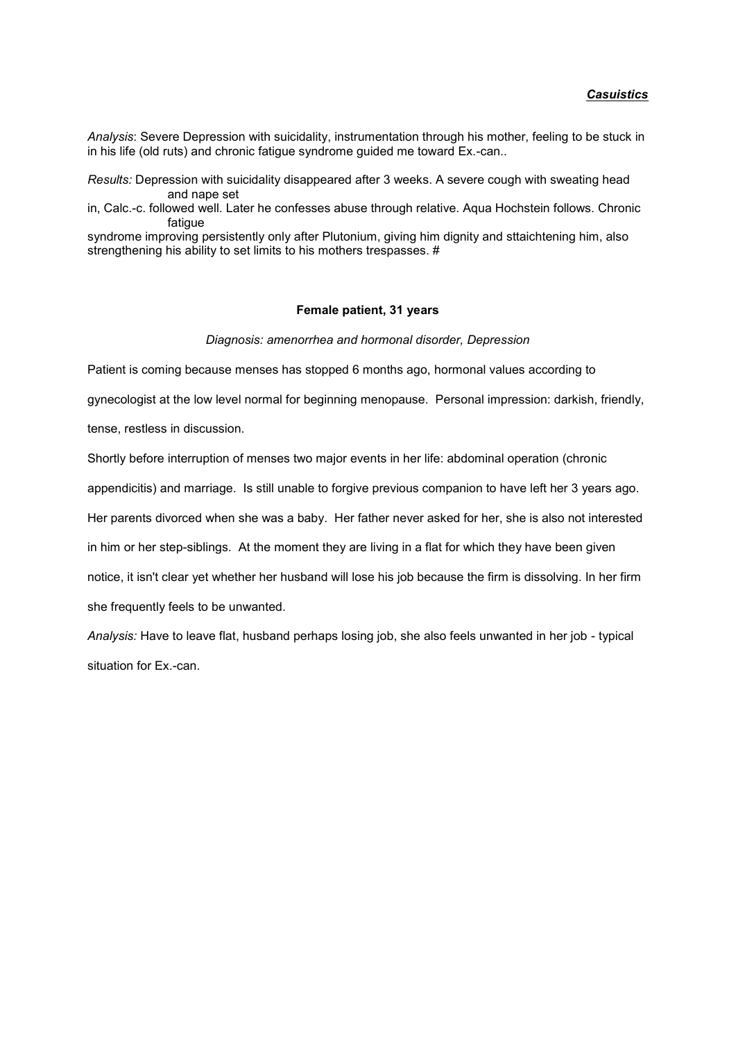*Analysis*: Severe Depression with suicidality, instrumentation through his mother, feeling to be stuck in in his life (old ruts) and chronic fatigue syndrome guided me toward Ex.-can..

*Results:* Depression with suicidality disappeared after 3 weeks. A severe cough with sweating head and nape set in, Calc.-c. followed well. Later he confesses abuse through relative. Aqua Hochstein follows. Chronic fatigue syndrome improving persistently only after Plutonium, giving him dignity and sttaichtening him, also strengthening his ability to set limits to his mothers trespasses. #

**Female patient, 31 years**

*Diagnosis: amenorrhea and hormonal disorder, Depression*

Patient is coming because menses has stopped 6 months ago, hormonal values according to gynecologist at the low level normal for beginning menopause. Personal impression: darkish, friendly, tense, restless in discussion.

Shortly before interruption of menses two major events in her life: abdominal operation (chronic appendicitis) and marriage. Is still unable to forgive previous companion to have left her 3 years ago. Her parents divorced when she was a baby. Her father never asked for her, she is also not interested in him or her step-siblings. At the moment they are living in a flat for which they have been given notice, it isn't clear yet whether her husband will lose his job because the firm is dissolving. In her firm she frequently feels to be unwanted.

*Analysis:* Have to leave flat, husband perhaps losing job, she also feels unwanted in her job - typical situation for Ex.-can.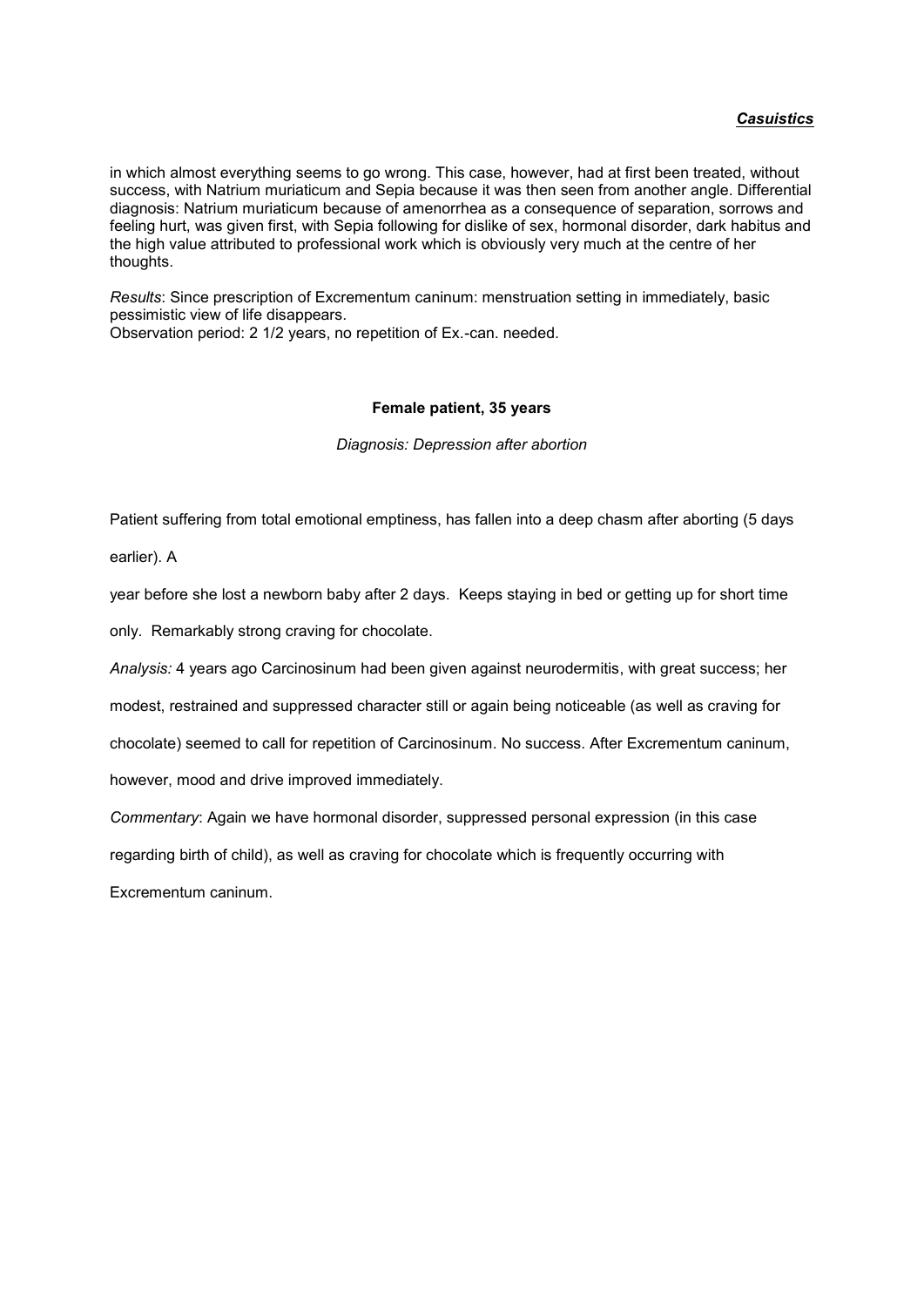in which almost everything seems to go wrong. This case, however, had at first been treated, without success, with Natrium muriaticum and Sepia because it was then seen from another angle. Differential diagnosis: Natrium muriaticum because of amenorrhea as a consequence of separation, sorrows and feeling hurt, was given first, with Sepia following for dislike of sex, hormonal disorder, dark habitus and the high value attributed to professional work which is obviously very much at the centre of her thoughts.

*Results*: Since prescription of Excrementum caninum: menstruation setting in immediately, basic pessimistic view of life disappears.
Observation period: 2 1/2 years, no repetition of Ex.-can. needed.

**Female patient, 35 years**

*Diagnosis: Depression after abortion*

Patient suffering from total emotional emptiness, has fallen into a deep chasm after aborting (5 days earlier). A year before she lost a newborn baby after 2 days. Keeps staying in bed or getting up for short time only. Remarkably strong craving for chocolate.

*Analysis:* 4 years ago Carcinosinum had been given against neurodermitis, with great success; her modest, restrained and suppressed character still or again being noticeable (as well as craving for chocolate) seemed to call for repetition of Carcinosinum. No success. After Excrementum caninum, however, mood and drive improved immediately.

*Commentary*: Again we have hormonal disorder, suppressed personal expression (in this case regarding birth of child), as well as craving for chocolate which is frequently occurring with Excrementum caninum.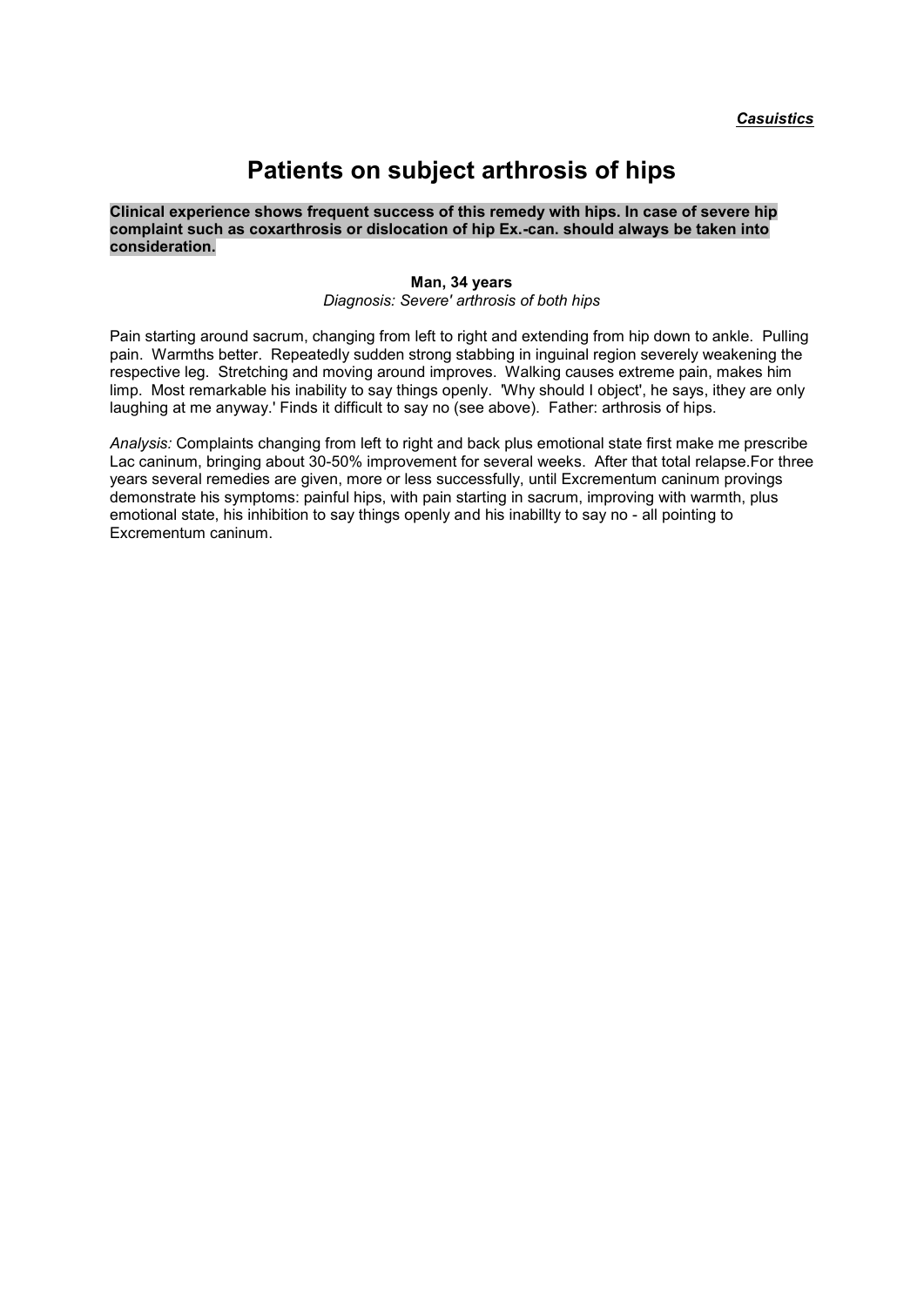# Patients on subject arthrosis of hips

**Clinical experience shows frequent success of this remedy with hips. In case of severe hip complaint such as coxarthrosis or dislocation of hip Ex.-can. should always be taken into consideration.**

**Man, 34 years**

*Diagnosis: Severe' arthrosis of both hips*

Pain starting around sacrum, changing from left to right and extending from hip down to ankle. Pulling pain. Warmths better. Repeatedly sudden strong stabbing in inguinal region severely weakening the respective leg. Stretching and moving around improves. Walking causes extreme pain, makes him limp. Most remarkable his inability to say things openly. 'Why should I object', he says, ithey are only laughing at me anyway.' Finds it difficult to say no (see above). Father: arthrosis of hips.

*Analysis:* Complaints changing from left to right and back plus emotional state first make me prescribe Lac caninum, bringing about 30-50% improvement for several weeks. After that total relapse.For three years several remedies are given, more or less successfully, until Excrementum caninum provings demonstrate his symptoms: painful hips, with pain starting in sacrum, improving with warmth, plus emotional state, his inhibition to say things openly and his inabillty to say no - all pointing to Excrementum caninum.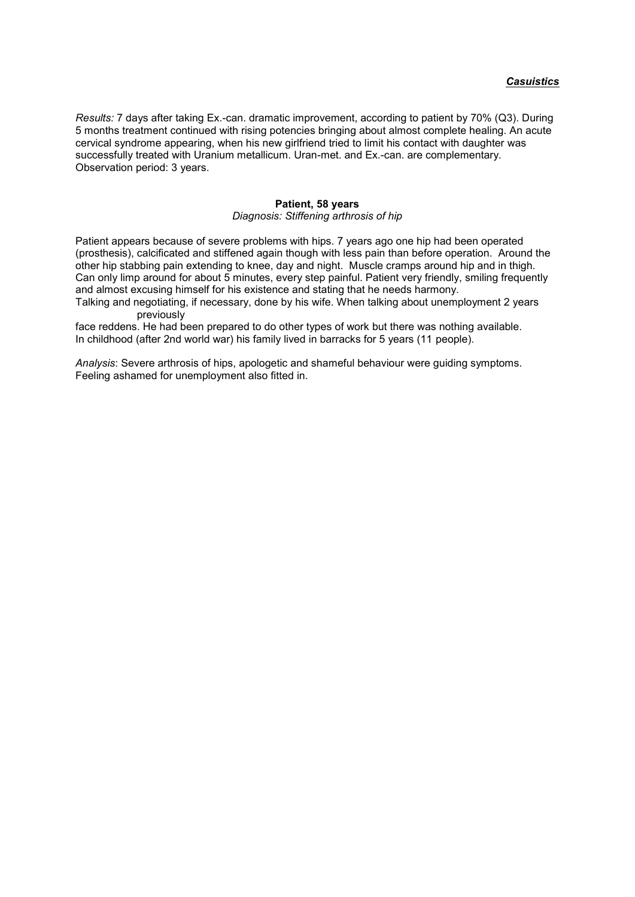*Results:* 7 days after taking Ex.-can. dramatic improvement, according to patient by 70% (Q3). During 5 months treatment continued with rising potencies bringing about almost complete healing. An acute cervical syndrome appearing, when his new girlfriend tried to limit his contact with daughter was successfully treated with Uranium metallicum. Uran-met. and Ex.-can. are complementary. Observation period: 3 years.

**Patient, 58 years**

*Diagnosis: Stiffening arthrosis of hip*

Patient appears because of severe problems with hips. 7 years ago one hip had been operated (prosthesis), calcificated and stiffened again though with less pain than before operation. Around the other hip stabbing pain extending to knee, day and night. Muscle cramps around hip and in thigh. Can only limp around for about 5 minutes, every step painful. Patient very friendly, smiling frequently and almost excusing himself for his existence and stating that he needs harmony.

Talking and negotiating, if necessary, done by his wife. When talking about unemployment 2 years previously face reddens. He had been prepared to do other types of work but there was nothing available. In childhood (after 2nd world war) his family lived in barracks for 5 years (11 people).

*Analysis*: Severe arthrosis of hips, apologetic and shameful behaviour were guiding symptoms. Feeling ashamed for unemployment also fitted in.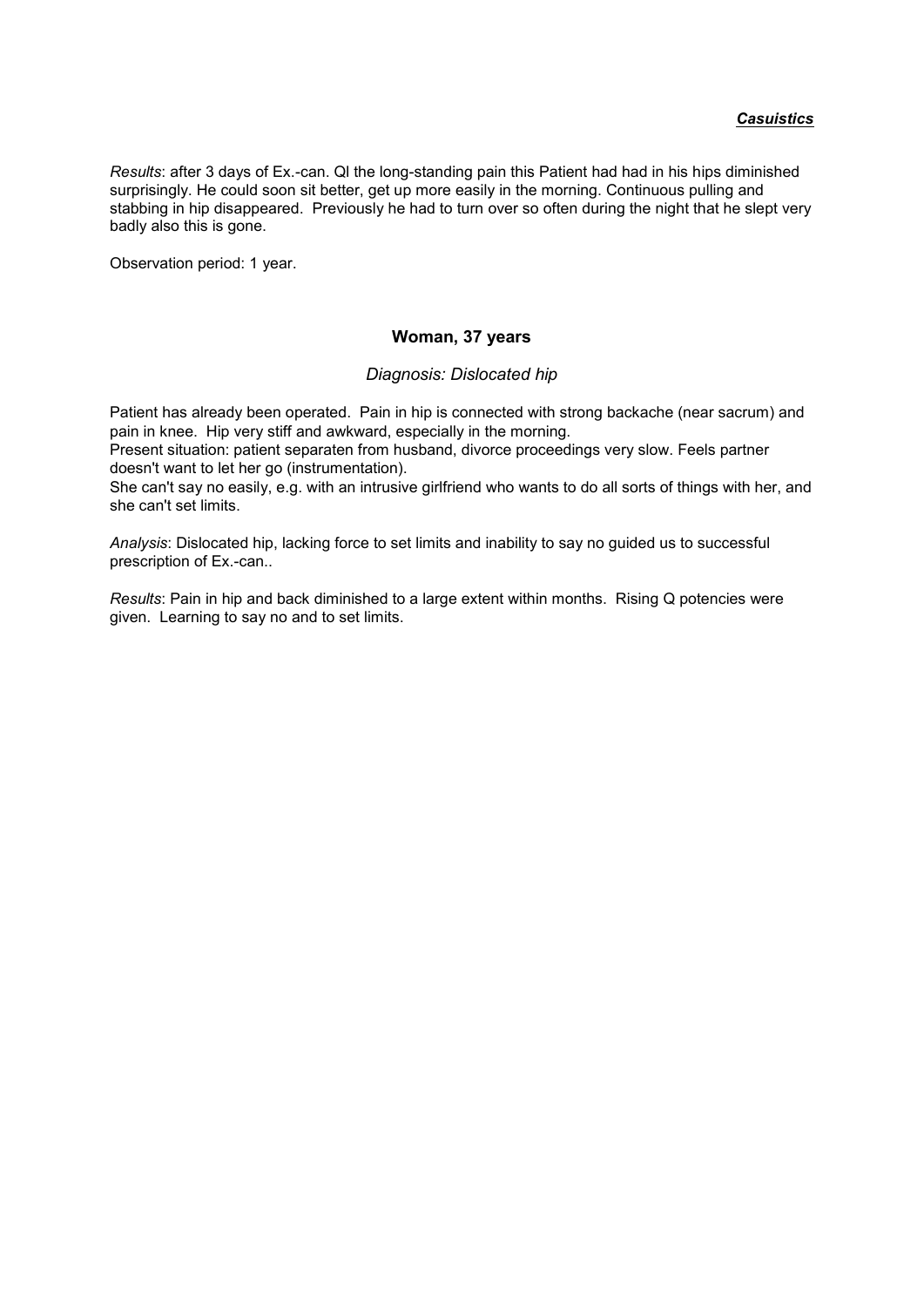*Results*: after 3 days of Ex.-can. Ql the long-standing pain this Patient had had in his hips diminished surprisingly. He could soon sit better, get up more easily in the morning. Continuous pulling and stabbing in hip disappeared. Previously he had to turn over so often during the night that he slept very badly also this is gone.

Observation period: 1 year.

### Woman, 37 years

*Diagnosis: Dislocated hip*

Patient has already been operated. Pain in hip is connected with strong backache (near sacrum) and pain in knee. Hip very stiff and awkward, especially in the morning.
Present situation: patient separaten from husband, divorce proceedings very slow. Feels partner doesn't want to let her go (instrumentation).
She can't say no easily, e.g. with an intrusive girlfriend who wants to do all sorts of things with her, and she can't set limits.

*Analysis*: Dislocated hip, lacking force to set limits and inability to say no guided us to successful prescription of Ex.-can..

*Results*: Pain in hip and back diminished to a large extent within months. Rising Q potencies were given. Learning to say no and to set limits.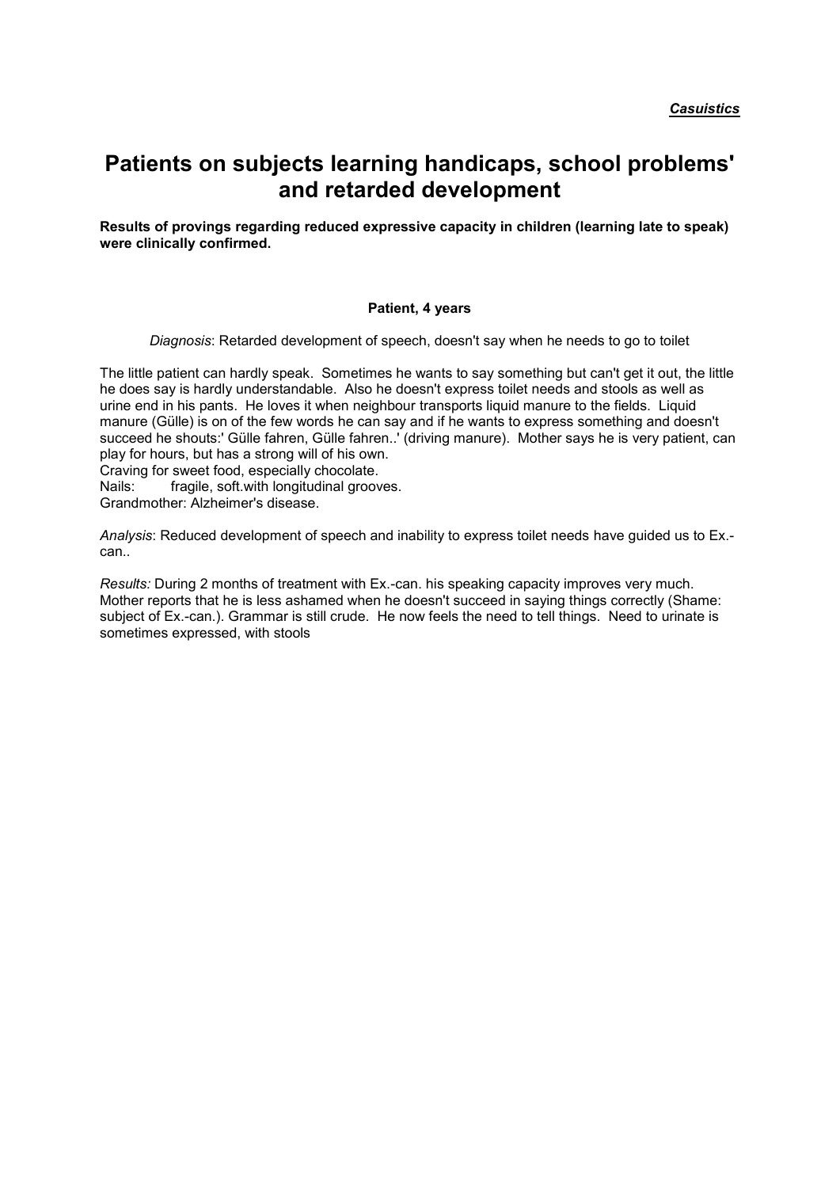***Casuistics***

# Patients on subjects learning handicaps, school problems' and retarded development

**Results of provings regarding reduced expressive capacity in children (learning late to speak) were clinically confirmed.**

**Patient, 4 years**

*Diagnosis*: Retarded development of speech, doesn't say when he needs to go to toilet

The little patient can hardly speak. Sometimes he wants to say something but can't get it out, the little he does say is hardly understandable. Also he doesn't express toilet needs and stools as well as urine end in his pants. He loves it when neighbour transports liquid manure to the fields. Liquid manure (Gülle) is on of the few words he can say and if he wants to express something and doesn't succeed he shouts:' Gülle fahren, Gülle fahren..' (driving manure). Mother says he is very patient, can play for hours, but has a strong will of his own.
Craving for sweet food, especially chocolate.
Nails: fragile, soft.with longitudinal grooves.
Grandmother: Alzheimer's disease.

*Analysis*: Reduced development of speech and inability to express toilet needs have guided us to Ex.-can..

*Results:* During 2 months of treatment with Ex.-can. his speaking capacity improves very much. Mother reports that he is less ashamed when he doesn't succeed in saying things correctly (Shame: subject of Ex.-can.). Grammar is still crude. He now feels the need to tell things. Need to urinate is sometimes expressed, with stools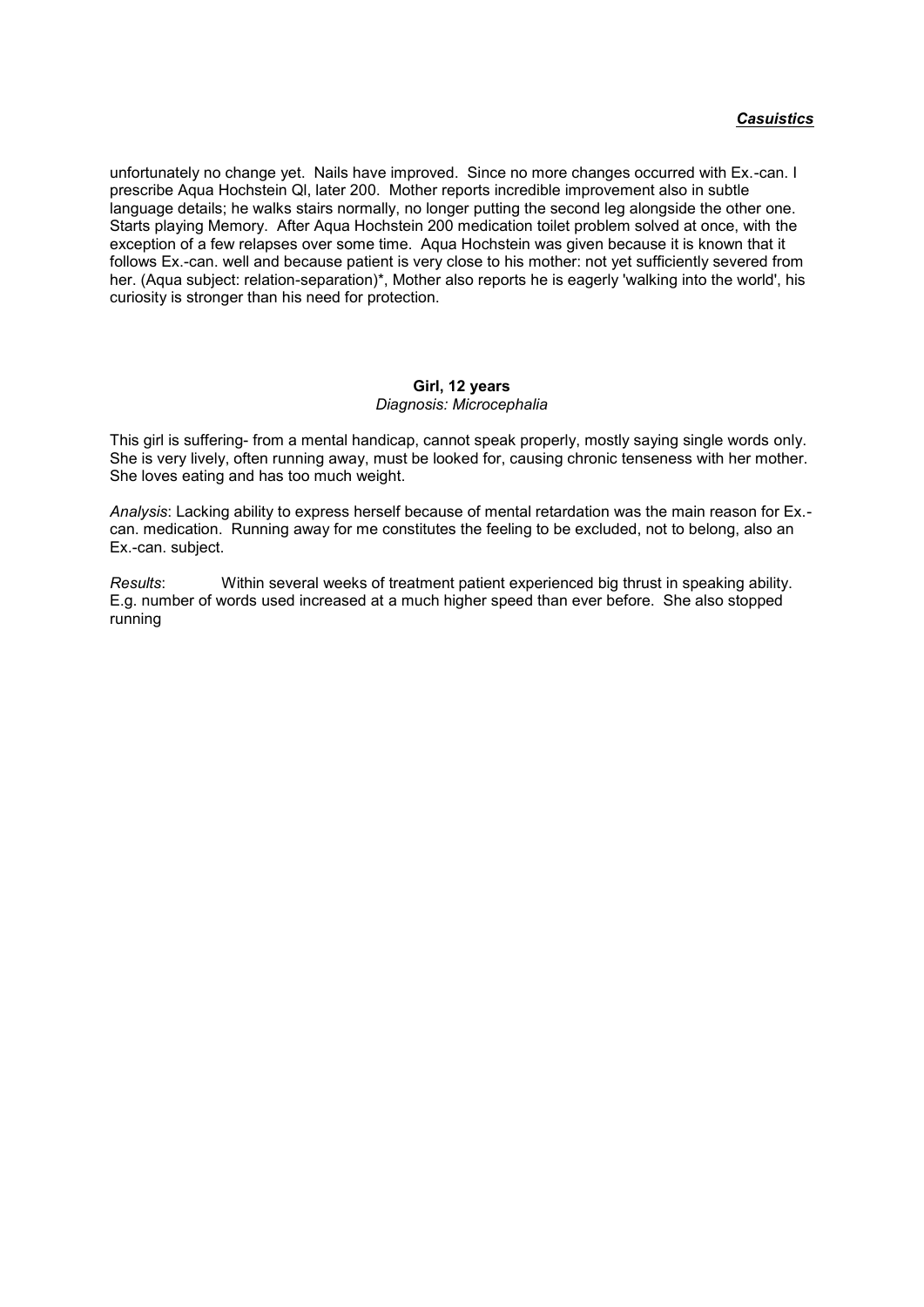unfortunately no change yet. Nails have improved. Since no more changes occurred with Ex.-can. I prescribe Aqua Hochstein Ql, later 200. Mother reports incredible improvement also in subtle language details; he walks stairs normally, no longer putting the second leg alongside the other one. Starts playing Memory. After Aqua Hochstein 200 medication toilet problem solved at once, with the exception of a few relapses over some time. Aqua Hochstein was given because it is known that it follows Ex.-can. well and because patient is very close to his mother: not yet sufficiently severed from her. (Aqua subject: relation-separation)*, Mother also reports he is eagerly 'walking into the world', his curiosity is stronger than his need for protection.

**Girl, 12 years**
*Diagnosis: Microcephalia*

This girl is suffering- from a mental handicap, cannot speak properly, mostly saying single words only. She is very lively, often running away, must be looked for, causing chronic tenseness with her mother. She loves eating and has too much weight.

*Analysis*: Lacking ability to express herself because of mental retardation was the main reason for Ex.-can. medication. Running away for me constitutes the feeling to be excluded, not to belong, also an Ex.-can. subject.

*Results*: Within several weeks of treatment patient experienced big thrust in speaking ability. E.g. number of words used increased at a much higher speed than ever before. She also stopped running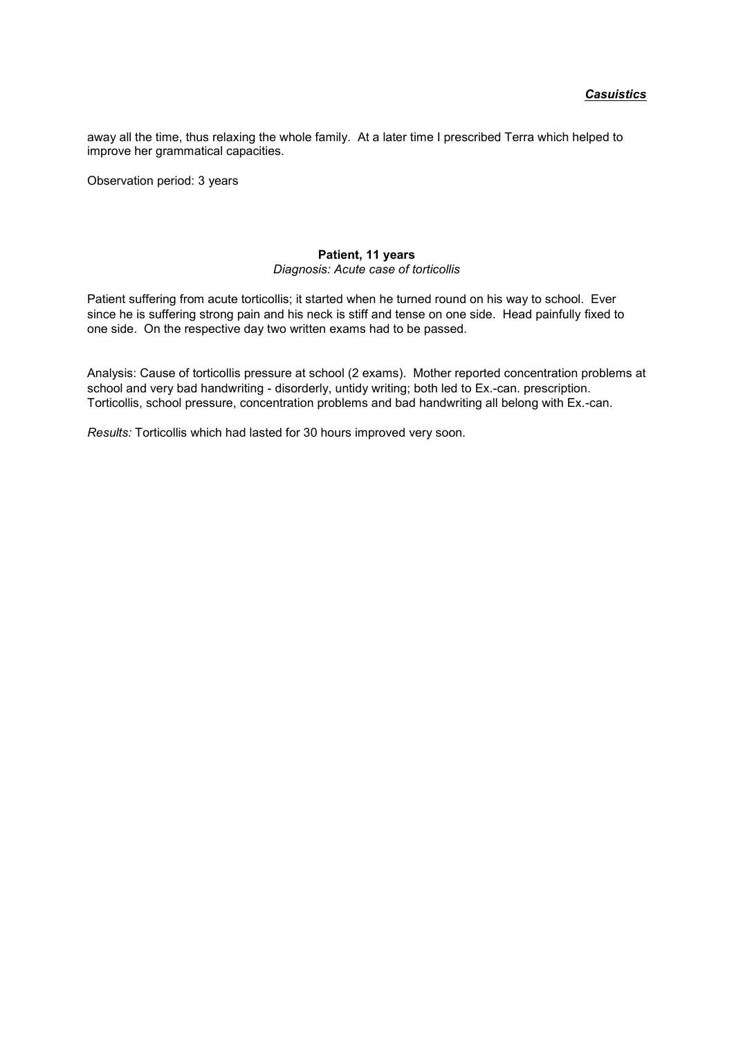away all the time, thus relaxing the whole family. At a later time I prescribed Terra which helped to improve her grammatical capacities.

Observation period: 3 years

**Patient, 11 years**

*Diagnosis: Acute case of torticollis*

Patient suffering from acute torticollis; it started when he turned round on his way to school. Ever since he is suffering strong pain and his neck is stiff and tense on one side. Head painfully fixed to one side. On the respective day two written exams had to be passed.

Analysis: Cause of torticollis pressure at school (2 exams). Mother reported concentration problems at school and very bad handwriting - disorderly, untidy writing; both led to Ex.-can. prescription. Torticollis, school pressure, concentration problems and bad handwriting all belong with Ex.-can.

*Results:* Torticollis which had lasted for 30 hours improved very soon.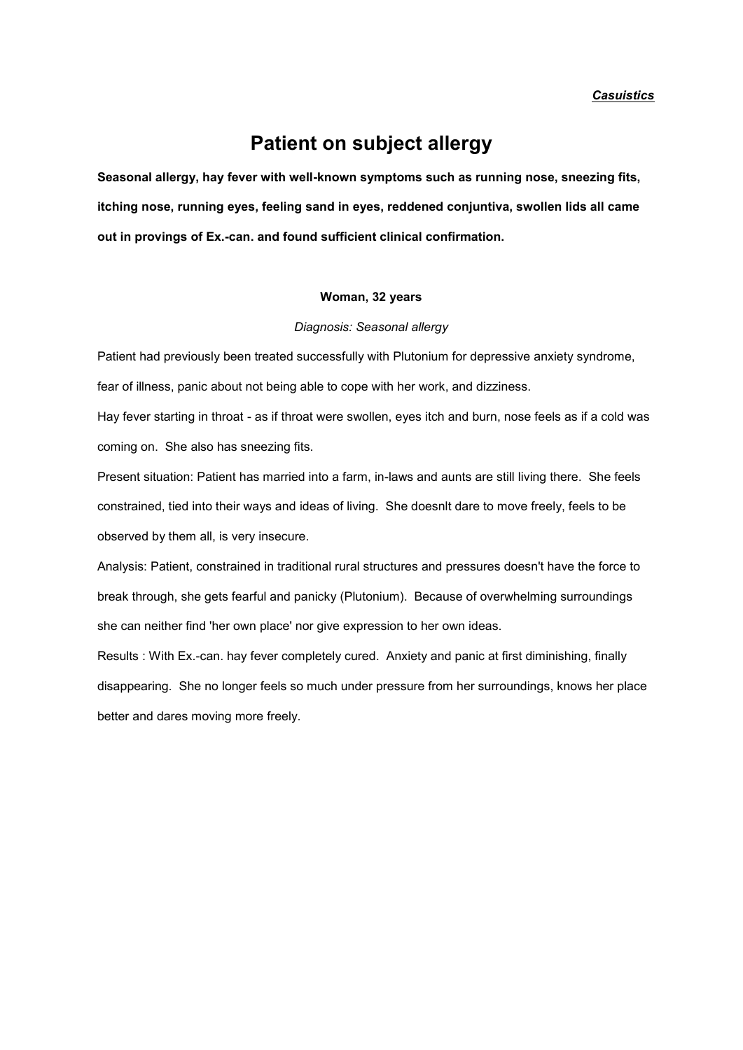***Casuistics***

# Patient on subject allergy

**Seasonal allergy, hay fever with well-known symptoms such as running nose, sneezing fits, itching nose, running eyes, feeling sand in eyes, reddened conjuntiva, swollen lids all came out in provings of Ex.-can. and found sufficient clinical confirmation.**

**Woman, 32 years**

*Diagnosis: Seasonal allergy*

Patient had previously been treated successfully with Plutonium for depressive anxiety syndrome, fear of illness, panic about not being able to cope with her work, and dizziness.

Hay fever starting in throat - as if throat were swollen, eyes itch and burn, nose feels as if a cold was coming on. She also has sneezing fits.

Present situation: Patient has married into a farm, in-laws and aunts are still living there. She feels constrained, tied into their ways and ideas of living. She doesnlt dare to move freely, feels to be observed by them all, is very insecure.

Analysis: Patient, constrained in traditional rural structures and pressures doesn't have the force to break through, she gets fearful and panicky (Plutonium). Because of overwhelming surroundings she can neither find 'her own place' nor give expression to her own ideas.

Results : With Ex.-can. hay fever completely cured. Anxiety and panic at first diminishing, finally disappearing. She no longer feels so much under pressure from her surroundings, knows her place better and dares moving more freely.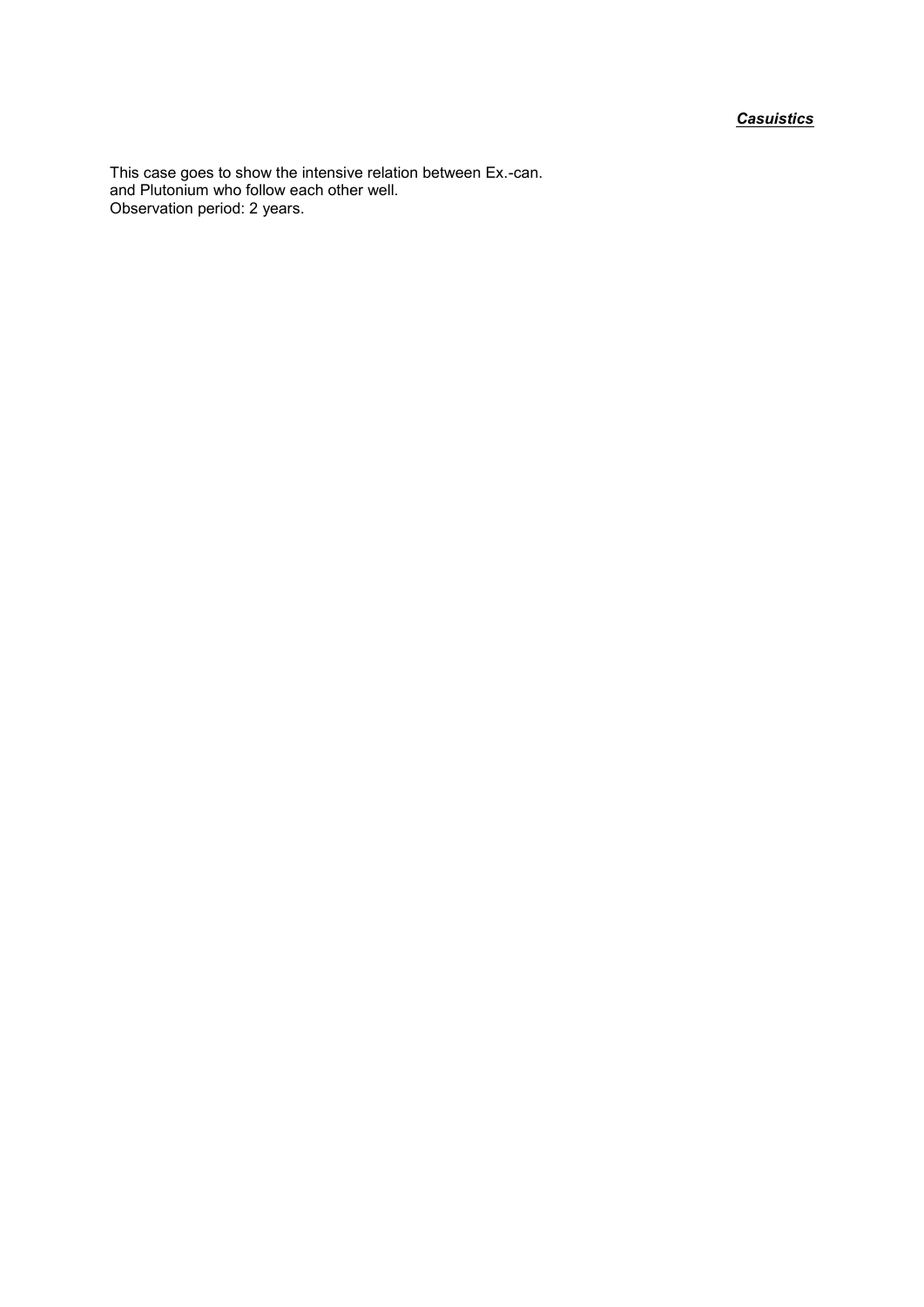This case goes to show the intensive relation between Ex.-can. and Plutonium who follow each other well.
Observation period: 2 years.